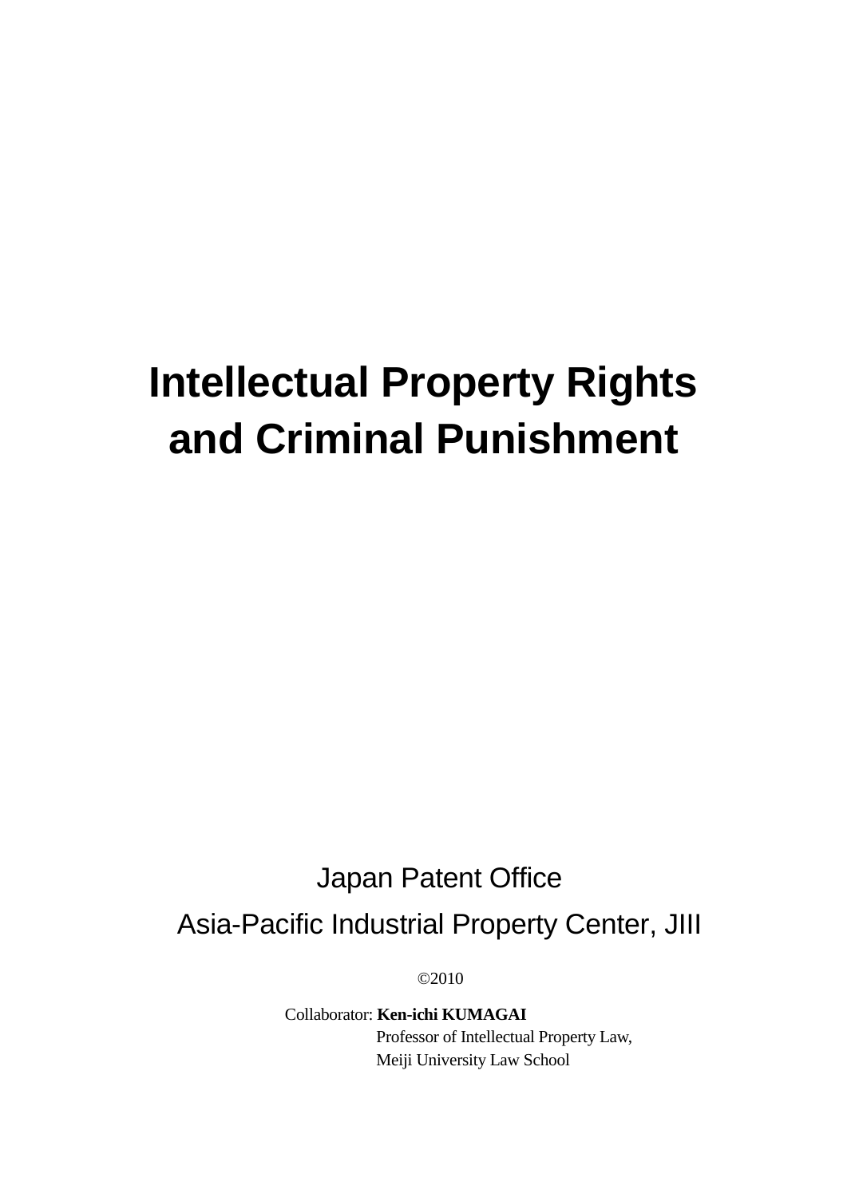# Intellectual Property Rights and Criminal Punishment

Japan Patent Office

Asia-Pacific Industrial Property Center, JIII

©2010

Collaborator: **Ken-ichi KUMAGAI**
Professor of Intellectual Property Law,
Meiji University Law School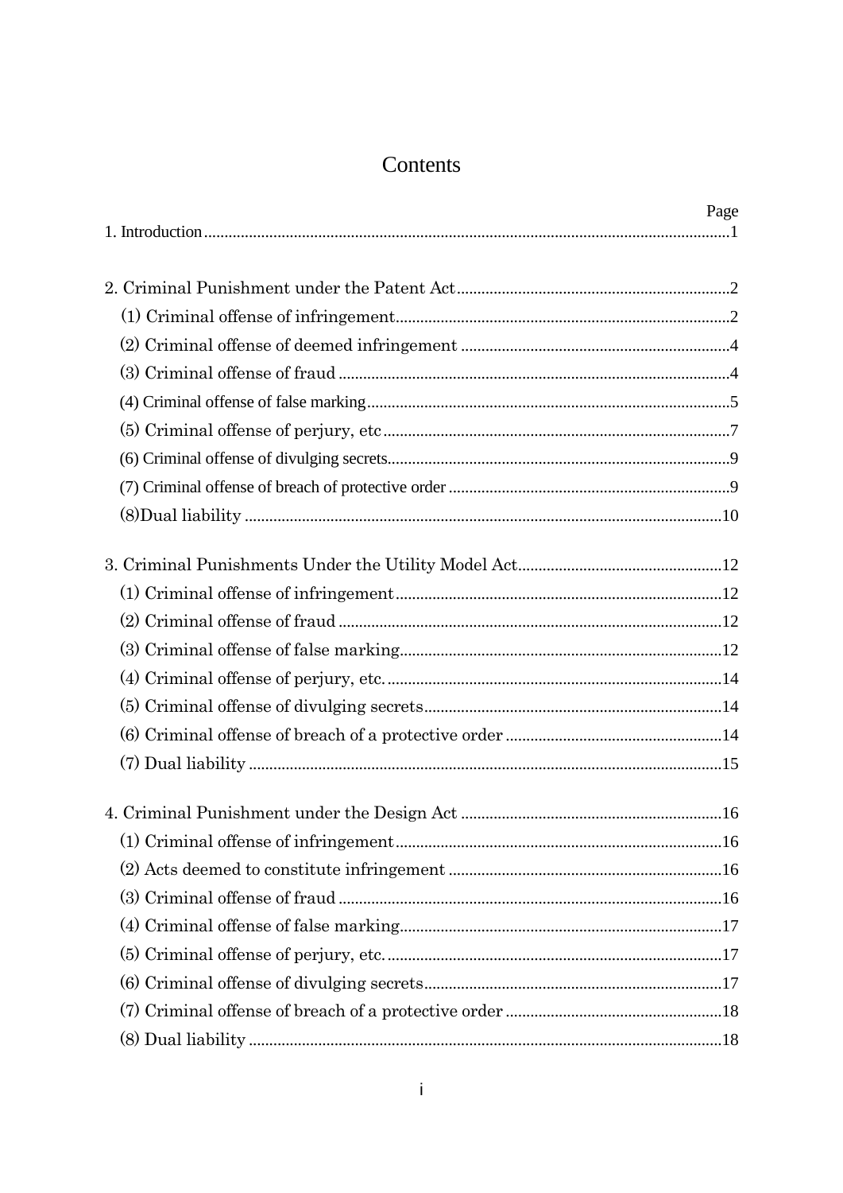# Contents

| | Page |
|---|---|
| 1. Introduction | 1 |
| 2. Criminal Punishment under the Patent Act | 2 |
| (1) Criminal offense of infringement | 2 |
| (2) Criminal offense of deemed infringement | 4 |
| (3) Criminal offense of fraud | 4 |
| (4) Criminal offense of false marking | 5 |
| (5) Criminal offense of perjury, etc | 7 |
| (6) Criminal offense of divulging secrets | 9 |
| (7) Criminal offense of breach of protective order | 9 |
| (8)Dual liability | 10 |
| 3. Criminal Punishments Under the Utility Model Act | 12 |
| (1) Criminal offense of infringement | 12 |
| (2) Criminal offense of fraud | 12 |
| (3) Criminal offense of false marking | 12 |
| (4) Criminal offense of perjury, etc. | 14 |
| (5) Criminal offense of divulging secrets | 14 |
| (6) Criminal offense of breach of a protective order | 14 |
| (7) Dual liability | 15 |
| 4. Criminal Punishment under the Design Act | 16 |
| (1) Criminal offense of infringement | 16 |
| (2) Acts deemed to constitute infringement | 16 |
| (3) Criminal offense of fraud | 16 |
| (4) Criminal offense of false marking | 17 |
| (5) Criminal offense of perjury, etc. | 17 |
| (6) Criminal offense of divulging secrets | 17 |
| (7) Criminal offense of breach of a protective order | 18 |
| (8) Dual liability | 18 |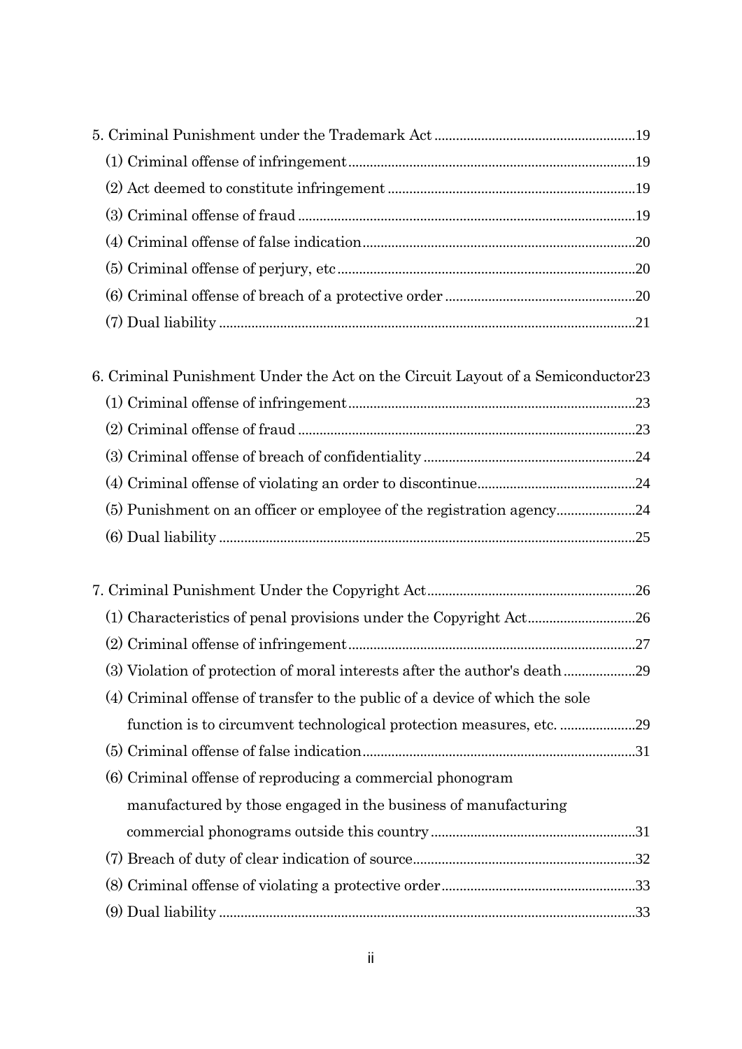5. Criminal Punishment under the Trademark Act ....................................................19

(1) Criminal offense of infringement ....................................................................19

(2) Act deemed to constitute infringement ...........................................................19

(3) Criminal offense of fraud ................................................................................19

(4) Criminal offense of false indication.................................................................20

(5) Criminal offense of perjury, etc .......................................................................20

(6) Criminal offense of breach of a protective order .............................................20

(7) Dual liability .....................................................................................................21

6. Criminal Punishment Under the Act on the Circuit Layout of a Semiconductor23

(1) Criminal offense of infringement ....................................................................23

(2) Criminal offense of fraud ................................................................................23

(3) Criminal offense of breach of confidentiality ..................................................24

(4) Criminal offense of violating an order to discontinue.....................................24

(5) Punishment on an officer or employee of the registration agency..................24

(6) Dual liability .....................................................................................................25

7. Criminal Punishment Under the Copyright Act......................................................26

(1) Characteristics of penal provisions under the Copyright Act..........................26

(2) Criminal offense of infringement ....................................................................27

(3) Violation of protection of moral interests after the author's death ................29

(4) Criminal offense of transfer to the public of a device of which the sole function is to circumvent technological protection measures, etc. ...................29

(5) Criminal offense of false indication.................................................................31

(6) Criminal offense of reproducing a commercial phonogram manufactured by those engaged in the business of manufacturing commercial phonograms outside this country ......................................................31

(7) Breach of duty of clear indication of source....................................................32

(8) Criminal offense of violating a protective order..............................................33

(9) Dual liability .....................................................................................................33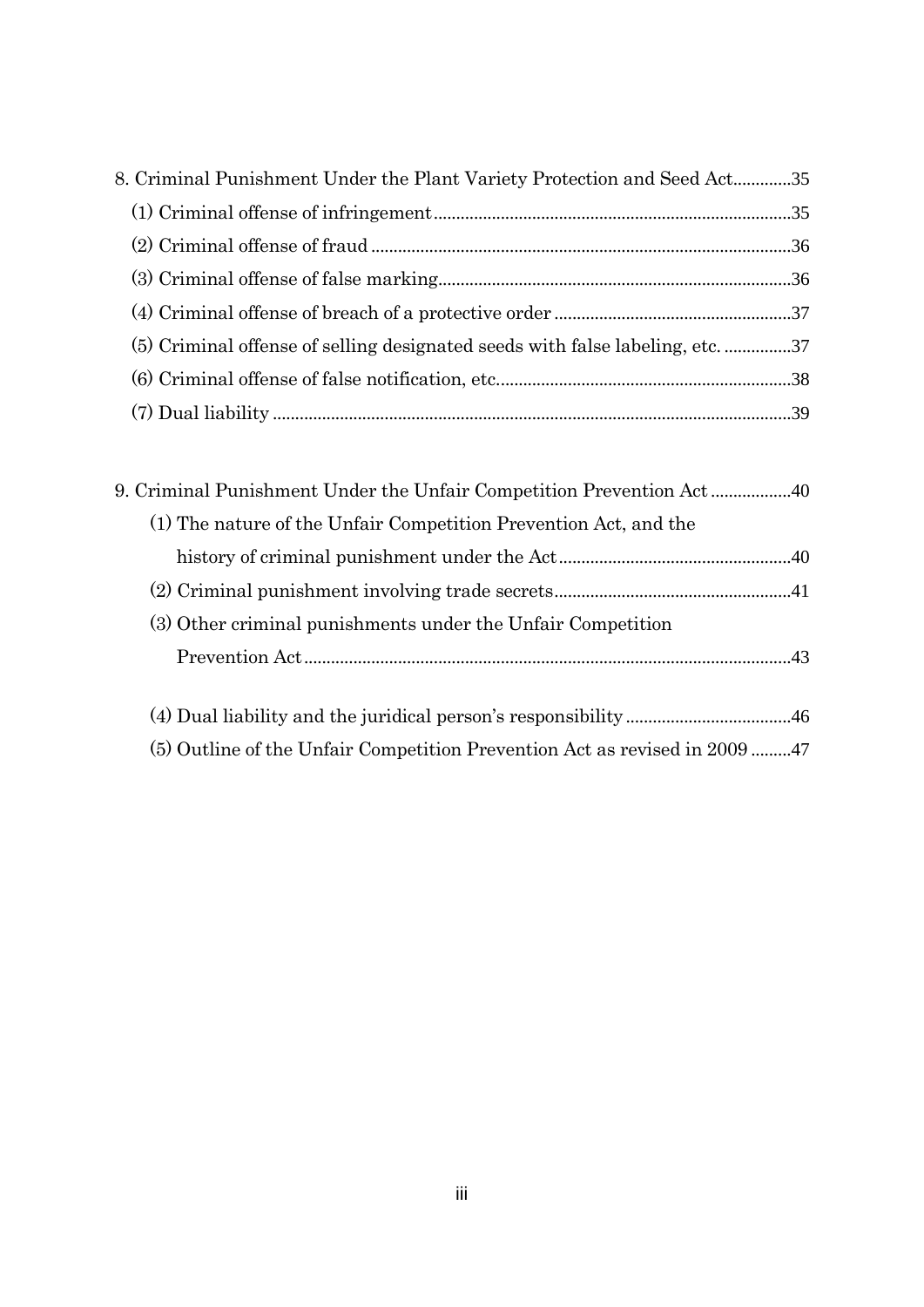8. Criminal Punishment Under the Plant Variety Protection and Seed Act.............35

(1) Criminal offense of infringement.............................................................................35

(2) Criminal offense of fraud ............................................................................................36

(3) Criminal offense of false marking..............................................................................36

(4) Criminal offense of breach of a protective order .....................................................37

(5) Criminal offense of selling designated seeds with false labeling, etc. ...............37

(6) Criminal offense of false notification, etc..................................................................38

(7) Dual liability ..................................................................................................................39

9. Criminal Punishment Under the Unfair Competition Prevention Act ..................40

(1) The nature of the Unfair Competition Prevention Act, and the history of criminal punishment under the Act....................................................40

(2) Criminal punishment involving trade secrets.....................................................41

(3) Other criminal punishments under the Unfair Competition Prevention Act............................................................................................................43

(4) Dual liability and the juridical person's responsibility ....................................46

(5) Outline of the Unfair Competition Prevention Act as revised in 2009 .........47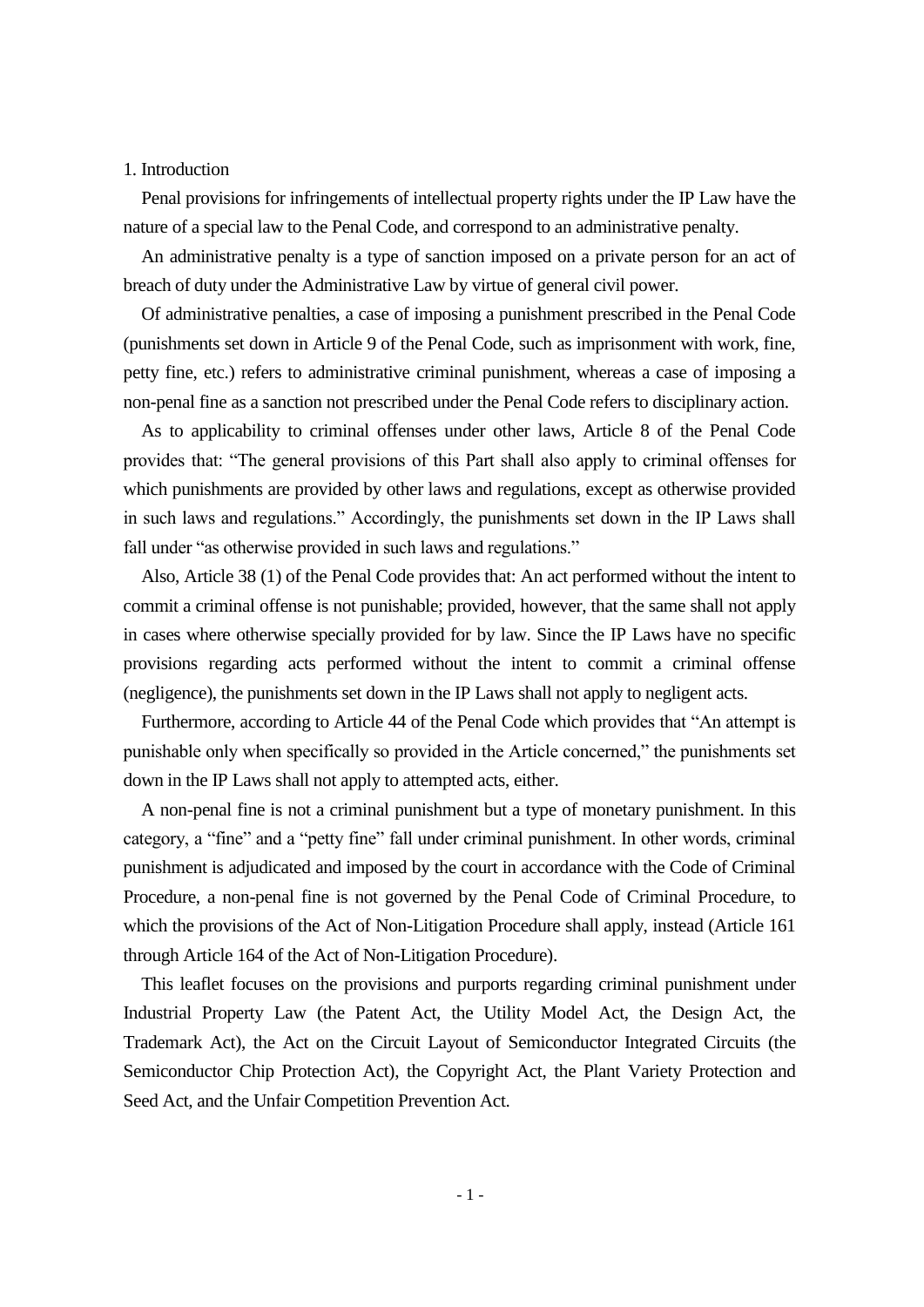## 1. Introduction

Penal provisions for infringements of intellectual property rights under the IP Law have the nature of a special law to the Penal Code, and correspond to an administrative penalty.

An administrative penalty is a type of sanction imposed on a private person for an act of breach of duty under the Administrative Law by virtue of general civil power.

Of administrative penalties, a case of imposing a punishment prescribed in the Penal Code (punishments set down in Article 9 of the Penal Code, such as imprisonment with work, fine, petty fine, etc.) refers to administrative criminal punishment, whereas a case of imposing a non-penal fine as a sanction not prescribed under the Penal Code refers to disciplinary action.

As to applicability to criminal offenses under other laws, Article 8 of the Penal Code provides that: "The general provisions of this Part shall also apply to criminal offenses for which punishments are provided by other laws and regulations, except as otherwise provided in such laws and regulations." Accordingly, the punishments set down in the IP Laws shall fall under "as otherwise provided in such laws and regulations."

Also, Article 38 (1) of the Penal Code provides that: An act performed without the intent to commit a criminal offense is not punishable; provided, however, that the same shall not apply in cases where otherwise specially provided for by law. Since the IP Laws have no specific provisions regarding acts performed without the intent to commit a criminal offense (negligence), the punishments set down in the IP Laws shall not apply to negligent acts.

Furthermore, according to Article 44 of the Penal Code which provides that "An attempt is punishable only when specifically so provided in the Article concerned," the punishments set down in the IP Laws shall not apply to attempted acts, either.

A non-penal fine is not a criminal punishment but a type of monetary punishment. In this category, a "fine" and a "petty fine" fall under criminal punishment. In other words, criminal punishment is adjudicated and imposed by the court in accordance with the Code of Criminal Procedure, a non-penal fine is not governed by the Penal Code of Criminal Procedure, to which the provisions of the Act of Non-Litigation Procedure shall apply, instead (Article 161 through Article 164 of the Act of Non-Litigation Procedure).

This leaflet focuses on the provisions and purports regarding criminal punishment under Industrial Property Law (the Patent Act, the Utility Model Act, the Design Act, the Trademark Act), the Act on the Circuit Layout of Semiconductor Integrated Circuits (the Semiconductor Chip Protection Act), the Copyright Act, the Plant Variety Protection and Seed Act, and the Unfair Competition Prevention Act.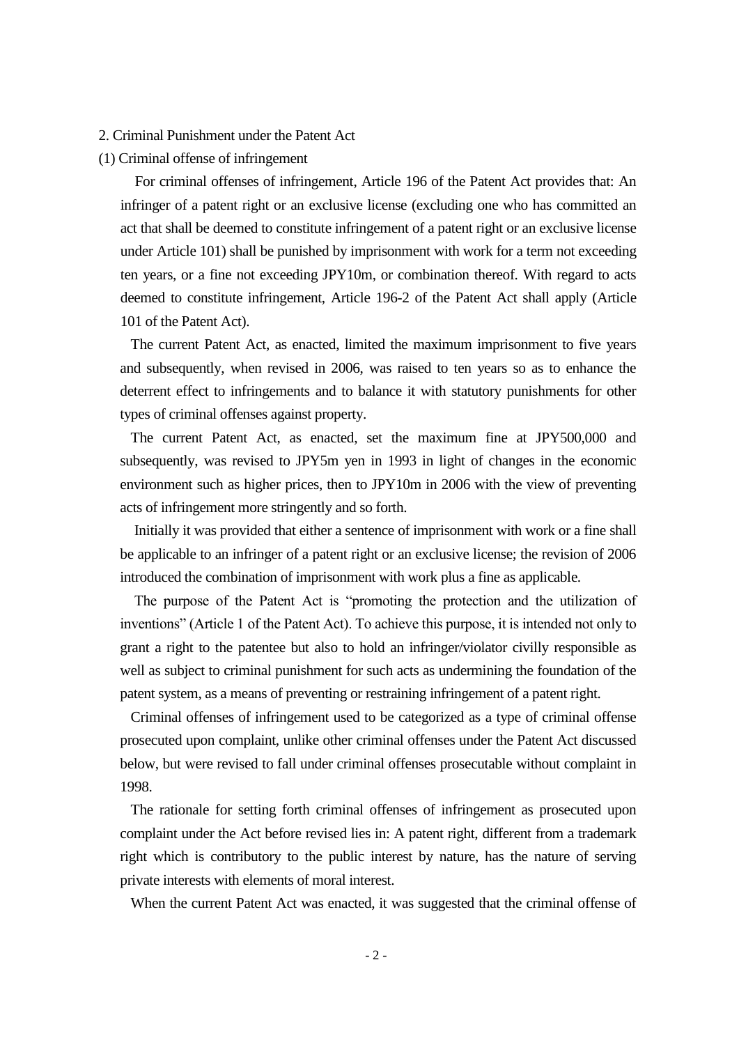## 2. Criminal Punishment under the Patent Act

### (1) Criminal offense of infringement

For criminal offenses of infringement, Article 196 of the Patent Act provides that: An infringer of a patent right or an exclusive license (excluding one who has committed an act that shall be deemed to constitute infringement of a patent right or an exclusive license under Article 101) shall be punished by imprisonment with work for a term not exceeding ten years, or a fine not exceeding JPY10m, or combination thereof. With regard to acts deemed to constitute infringement, Article 196-2 of the Patent Act shall apply (Article 101 of the Patent Act).

The current Patent Act, as enacted, limited the maximum imprisonment to five years and subsequently, when revised in 2006, was raised to ten years so as to enhance the deterrent effect to infringements and to balance it with statutory punishments for other types of criminal offenses against property.

The current Patent Act, as enacted, set the maximum fine at JPY500,000 and subsequently, was revised to JPY5m yen in 1993 in light of changes in the economic environment such as higher prices, then to JPY10m in 2006 with the view of preventing acts of infringement more stringently and so forth.

Initially it was provided that either a sentence of imprisonment with work or a fine shall be applicable to an infringer of a patent right or an exclusive license; the revision of 2006 introduced the combination of imprisonment with work plus a fine as applicable.

The purpose of the Patent Act is "promoting the protection and the utilization of inventions" (Article 1 of the Patent Act). To achieve this purpose, it is intended not only to grant a right to the patentee but also to hold an infringer/violator civilly responsible as well as subject to criminal punishment for such acts as undermining the foundation of the patent system, as a means of preventing or restraining infringement of a patent right.

Criminal offenses of infringement used to be categorized as a type of criminal offense prosecuted upon complaint, unlike other criminal offenses under the Patent Act discussed below, but were revised to fall under criminal offenses prosecutable without complaint in 1998.

The rationale for setting forth criminal offenses of infringement as prosecuted upon complaint under the Act before revised lies in: A patent right, different from a trademark right which is contributory to the public interest by nature, has the nature of serving private interests with elements of moral interest.

When the current Patent Act was enacted, it was suggested that the criminal offense of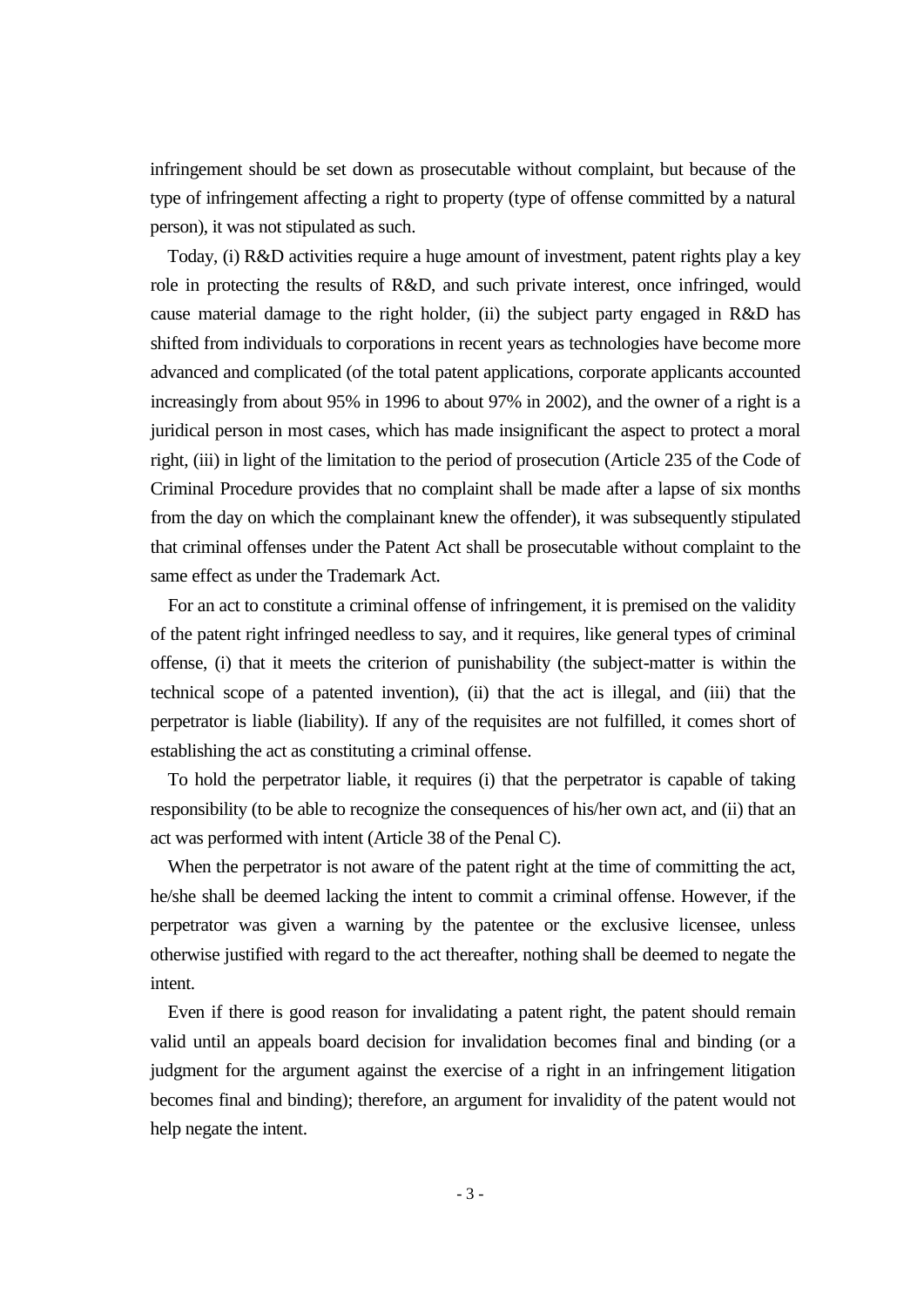infringement should be set down as prosecutable without complaint, but because of the type of infringement affecting a right to property (type of offense committed by a natural person), it was not stipulated as such.

Today, (i) R&D activities require a huge amount of investment, patent rights play a key role in protecting the results of R&D, and such private interest, once infringed, would cause material damage to the right holder, (ii) the subject party engaged in R&D has shifted from individuals to corporations in recent years as technologies have become more advanced and complicated (of the total patent applications, corporate applicants accounted increasingly from about 95% in 1996 to about 97% in 2002), and the owner of a right is a juridical person in most cases, which has made insignificant the aspect to protect a moral right, (iii) in light of the limitation to the period of prosecution (Article 235 of the Code of Criminal Procedure provides that no complaint shall be made after a lapse of six months from the day on which the complainant knew the offender), it was subsequently stipulated that criminal offenses under the Patent Act shall be prosecutable without complaint to the same effect as under the Trademark Act.

For an act to constitute a criminal offense of infringement, it is premised on the validity of the patent right infringed needless to say, and it requires, like general types of criminal offense, (i) that it meets the criterion of punishability (the subject-matter is within the technical scope of a patented invention), (ii) that the act is illegal, and (iii) that the perpetrator is liable (liability). If any of the requisites are not fulfilled, it comes short of establishing the act as constituting a criminal offense.

To hold the perpetrator liable, it requires (i) that the perpetrator is capable of taking responsibility (to be able to recognize the consequences of his/her own act, and (ii) that an act was performed with intent (Article 38 of the Penal C).

When the perpetrator is not aware of the patent right at the time of committing the act, he/she shall be deemed lacking the intent to commit a criminal offense. However, if the perpetrator was given a warning by the patentee or the exclusive licensee, unless otherwise justified with regard to the act thereafter, nothing shall be deemed to negate the intent.

Even if there is good reason for invalidating a patent right, the patent should remain valid until an appeals board decision for invalidation becomes final and binding (or a judgment for the argument against the exercise of a right in an infringement litigation becomes final and binding); therefore, an argument for invalidity of the patent would not help negate the intent.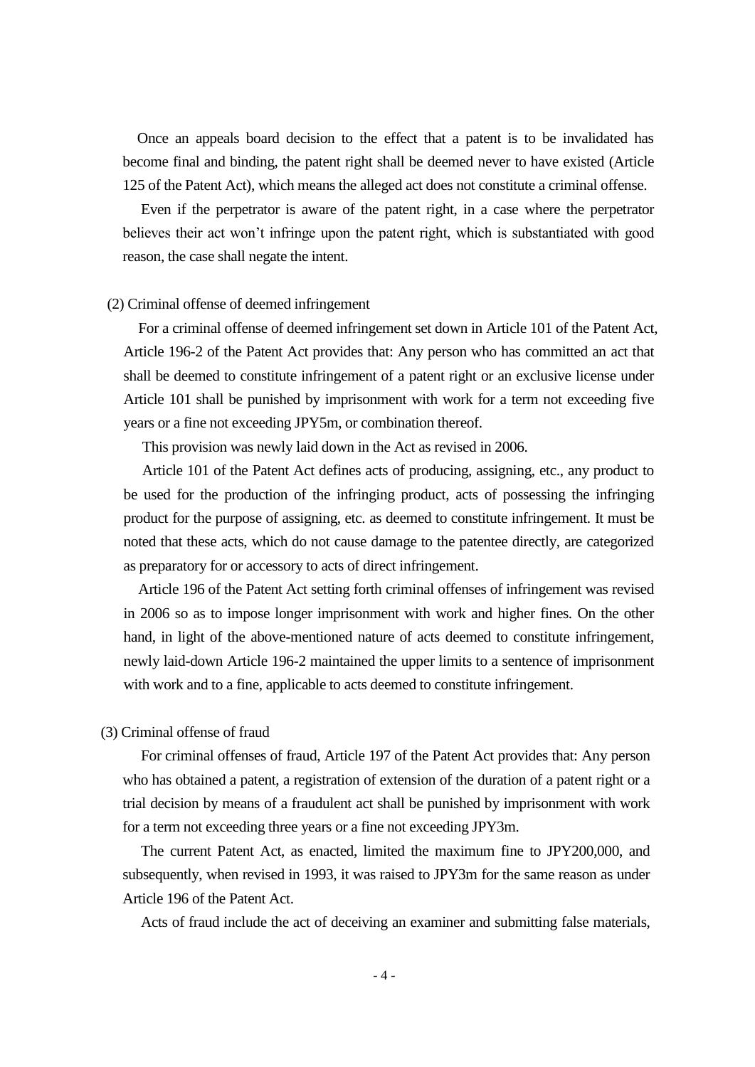Once an appeals board decision to the effect that a patent is to be invalidated has become final and binding, the patent right shall be deemed never to have existed (Article 125 of the Patent Act), which means the alleged act does not constitute a criminal offense.

Even if the perpetrator is aware of the patent right, in a case where the perpetrator believes their act won't infringe upon the patent right, which is substantiated with good reason, the case shall negate the intent.

(2) Criminal offense of deemed infringement

For a criminal offense of deemed infringement set down in Article 101 of the Patent Act, Article 196-2 of the Patent Act provides that: Any person who has committed an act that shall be deemed to constitute infringement of a patent right or an exclusive license under Article 101 shall be punished by imprisonment with work for a term not exceeding five years or a fine not exceeding JPY5m, or combination thereof.

This provision was newly laid down in the Act as revised in 2006.

Article 101 of the Patent Act defines acts of producing, assigning, etc., any product to be used for the production of the infringing product, acts of possessing the infringing product for the purpose of assigning, etc. as deemed to constitute infringement. It must be noted that these acts, which do not cause damage to the patentee directly, are categorized as preparatory for or accessory to acts of direct infringement.

Article 196 of the Patent Act setting forth criminal offenses of infringement was revised in 2006 so as to impose longer imprisonment with work and higher fines. On the other hand, in light of the above-mentioned nature of acts deemed to constitute infringement, newly laid-down Article 196-2 maintained the upper limits to a sentence of imprisonment with work and to a fine, applicable to acts deemed to constitute infringement.

(3) Criminal offense of fraud

For criminal offenses of fraud, Article 197 of the Patent Act provides that: Any person who has obtained a patent, a registration of extension of the duration of a patent right or a trial decision by means of a fraudulent act shall be punished by imprisonment with work for a term not exceeding three years or a fine not exceeding JPY3m.

The current Patent Act, as enacted, limited the maximum fine to JPY200,000, and subsequently, when revised in 1993, it was raised to JPY3m for the same reason as under Article 196 of the Patent Act.

Acts of fraud include the act of deceiving an examiner and submitting false materials,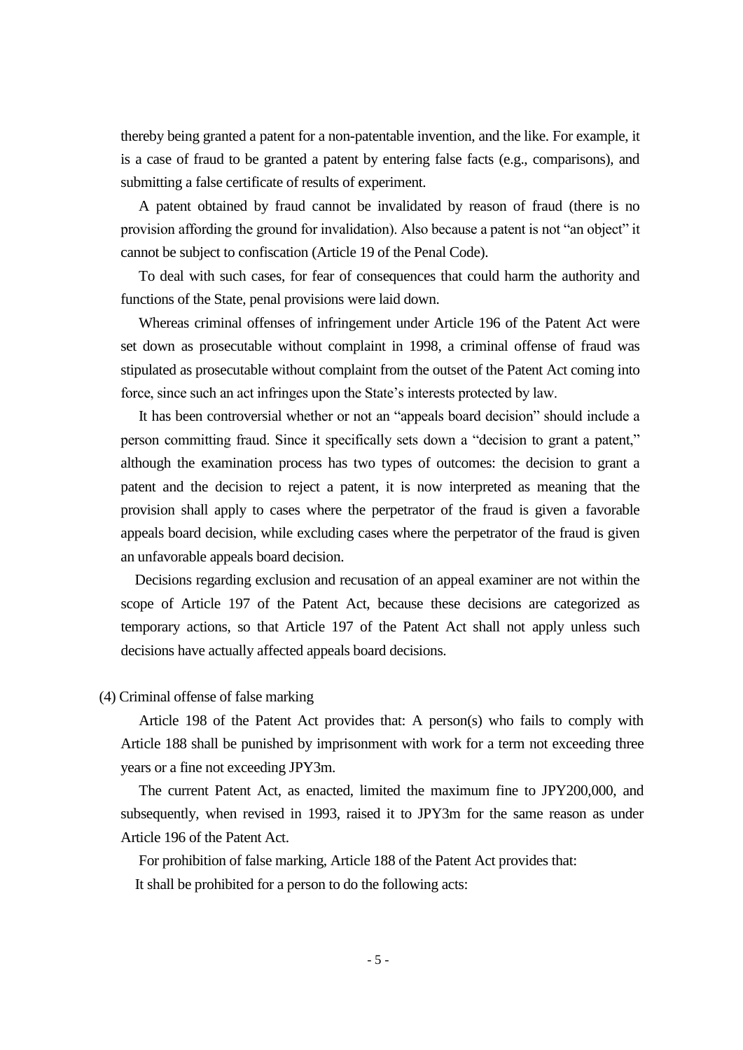thereby being granted a patent for a non-patentable invention, and the like. For example, it is a case of fraud to be granted a patent by entering false facts (e.g., comparisons), and submitting a false certificate of results of experiment.

A patent obtained by fraud cannot be invalidated by reason of fraud (there is no provision affording the ground for invalidation). Also because a patent is not "an object" it cannot be subject to confiscation (Article 19 of the Penal Code).

To deal with such cases, for fear of consequences that could harm the authority and functions of the State, penal provisions were laid down.

Whereas criminal offenses of infringement under Article 196 of the Patent Act were set down as prosecutable without complaint in 1998, a criminal offense of fraud was stipulated as prosecutable without complaint from the outset of the Patent Act coming into force, since such an act infringes upon the State's interests protected by law.

It has been controversial whether or not an "appeals board decision" should include a person committing fraud. Since it specifically sets down a "decision to grant a patent," although the examination process has two types of outcomes: the decision to grant a patent and the decision to reject a patent, it is now interpreted as meaning that the provision shall apply to cases where the perpetrator of the fraud is given a favorable appeals board decision, while excluding cases where the perpetrator of the fraud is given an unfavorable appeals board decision.

Decisions regarding exclusion and recusation of an appeal examiner are not within the scope of Article 197 of the Patent Act, because these decisions are categorized as temporary actions, so that Article 197 of the Patent Act shall not apply unless such decisions have actually affected appeals board decisions.

(4) Criminal offense of false marking

Article 198 of the Patent Act provides that: A person(s) who fails to comply with Article 188 shall be punished by imprisonment with work for a term not exceeding three years or a fine not exceeding JPY3m.

The current Patent Act, as enacted, limited the maximum fine to JPY200,000, and subsequently, when revised in 1993, raised it to JPY3m for the same reason as under Article 196 of the Patent Act.

For prohibition of false marking, Article 188 of the Patent Act provides that:

It shall be prohibited for a person to do the following acts: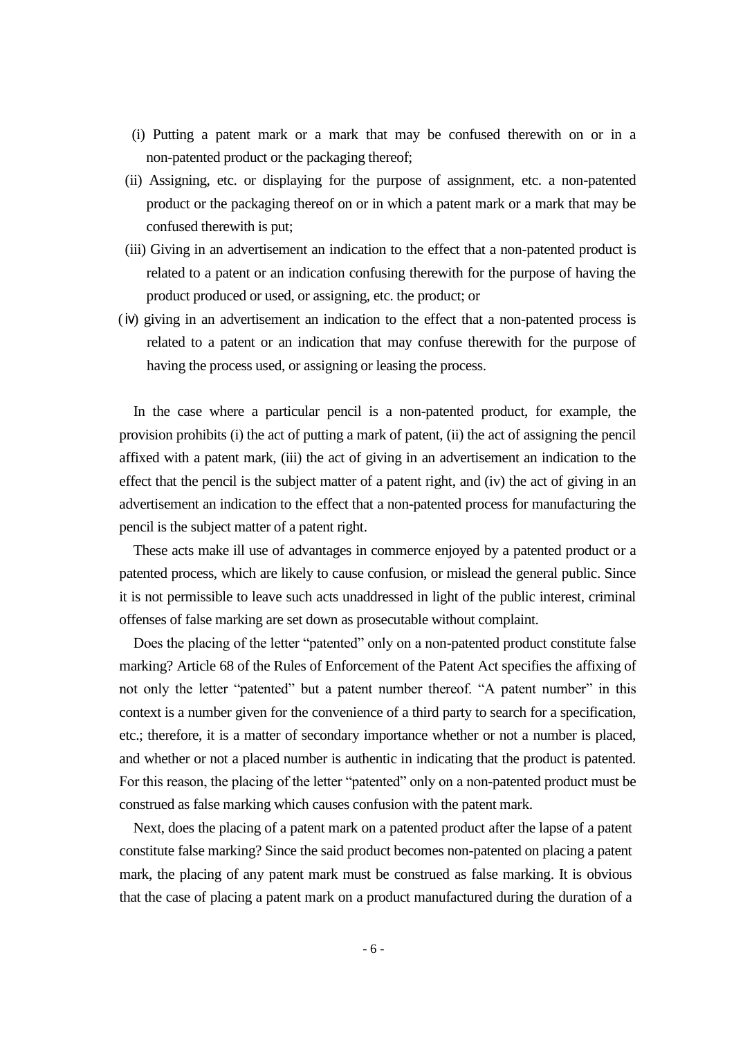(i) Putting a patent mark or a mark that may be confused therewith on or in a non-patented product or the packaging thereof;

(ii) Assigning, etc. or displaying for the purpose of assignment, etc. a non-patented product or the packaging thereof on or in which a patent mark or a mark that may be confused therewith is put;

(iii) Giving in an advertisement an indication to the effect that a non-patented product is related to a patent or an indication confusing therewith for the purpose of having the product produced or used, or assigning, etc. the product; or

(ⅳ) giving in an advertisement an indication to the effect that a non-patented process is related to a patent or an indication that may confuse therewith for the purpose of having the process used, or assigning or leasing the process.

In the case where a particular pencil is a non-patented product, for example, the provision prohibits (i) the act of putting a mark of patent, (ii) the act of assigning the pencil affixed with a patent mark, (iii) the act of giving in an advertisement an indication to the effect that the pencil is the subject matter of a patent right, and (iv) the act of giving in an advertisement an indication to the effect that a non-patented process for manufacturing the pencil is the subject matter of a patent right.

These acts make ill use of advantages in commerce enjoyed by a patented product or a patented process, which are likely to cause confusion, or mislead the general public. Since it is not permissible to leave such acts unaddressed in light of the public interest, criminal offenses of false marking are set down as prosecutable without complaint.

Does the placing of the letter "patented" only on a non-patented product constitute false marking? Article 68 of the Rules of Enforcement of the Patent Act specifies the affixing of not only the letter "patented" but a patent number thereof. "A patent number" in this context is a number given for the convenience of a third party to search for a specification, etc.; therefore, it is a matter of secondary importance whether or not a number is placed, and whether or not a placed number is authentic in indicating that the product is patented. For this reason, the placing of the letter "patented" only on a non-patented product must be construed as false marking which causes confusion with the patent mark.

Next, does the placing of a patent mark on a patented product after the lapse of a patent constitute false marking? Since the said product becomes non-patented on placing a patent mark, the placing of any patent mark must be construed as false marking. It is obvious that the case of placing a patent mark on a product manufactured during the duration of a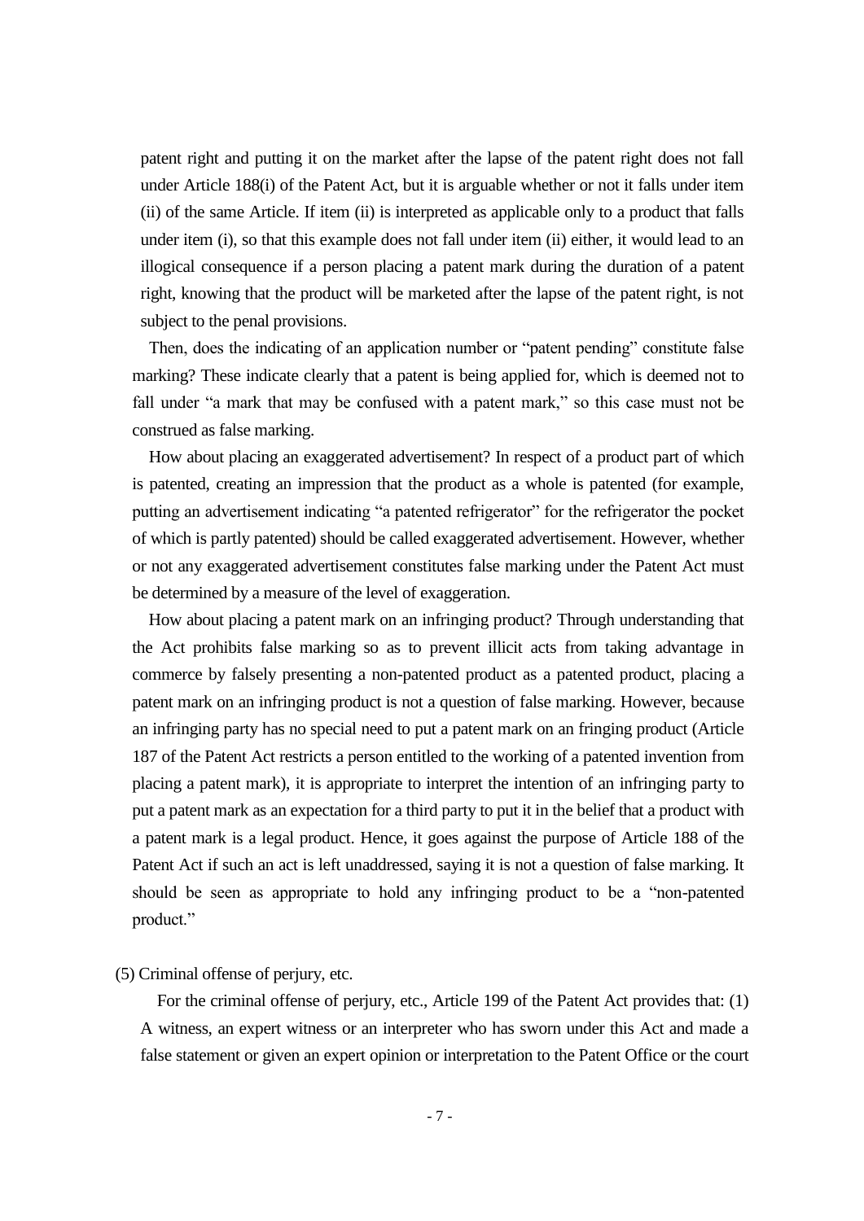patent right and putting it on the market after the lapse of the patent right does not fall under Article 188(i) of the Patent Act, but it is arguable whether or not it falls under item (ii) of the same Article. If item (ii) is interpreted as applicable only to a product that falls under item (i), so that this example does not fall under item (ii) either, it would lead to an illogical consequence if a person placing a patent mark during the duration of a patent right, knowing that the product will be marketed after the lapse of the patent right, is not subject to the penal provisions.

Then, does the indicating of an application number or "patent pending" constitute false marking? These indicate clearly that a patent is being applied for, which is deemed not to fall under "a mark that may be confused with a patent mark," so this case must not be construed as false marking.

How about placing an exaggerated advertisement? In respect of a product part of which is patented, creating an impression that the product as a whole is patented (for example, putting an advertisement indicating "a patented refrigerator" for the refrigerator the pocket of which is partly patented) should be called exaggerated advertisement. However, whether or not any exaggerated advertisement constitutes false marking under the Patent Act must be determined by a measure of the level of exaggeration.

How about placing a patent mark on an infringing product? Through understanding that the Act prohibits false marking so as to prevent illicit acts from taking advantage in commerce by falsely presenting a non-patented product as a patented product, placing a patent mark on an infringing product is not a question of false marking. However, because an infringing party has no special need to put a patent mark on an fringing product (Article 187 of the Patent Act restricts a person entitled to the working of a patented invention from placing a patent mark), it is appropriate to interpret the intention of an infringing party to put a patent mark as an expectation for a third party to put it in the belief that a product with a patent mark is a legal product. Hence, it goes against the purpose of Article 188 of the Patent Act if such an act is left unaddressed, saying it is not a question of false marking. It should be seen as appropriate to hold any infringing product to be a "non-patented product."

(5) Criminal offense of perjury, etc.

For the criminal offense of perjury, etc., Article 199 of the Patent Act provides that: (1) A witness, an expert witness or an interpreter who has sworn under this Act and made a false statement or given an expert opinion or interpretation to the Patent Office or the court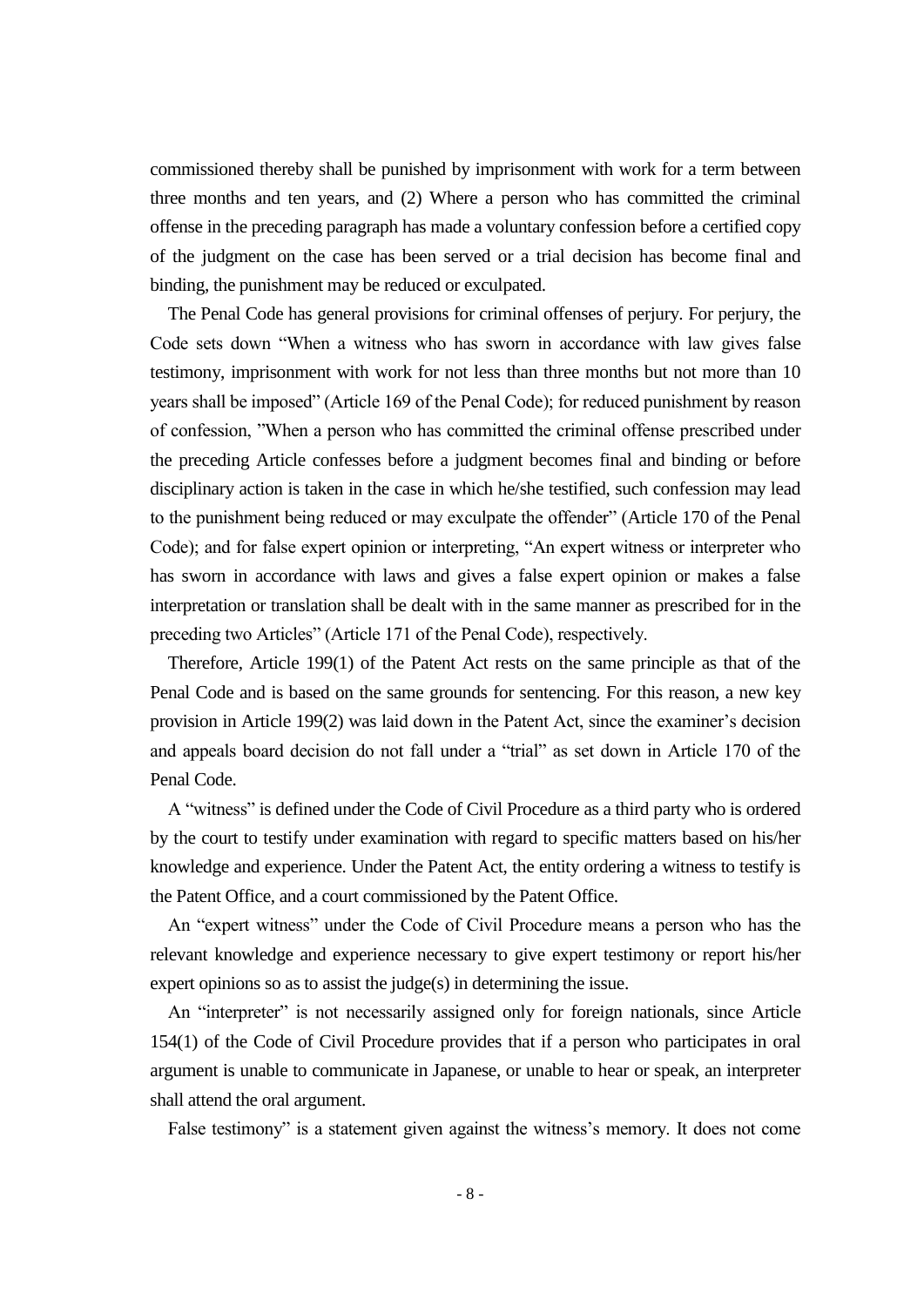commissioned thereby shall be punished by imprisonment with work for a term between three months and ten years, and (2) Where a person who has committed the criminal offense in the preceding paragraph has made a voluntary confession before a certified copy of the judgment on the case has been served or a trial decision has become final and binding, the punishment may be reduced or exculpated.

The Penal Code has general provisions for criminal offenses of perjury. For perjury, the Code sets down "When a witness who has sworn in accordance with law gives false testimony, imprisonment with work for not less than three months but not more than 10 years shall be imposed" (Article 169 of the Penal Code); for reduced punishment by reason of confession, "When a person who has committed the criminal offense prescribed under the preceding Article confesses before a judgment becomes final and binding or before disciplinary action is taken in the case in which he/she testified, such confession may lead to the punishment being reduced or may exculpate the offender" (Article 170 of the Penal Code); and for false expert opinion or interpreting, "An expert witness or interpreter who has sworn in accordance with laws and gives a false expert opinion or makes a false interpretation or translation shall be dealt with in the same manner as prescribed for in the preceding two Articles" (Article 171 of the Penal Code), respectively.

Therefore, Article 199(1) of the Patent Act rests on the same principle as that of the Penal Code and is based on the same grounds for sentencing. For this reason, a new key provision in Article 199(2) was laid down in the Patent Act, since the examiner's decision and appeals board decision do not fall under a "trial" as set down in Article 170 of the Penal Code.

A "witness" is defined under the Code of Civil Procedure as a third party who is ordered by the court to testify under examination with regard to specific matters based on his/her knowledge and experience. Under the Patent Act, the entity ordering a witness to testify is the Patent Office, and a court commissioned by the Patent Office.

An "expert witness" under the Code of Civil Procedure means a person who has the relevant knowledge and experience necessary to give expert testimony or report his/her expert opinions so as to assist the judge(s) in determining the issue.

An "interpreter" is not necessarily assigned only for foreign nationals, since Article 154(1) of the Code of Civil Procedure provides that if a person who participates in oral argument is unable to communicate in Japanese, or unable to hear or speak, an interpreter shall attend the oral argument.

False testimony" is a statement given against the witness's memory. It does not come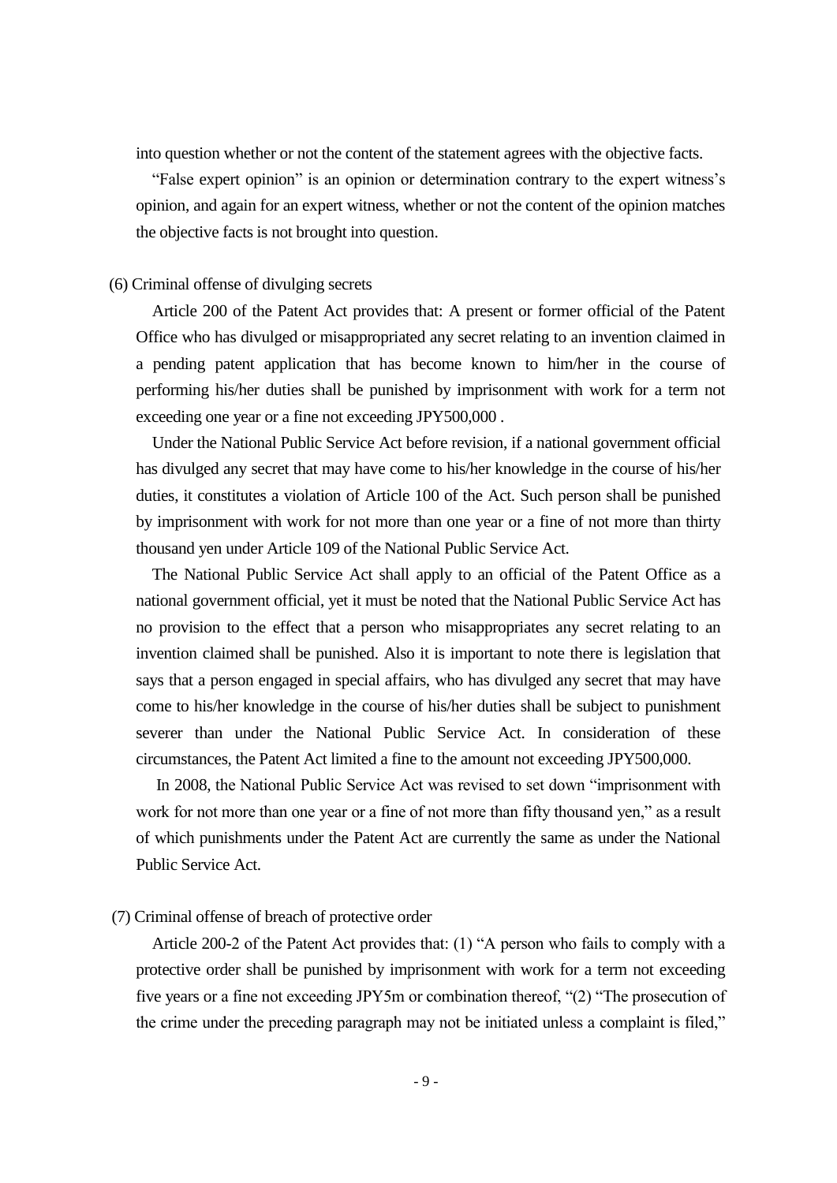into question whether or not the content of the statement agrees with the objective facts.

"False expert opinion" is an opinion or determination contrary to the expert witness's opinion, and again for an expert witness, whether or not the content of the opinion matches the objective facts is not brought into question.

(6) Criminal offense of divulging secrets

Article 200 of the Patent Act provides that: A present or former official of the Patent Office who has divulged or misappropriated any secret relating to an invention claimed in a pending patent application that has become known to him/her in the course of performing his/her duties shall be punished by imprisonment with work for a term not exceeding one year or a fine not exceeding JPY500,000 .

Under the National Public Service Act before revision, if a national government official has divulged any secret that may have come to his/her knowledge in the course of his/her duties, it constitutes a violation of Article 100 of the Act. Such person shall be punished by imprisonment with work for not more than one year or a fine of not more than thirty thousand yen under Article 109 of the National Public Service Act.

The National Public Service Act shall apply to an official of the Patent Office as a national government official, yet it must be noted that the National Public Service Act has no provision to the effect that a person who misappropriates any secret relating to an invention claimed shall be punished. Also it is important to note there is legislation that says that a person engaged in special affairs, who has divulged any secret that may have come to his/her knowledge in the course of his/her duties shall be subject to punishment severer than under the National Public Service Act. In consideration of these circumstances, the Patent Act limited a fine to the amount not exceeding JPY500,000.

In 2008, the National Public Service Act was revised to set down "imprisonment with work for not more than one year or a fine of not more than fifty thousand yen," as a result of which punishments under the Patent Act are currently the same as under the National Public Service Act.

(7) Criminal offense of breach of protective order

Article 200-2 of the Patent Act provides that: (1) "A person who fails to comply with a protective order shall be punished by imprisonment with work for a term not exceeding five years or a fine not exceeding JPY5m or combination thereof, "(2) "The prosecution of the crime under the preceding paragraph may not be initiated unless a complaint is filed,"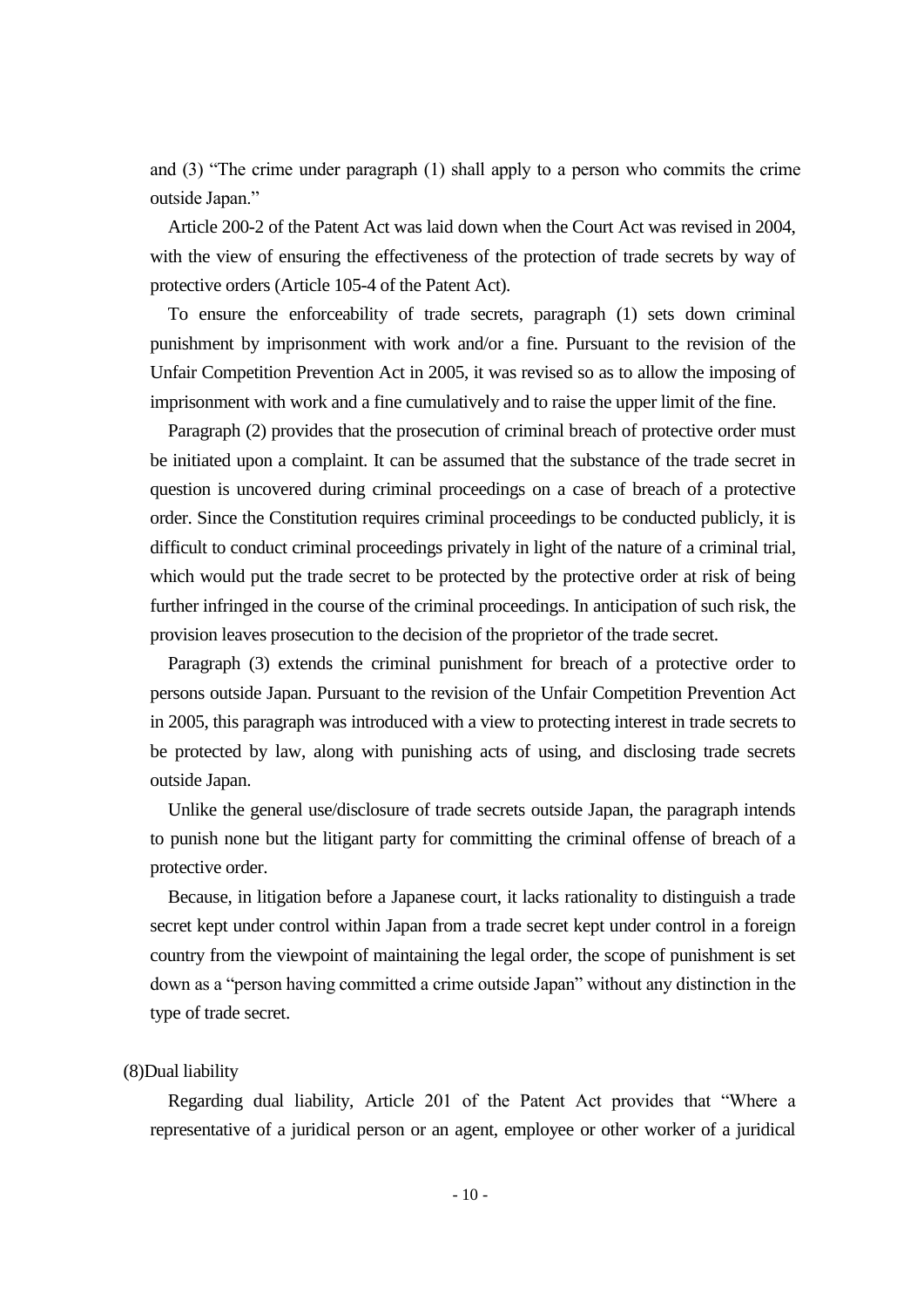and (3) "The crime under paragraph (1) shall apply to a person who commits the crime outside Japan."

Article 200-2 of the Patent Act was laid down when the Court Act was revised in 2004, with the view of ensuring the effectiveness of the protection of trade secrets by way of protective orders (Article 105-4 of the Patent Act).

To ensure the enforceability of trade secrets, paragraph (1) sets down criminal punishment by imprisonment with work and/or a fine. Pursuant to the revision of the Unfair Competition Prevention Act in 2005, it was revised so as to allow the imposing of imprisonment with work and a fine cumulatively and to raise the upper limit of the fine.

Paragraph (2) provides that the prosecution of criminal breach of protective order must be initiated upon a complaint. It can be assumed that the substance of the trade secret in question is uncovered during criminal proceedings on a case of breach of a protective order. Since the Constitution requires criminal proceedings to be conducted publicly, it is difficult to conduct criminal proceedings privately in light of the nature of a criminal trial, which would put the trade secret to be protected by the protective order at risk of being further infringed in the course of the criminal proceedings. In anticipation of such risk, the provision leaves prosecution to the decision of the proprietor of the trade secret.

Paragraph (3) extends the criminal punishment for breach of a protective order to persons outside Japan. Pursuant to the revision of the Unfair Competition Prevention Act in 2005, this paragraph was introduced with a view to protecting interest in trade secrets to be protected by law, along with punishing acts of using, and disclosing trade secrets outside Japan.

Unlike the general use/disclosure of trade secrets outside Japan, the paragraph intends to punish none but the litigant party for committing the criminal offense of breach of a protective order.

Because, in litigation before a Japanese court, it lacks rationality to distinguish a trade secret kept under control within Japan from a trade secret kept under control in a foreign country from the viewpoint of maintaining the legal order, the scope of punishment is set down as a "person having committed a crime outside Japan" without any distinction in the type of trade secret.

(8)Dual liability

Regarding dual liability, Article 201 of the Patent Act provides that "Where a representative of a juridical person or an agent, employee or other worker of a juridical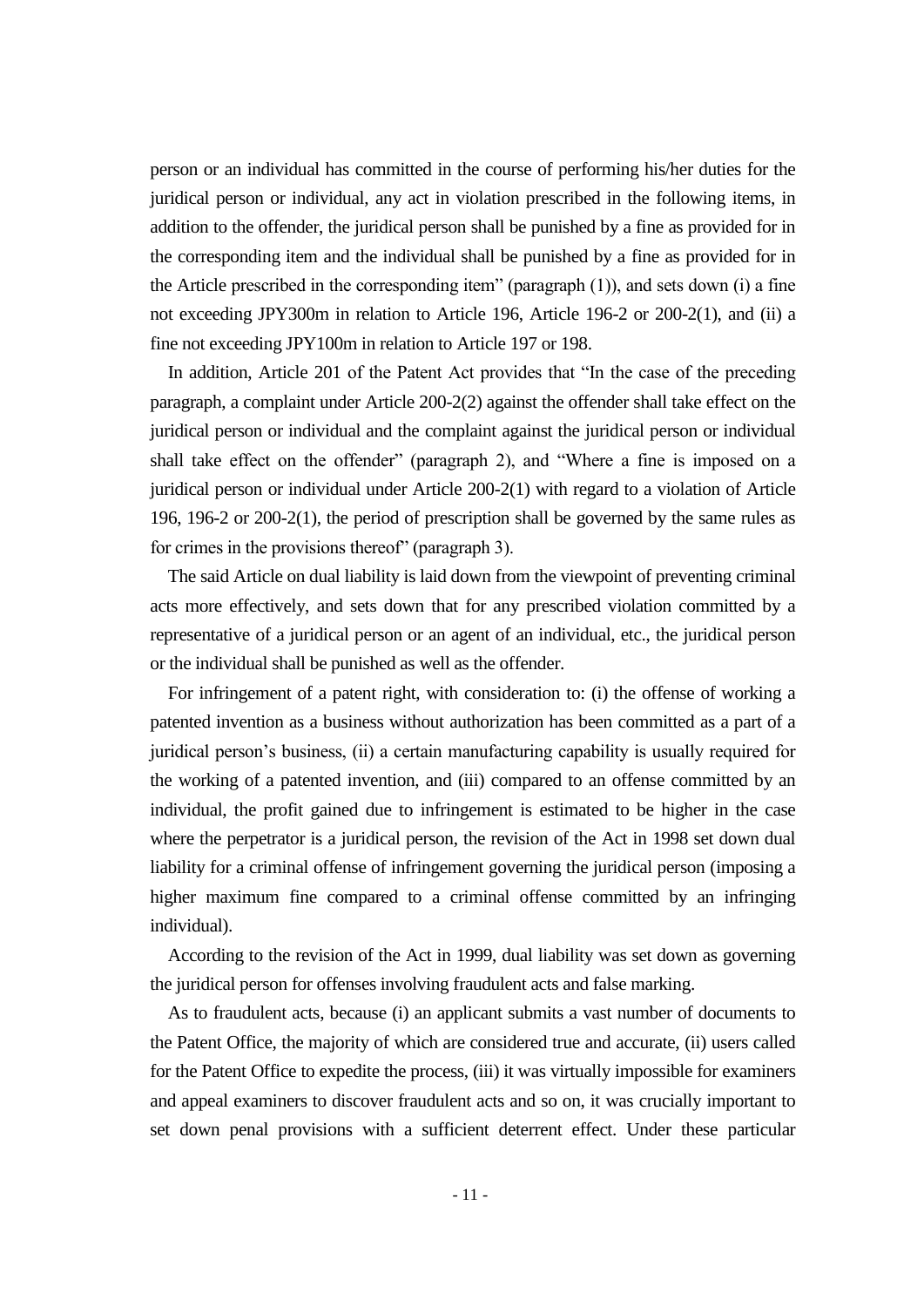person or an individual has committed in the course of performing his/her duties for the juridical person or individual, any act in violation prescribed in the following items, in addition to the offender, the juridical person shall be punished by a fine as provided for in the corresponding item and the individual shall be punished by a fine as provided for in the Article prescribed in the corresponding item" (paragraph (1)), and sets down (i) a fine not exceeding JPY300m in relation to Article 196, Article 196-2 or 200-2(1), and (ii) a fine not exceeding JPY100m in relation to Article 197 or 198.

In addition, Article 201 of the Patent Act provides that "In the case of the preceding paragraph, a complaint under Article 200-2(2) against the offender shall take effect on the juridical person or individual and the complaint against the juridical person or individual shall take effect on the offender" (paragraph 2), and "Where a fine is imposed on a juridical person or individual under Article 200-2(1) with regard to a violation of Article 196, 196-2 or 200-2(1), the period of prescription shall be governed by the same rules as for crimes in the provisions thereof" (paragraph 3).

The said Article on dual liability is laid down from the viewpoint of preventing criminal acts more effectively, and sets down that for any prescribed violation committed by a representative of a juridical person or an agent of an individual, etc., the juridical person or the individual shall be punished as well as the offender.

For infringement of a patent right, with consideration to: (i) the offense of working a patented invention as a business without authorization has been committed as a part of a juridical person's business, (ii) a certain manufacturing capability is usually required for the working of a patented invention, and (iii) compared to an offense committed by an individual, the profit gained due to infringement is estimated to be higher in the case where the perpetrator is a juridical person, the revision of the Act in 1998 set down dual liability for a criminal offense of infringement governing the juridical person (imposing a higher maximum fine compared to a criminal offense committed by an infringing individual).

According to the revision of the Act in 1999, dual liability was set down as governing the juridical person for offenses involving fraudulent acts and false marking.

As to fraudulent acts, because (i) an applicant submits a vast number of documents to the Patent Office, the majority of which are considered true and accurate, (ii) users called for the Patent Office to expedite the process, (iii) it was virtually impossible for examiners and appeal examiners to discover fraudulent acts and so on, it was crucially important to set down penal provisions with a sufficient deterrent effect. Under these particular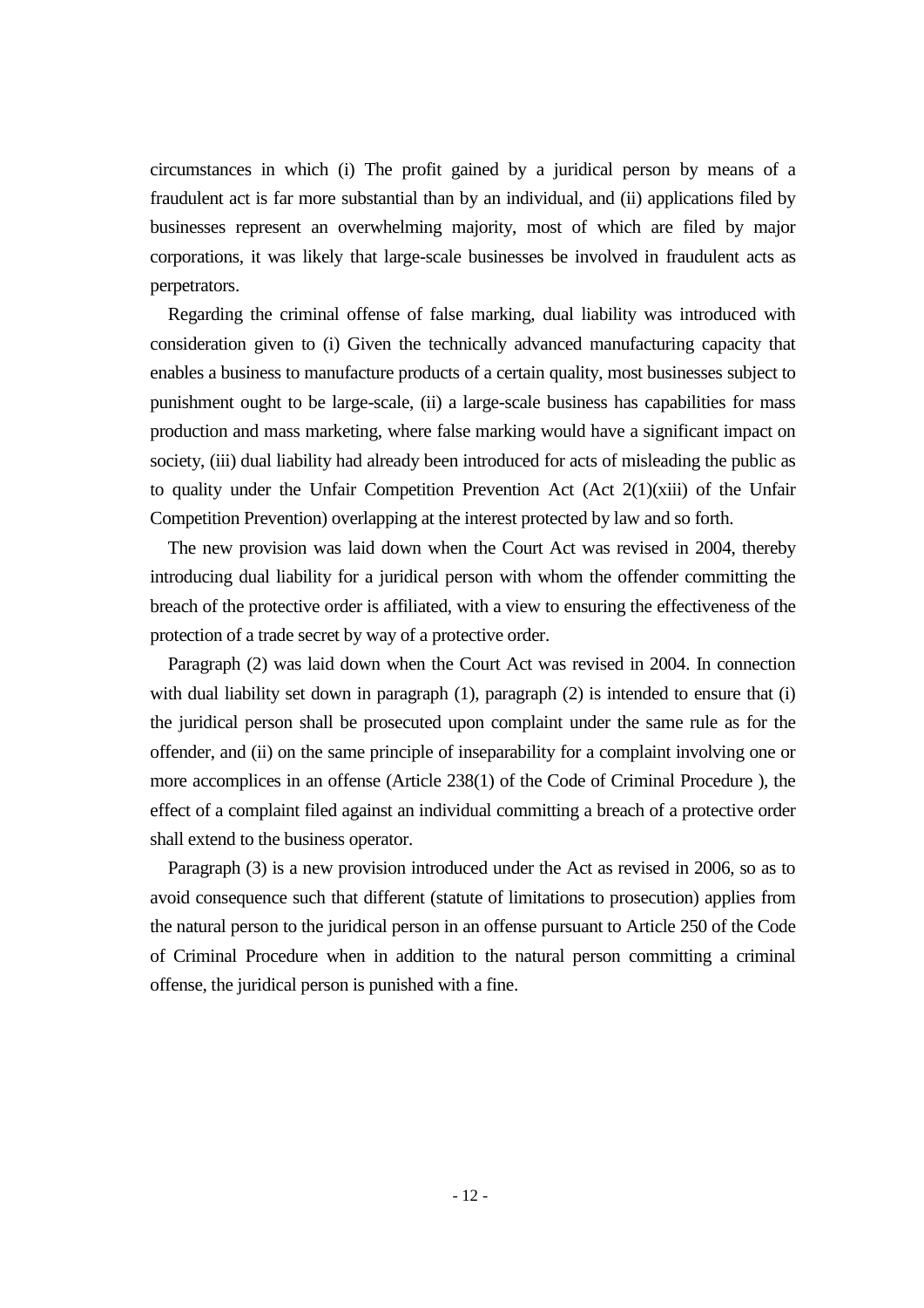circumstances in which (i) The profit gained by a juridical person by means of a fraudulent act is far more substantial than by an individual, and (ii) applications filed by businesses represent an overwhelming majority, most of which are filed by major corporations, it was likely that large-scale businesses be involved in fraudulent acts as perpetrators.

Regarding the criminal offense of false marking, dual liability was introduced with consideration given to (i) Given the technically advanced manufacturing capacity that enables a business to manufacture products of a certain quality, most businesses subject to punishment ought to be large-scale, (ii) a large-scale business has capabilities for mass production and mass marketing, where false marking would have a significant impact on society, (iii) dual liability had already been introduced for acts of misleading the public as to quality under the Unfair Competition Prevention Act (Act 2(1)(xiii) of the Unfair Competition Prevention) overlapping at the interest protected by law and so forth.

The new provision was laid down when the Court Act was revised in 2004, thereby introducing dual liability for a juridical person with whom the offender committing the breach of the protective order is affiliated, with a view to ensuring the effectiveness of the protection of a trade secret by way of a protective order.

Paragraph (2) was laid down when the Court Act was revised in 2004. In connection with dual liability set down in paragraph (1), paragraph (2) is intended to ensure that (i) the juridical person shall be prosecuted upon complaint under the same rule as for the offender, and (ii) on the same principle of inseparability for a complaint involving one or more accomplices in an offense (Article 238(1) of the Code of Criminal Procedure ), the effect of a complaint filed against an individual committing a breach of a protective order shall extend to the business operator.

Paragraph (3) is a new provision introduced under the Act as revised in 2006, so as to avoid consequence such that different (statute of limitations to prosecution) applies from the natural person to the juridical person in an offense pursuant to Article 250 of the Code of Criminal Procedure when in addition to the natural person committing a criminal offense, the juridical person is punished with a fine.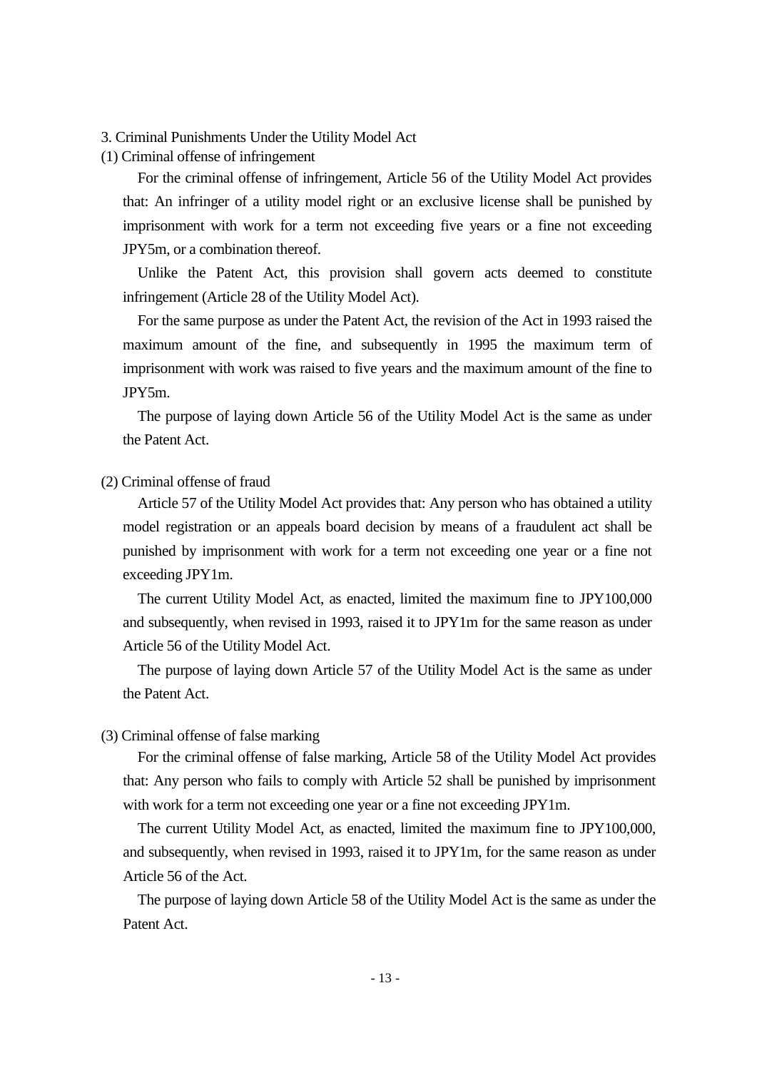## 3. Criminal Punishments Under the Utility Model Act

### (1) Criminal offense of infringement

For the criminal offense of infringement, Article 56 of the Utility Model Act provides that: An infringer of a utility model right or an exclusive license shall be punished by imprisonment with work for a term not exceeding five years or a fine not exceeding JPY5m, or a combination thereof.

Unlike the Patent Act, this provision shall govern acts deemed to constitute infringement (Article 28 of the Utility Model Act).

For the same purpose as under the Patent Act, the revision of the Act in 1993 raised the maximum amount of the fine, and subsequently in 1995 the maximum term of imprisonment with work was raised to five years and the maximum amount of the fine to JPY5m.

The purpose of laying down Article 56 of the Utility Model Act is the same as under the Patent Act.

### (2) Criminal offense of fraud

Article 57 of the Utility Model Act provides that: Any person who has obtained a utility model registration or an appeals board decision by means of a fraudulent act shall be punished by imprisonment with work for a term not exceeding one year or a fine not exceeding JPY1m.

The current Utility Model Act, as enacted, limited the maximum fine to JPY100,000 and subsequently, when revised in 1993, raised it to JPY1m for the same reason as under Article 56 of the Utility Model Act.

The purpose of laying down Article 57 of the Utility Model Act is the same as under the Patent Act.

### (3) Criminal offense of false marking

For the criminal offense of false marking, Article 58 of the Utility Model Act provides that: Any person who fails to comply with Article 52 shall be punished by imprisonment with work for a term not exceeding one year or a fine not exceeding JPY1m.

The current Utility Model Act, as enacted, limited the maximum fine to JPY100,000, and subsequently, when revised in 1993, raised it to JPY1m, for the same reason as under Article 56 of the Act.

The purpose of laying down Article 58 of the Utility Model Act is the same as under the Patent Act.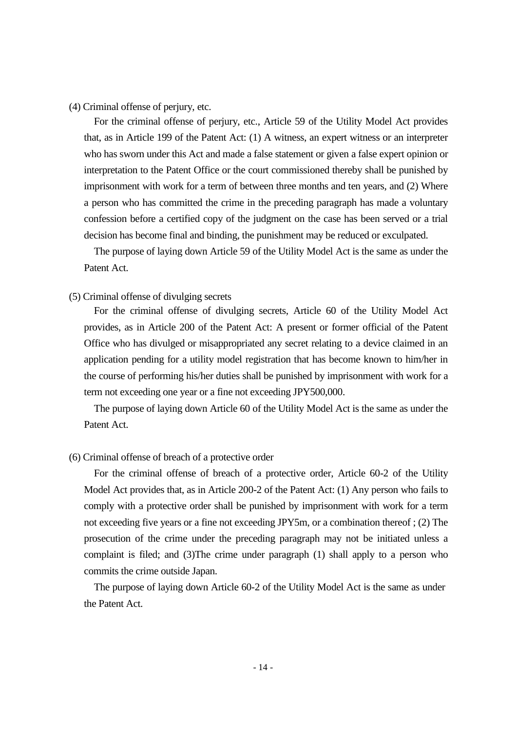(4) Criminal offense of perjury, etc.

For the criminal offense of perjury, etc., Article 59 of the Utility Model Act provides that, as in Article 199 of the Patent Act: (1) A witness, an expert witness or an interpreter who has sworn under this Act and made a false statement or given a false expert opinion or interpretation to the Patent Office or the court commissioned thereby shall be punished by imprisonment with work for a term of between three months and ten years, and (2) Where a person who has committed the crime in the preceding paragraph has made a voluntary confession before a certified copy of the judgment on the case has been served or a trial decision has become final and binding, the punishment may be reduced or exculpated.

The purpose of laying down Article 59 of the Utility Model Act is the same as under the Patent Act.

(5) Criminal offense of divulging secrets

For the criminal offense of divulging secrets, Article 60 of the Utility Model Act provides, as in Article 200 of the Patent Act: A present or former official of the Patent Office who has divulged or misappropriated any secret relating to a device claimed in an application pending for a utility model registration that has become known to him/her in the course of performing his/her duties shall be punished by imprisonment with work for a term not exceeding one year or a fine not exceeding JPY500,000.

The purpose of laying down Article 60 of the Utility Model Act is the same as under the Patent Act.

(6) Criminal offense of breach of a protective order

For the criminal offense of breach of a protective order, Article 60-2 of the Utility Model Act provides that, as in Article 200-2 of the Patent Act: (1) Any person who fails to comply with a protective order shall be punished by imprisonment with work for a term not exceeding five years or a fine not exceeding JPY5m, or a combination thereof ; (2) The prosecution of the crime under the preceding paragraph may not be initiated unless a complaint is filed; and (3)The crime under paragraph (1) shall apply to a person who commits the crime outside Japan.

The purpose of laying down Article 60-2 of the Utility Model Act is the same as under the Patent Act.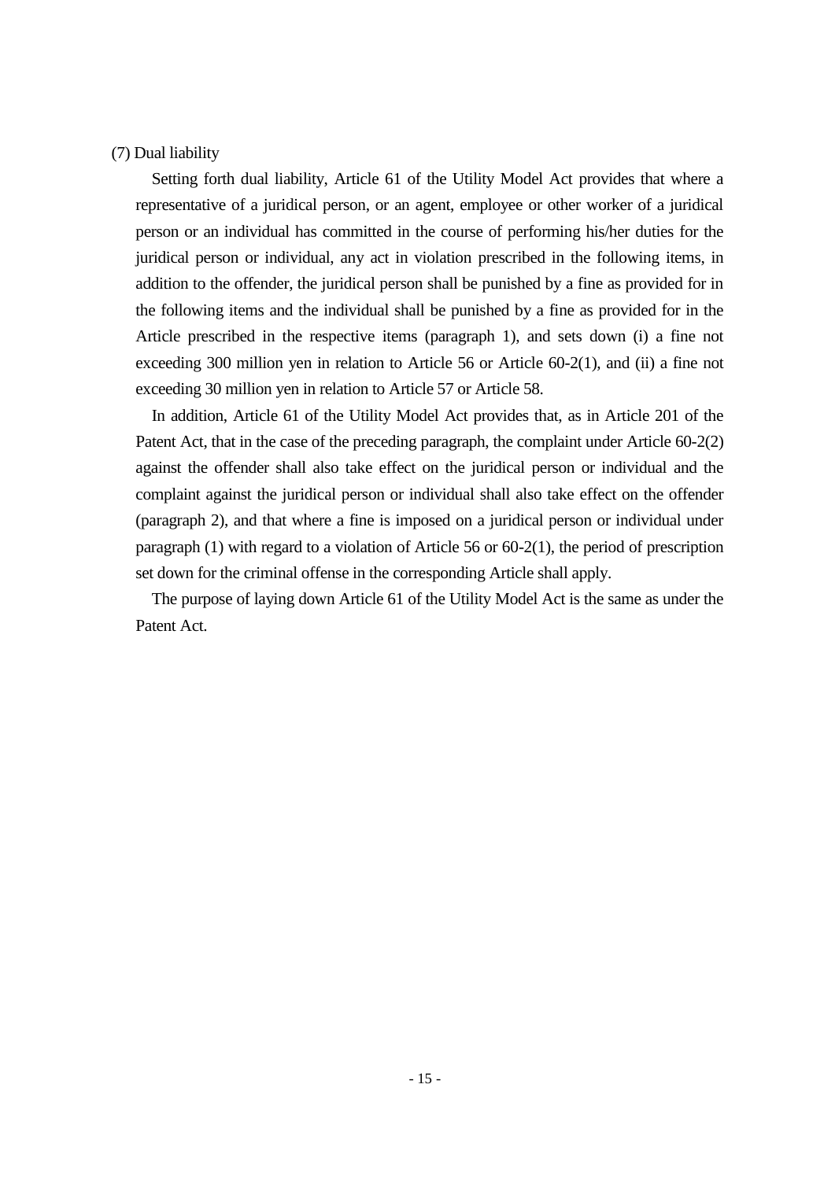(7) Dual liability

Setting forth dual liability, Article 61 of the Utility Model Act provides that where a representative of a juridical person, or an agent, employee or other worker of a juridical person or an individual has committed in the course of performing his/her duties for the juridical person or individual, any act in violation prescribed in the following items, in addition to the offender, the juridical person shall be punished by a fine as provided for in the following items and the individual shall be punished by a fine as provided for in the Article prescribed in the respective items (paragraph 1), and sets down (i) a fine not exceeding 300 million yen in relation to Article 56 or Article 60-2(1), and (ii) a fine not exceeding 30 million yen in relation to Article 57 or Article 58.

In addition, Article 61 of the Utility Model Act provides that, as in Article 201 of the Patent Act, that in the case of the preceding paragraph, the complaint under Article 60-2(2) against the offender shall also take effect on the juridical person or individual and the complaint against the juridical person or individual shall also take effect on the offender (paragraph 2), and that where a fine is imposed on a juridical person or individual under paragraph (1) with regard to a violation of Article 56 or 60-2(1), the period of prescription set down for the criminal offense in the corresponding Article shall apply.

The purpose of laying down Article 61 of the Utility Model Act is the same as under the Patent Act.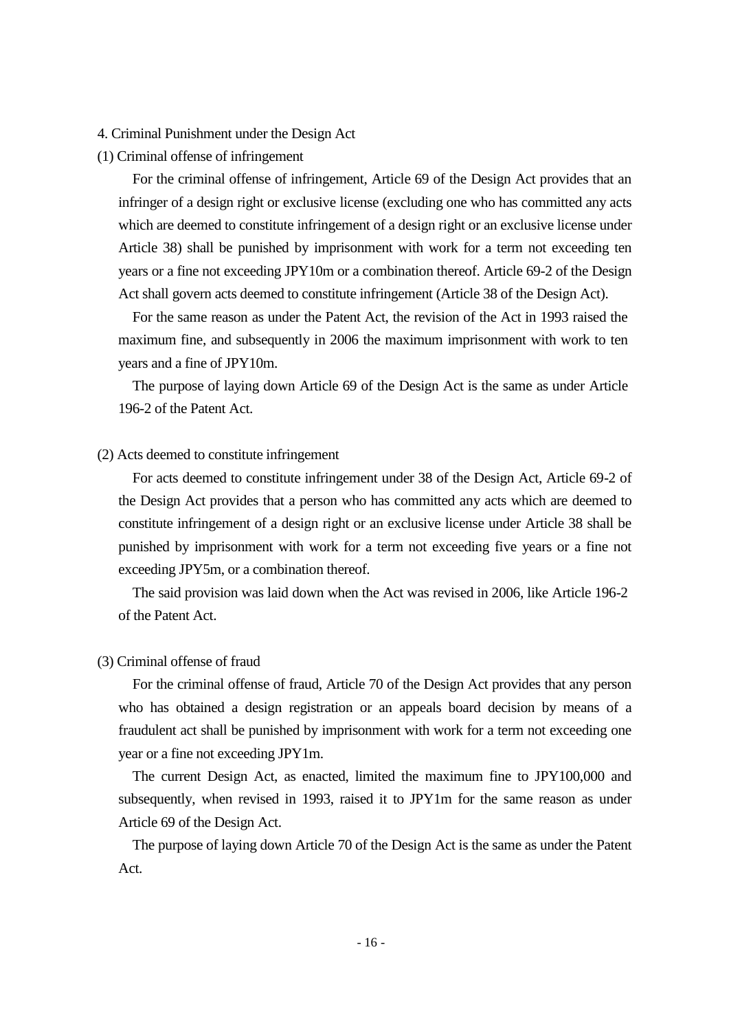## 4. Criminal Punishment under the Design Act

### (1) Criminal offense of infringement

For the criminal offense of infringement, Article 69 of the Design Act provides that an infringer of a design right or exclusive license (excluding one who has committed any acts which are deemed to constitute infringement of a design right or an exclusive license under Article 38) shall be punished by imprisonment with work for a term not exceeding ten years or a fine not exceeding JPY10m or a combination thereof. Article 69-2 of the Design Act shall govern acts deemed to constitute infringement (Article 38 of the Design Act).

For the same reason as under the Patent Act, the revision of the Act in 1993 raised the maximum fine, and subsequently in 2006 the maximum imprisonment with work to ten years and a fine of JPY10m.

The purpose of laying down Article 69 of the Design Act is the same as under Article 196-2 of the Patent Act.

### (2) Acts deemed to constitute infringement

For acts deemed to constitute infringement under 38 of the Design Act, Article 69-2 of the Design Act provides that a person who has committed any acts which are deemed to constitute infringement of a design right or an exclusive license under Article 38 shall be punished by imprisonment with work for a term not exceeding five years or a fine not exceeding JPY5m, or a combination thereof.

The said provision was laid down when the Act was revised in 2006, like Article 196-2 of the Patent Act.

### (3) Criminal offense of fraud

For the criminal offense of fraud, Article 70 of the Design Act provides that any person who has obtained a design registration or an appeals board decision by means of a fraudulent act shall be punished by imprisonment with work for a term not exceeding one year or a fine not exceeding JPY1m.

The current Design Act, as enacted, limited the maximum fine to JPY100,000 and subsequently, when revised in 1993, raised it to JPY1m for the same reason as under Article 69 of the Design Act.

The purpose of laying down Article 70 of the Design Act is the same as under the Patent Act.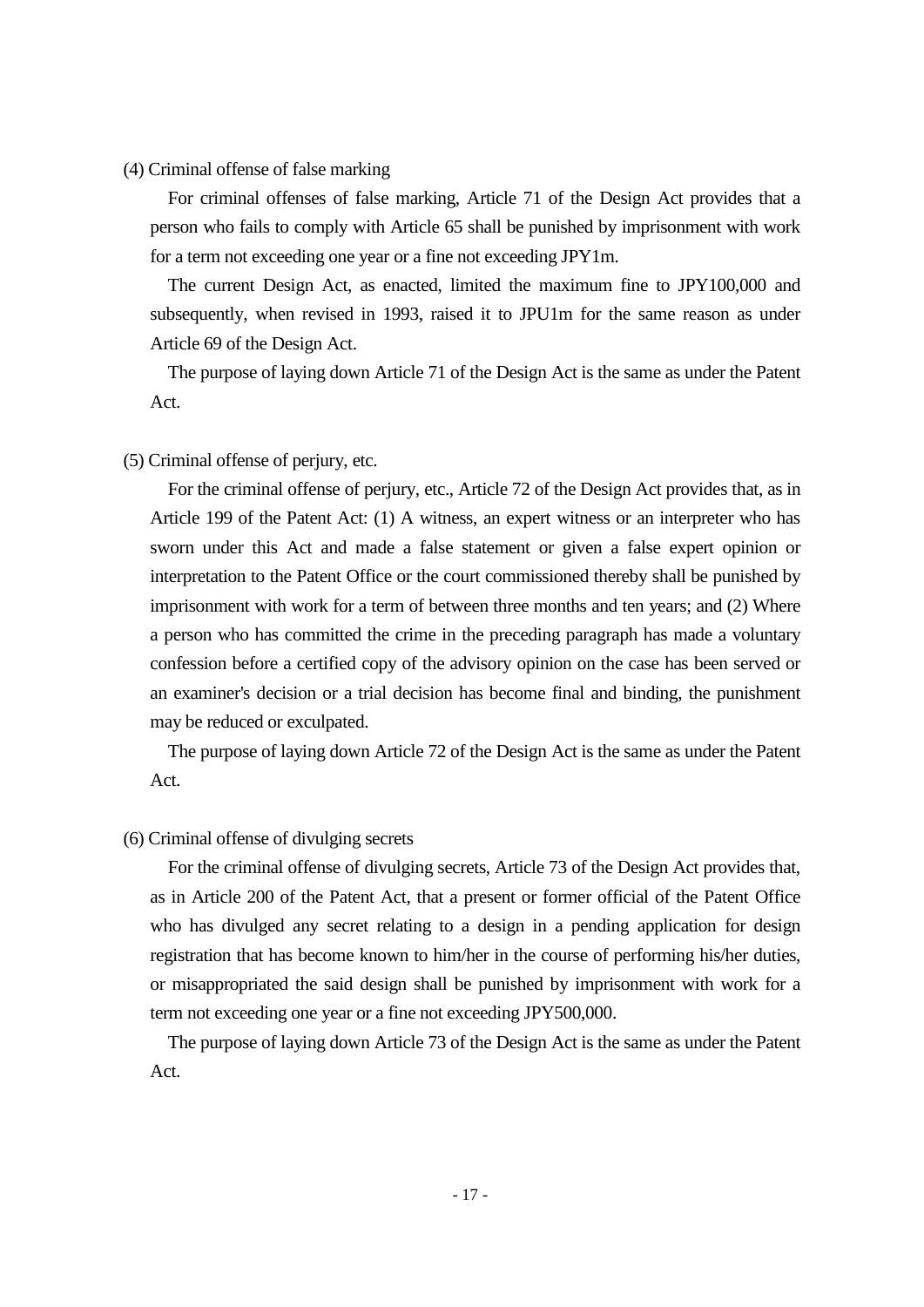(4) Criminal offense of false marking

For criminal offenses of false marking, Article 71 of the Design Act provides that a person who fails to comply with Article 65 shall be punished by imprisonment with work for a term not exceeding one year or a fine not exceeding JPY1m.

The current Design Act, as enacted, limited the maximum fine to JPY100,000 and subsequently, when revised in 1993, raised it to JPU1m for the same reason as under Article 69 of the Design Act.

The purpose of laying down Article 71 of the Design Act is the same as under the Patent Act.

(5) Criminal offense of perjury, etc.

For the criminal offense of perjury, etc., Article 72 of the Design Act provides that, as in Article 199 of the Patent Act: (1) A witness, an expert witness or an interpreter who has sworn under this Act and made a false statement or given a false expert opinion or interpretation to the Patent Office or the court commissioned thereby shall be punished by imprisonment with work for a term of between three months and ten years; and (2) Where a person who has committed the crime in the preceding paragraph has made a voluntary confession before a certified copy of the advisory opinion on the case has been served or an examiner's decision or a trial decision has become final and binding, the punishment may be reduced or exculpated.

The purpose of laying down Article 72 of the Design Act is the same as under the Patent Act.

(6) Criminal offense of divulging secrets

For the criminal offense of divulging secrets, Article 73 of the Design Act provides that, as in Article 200 of the Patent Act, that a present or former official of the Patent Office who has divulged any secret relating to a design in a pending application for design registration that has become known to him/her in the course of performing his/her duties, or misappropriated the said design shall be punished by imprisonment with work for a term not exceeding one year or a fine not exceeding JPY500,000.

The purpose of laying down Article 73 of the Design Act is the same as under the Patent Act.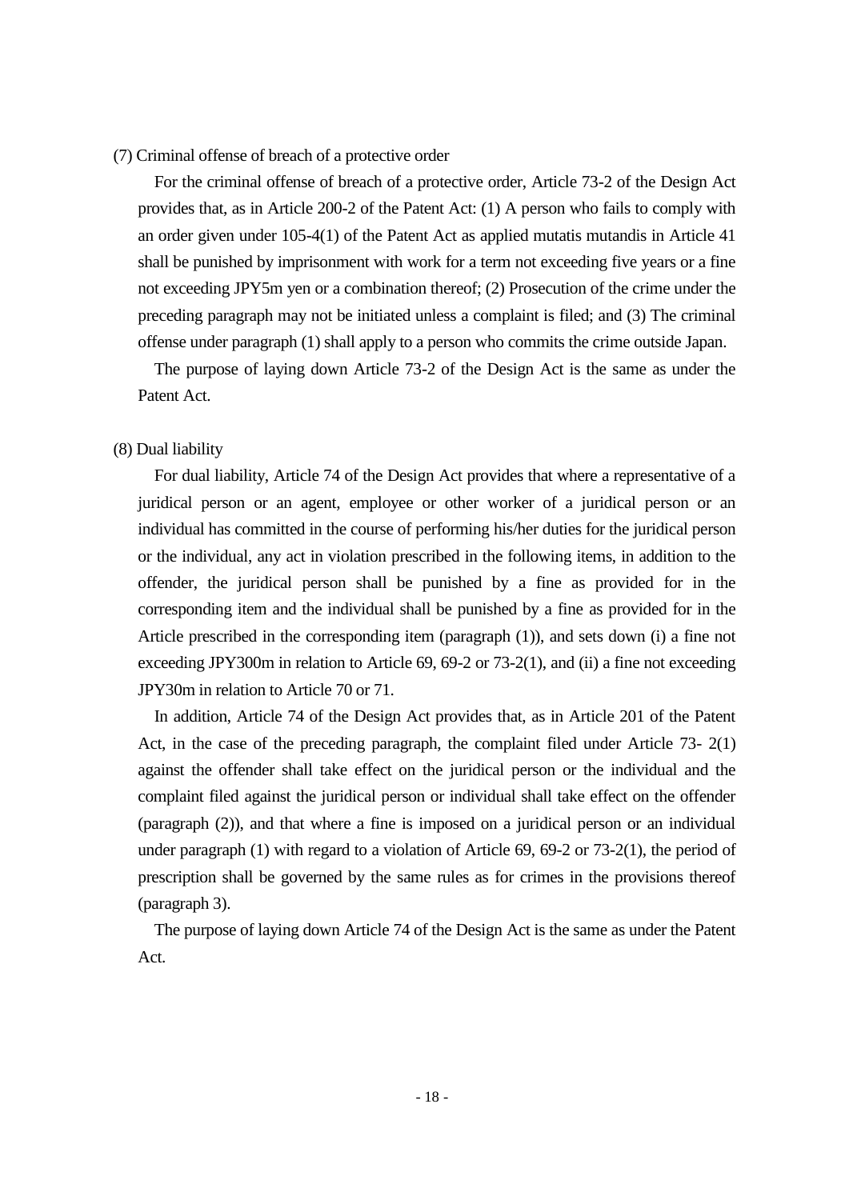(7) Criminal offense of breach of a protective order

For the criminal offense of breach of a protective order, Article 73-2 of the Design Act provides that, as in Article 200-2 of the Patent Act: (1) A person who fails to comply with an order given under 105-4(1) of the Patent Act as applied mutatis mutandis in Article 41 shall be punished by imprisonment with work for a term not exceeding five years or a fine not exceeding JPY5m yen or a combination thereof; (2) Prosecution of the crime under the preceding paragraph may not be initiated unless a complaint is filed; and (3) The criminal offense under paragraph (1) shall apply to a person who commits the crime outside Japan.

The purpose of laying down Article 73-2 of the Design Act is the same as under the Patent Act.

(8) Dual liability

For dual liability, Article 74 of the Design Act provides that where a representative of a juridical person or an agent, employee or other worker of a juridical person or an individual has committed in the course of performing his/her duties for the juridical person or the individual, any act in violation prescribed in the following items, in addition to the offender, the juridical person shall be punished by a fine as provided for in the corresponding item and the individual shall be punished by a fine as provided for in the Article prescribed in the corresponding item (paragraph (1)), and sets down (i) a fine not exceeding JPY300m in relation to Article 69, 69-2 or 73-2(1), and (ii) a fine not exceeding JPY30m in relation to Article 70 or 71.

In addition, Article 74 of the Design Act provides that, as in Article 201 of the Patent Act, in the case of the preceding paragraph, the complaint filed under Article 73- 2(1) against the offender shall take effect on the juridical person or the individual and the complaint filed against the juridical person or individual shall take effect on the offender (paragraph (2)), and that where a fine is imposed on a juridical person or an individual under paragraph (1) with regard to a violation of Article 69, 69-2 or 73-2(1), the period of prescription shall be governed by the same rules as for crimes in the provisions thereof (paragraph 3).

The purpose of laying down Article 74 of the Design Act is the same as under the Patent Act.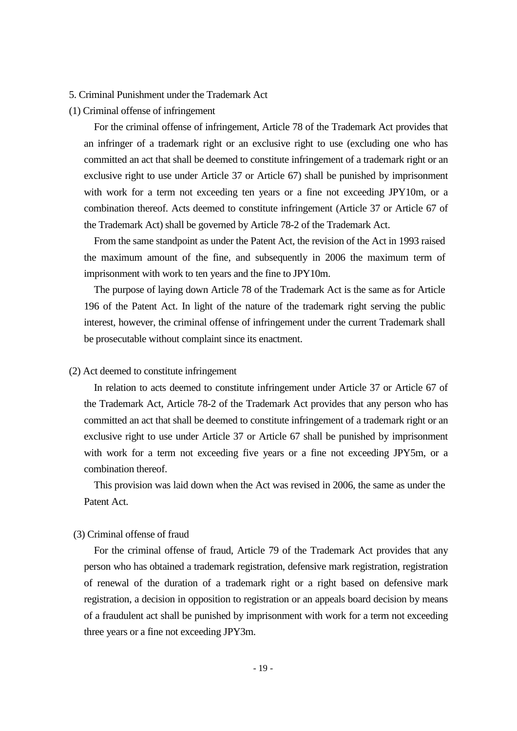## 5. Criminal Punishment under the Trademark Act

### (1) Criminal offense of infringement

For the criminal offense of infringement, Article 78 of the Trademark Act provides that an infringer of a trademark right or an exclusive right to use (excluding one who has committed an act that shall be deemed to constitute infringement of a trademark right or an exclusive right to use under Article 37 or Article 67) shall be punished by imprisonment with work for a term not exceeding ten years or a fine not exceeding JPY10m, or a combination thereof. Acts deemed to constitute infringement (Article 37 or Article 67 of the Trademark Act) shall be governed by Article 78-2 of the Trademark Act.

From the same standpoint as under the Patent Act, the revision of the Act in 1993 raised the maximum amount of the fine, and subsequently in 2006 the maximum term of imprisonment with work to ten years and the fine to JPY10m.

The purpose of laying down Article 78 of the Trademark Act is the same as for Article 196 of the Patent Act. In light of the nature of the trademark right serving the public interest, however, the criminal offense of infringement under the current Trademark shall be prosecutable without complaint since its enactment.

### (2) Act deemed to constitute infringement

In relation to acts deemed to constitute infringement under Article 37 or Article 67 of the Trademark Act, Article 78-2 of the Trademark Act provides that any person who has committed an act that shall be deemed to constitute infringement of a trademark right or an exclusive right to use under Article 37 or Article 67 shall be punished by imprisonment with work for a term not exceeding five years or a fine not exceeding JPY5m, or a combination thereof.

This provision was laid down when the Act was revised in 2006, the same as under the Patent Act.

### (3) Criminal offense of fraud

For the criminal offense of fraud, Article 79 of the Trademark Act provides that any person who has obtained a trademark registration, defensive mark registration, registration of renewal of the duration of a trademark right or a right based on defensive mark registration, a decision in opposition to registration or an appeals board decision by means of a fraudulent act shall be punished by imprisonment with work for a term not exceeding three years or a fine not exceeding JPY3m.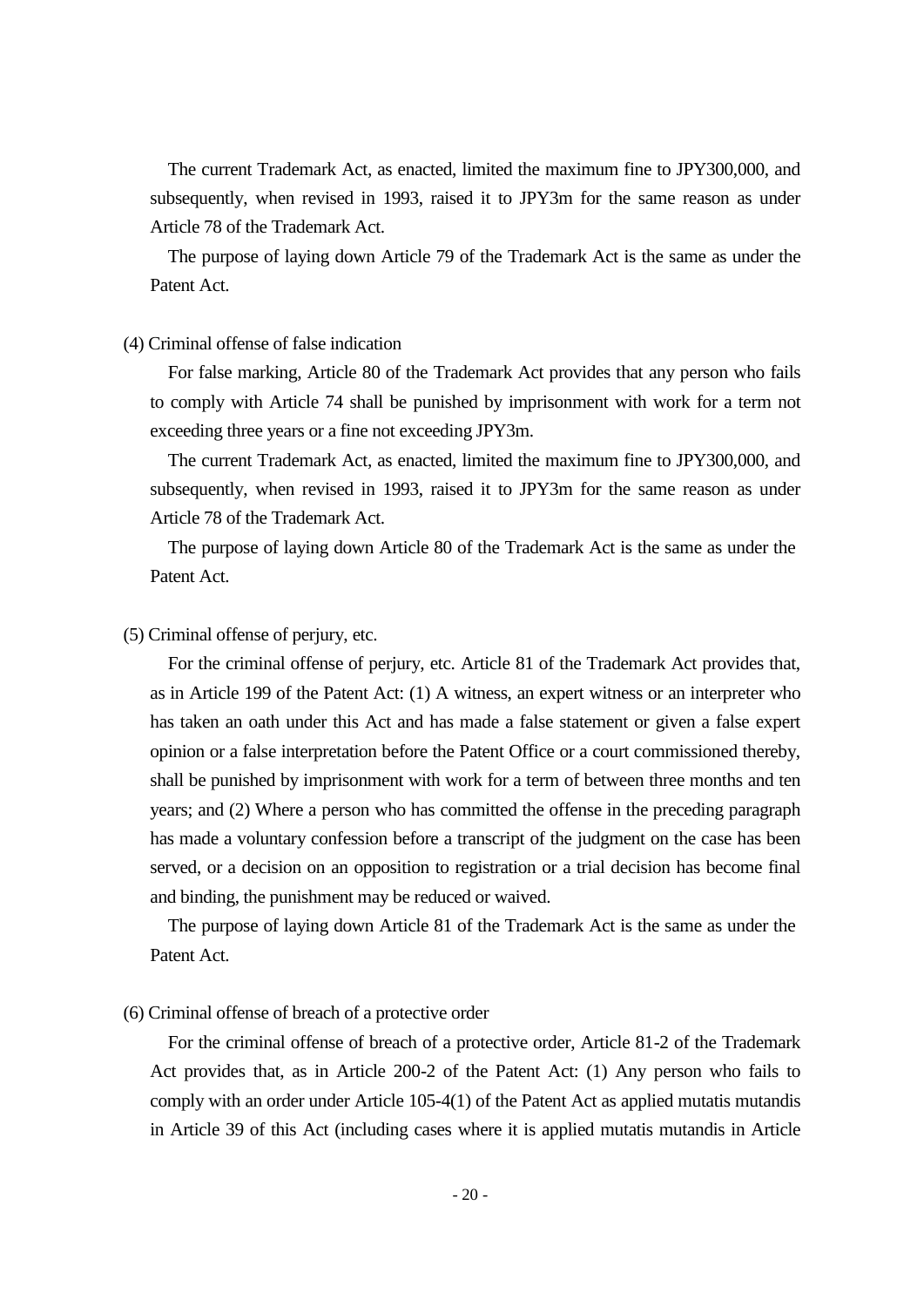The current Trademark Act, as enacted, limited the maximum fine to JPY300,000, and subsequently, when revised in 1993, raised it to JPY3m for the same reason as under Article 78 of the Trademark Act.

The purpose of laying down Article 79 of the Trademark Act is the same as under the Patent Act.

(4) Criminal offense of false indication

For false marking, Article 80 of the Trademark Act provides that any person who fails to comply with Article 74 shall be punished by imprisonment with work for a term not exceeding three years or a fine not exceeding JPY3m.

The current Trademark Act, as enacted, limited the maximum fine to JPY300,000, and subsequently, when revised in 1993, raised it to JPY3m for the same reason as under Article 78 of the Trademark Act.

The purpose of laying down Article 80 of the Trademark Act is the same as under the Patent Act.

(5) Criminal offense of perjury, etc.

For the criminal offense of perjury, etc. Article 81 of the Trademark Act provides that, as in Article 199 of the Patent Act: (1) A witness, an expert witness or an interpreter who has taken an oath under this Act and has made a false statement or given a false expert opinion or a false interpretation before the Patent Office or a court commissioned thereby, shall be punished by imprisonment with work for a term of between three months and ten years; and (2) Where a person who has committed the offense in the preceding paragraph has made a voluntary confession before a transcript of the judgment on the case has been served, or a decision on an opposition to registration or a trial decision has become final and binding, the punishment may be reduced or waived.

The purpose of laying down Article 81 of the Trademark Act is the same as under the Patent Act.

(6) Criminal offense of breach of a protective order

For the criminal offense of breach of a protective order, Article 81-2 of the Trademark Act provides that, as in Article 200-2 of the Patent Act: (1) Any person who fails to comply with an order under Article 105-4(1) of the Patent Act as applied mutatis mutandis in Article 39 of this Act (including cases where it is applied mutatis mutandis in Article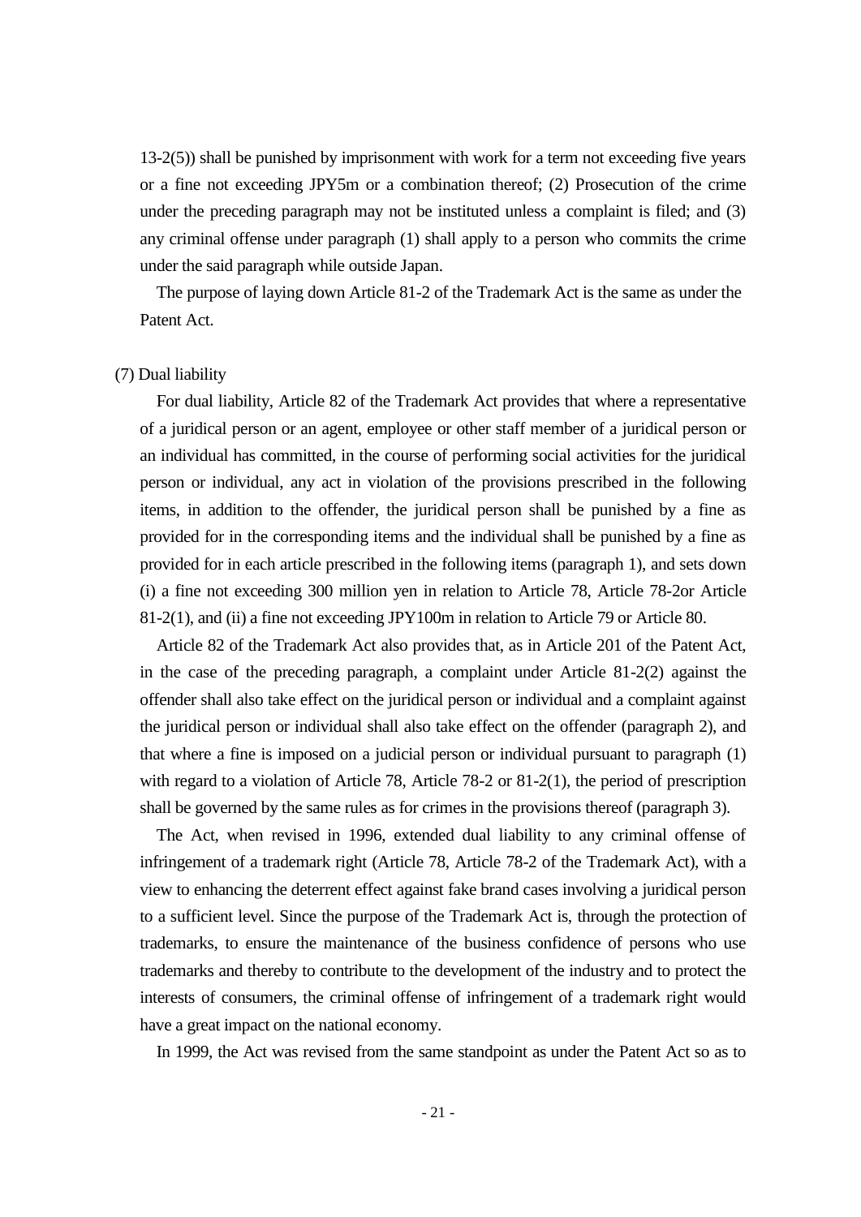13-2(5)) shall be punished by imprisonment with work for a term not exceeding five years or a fine not exceeding JPY5m or a combination thereof; (2) Prosecution of the crime under the preceding paragraph may not be instituted unless a complaint is filed; and (3) any criminal offense under paragraph (1) shall apply to a person who commits the crime under the said paragraph while outside Japan.

The purpose of laying down Article 81-2 of the Trademark Act is the same as under the Patent Act.

(7) Dual liability

For dual liability, Article 82 of the Trademark Act provides that where a representative of a juridical person or an agent, employee or other staff member of a juridical person or an individual has committed, in the course of performing social activities for the juridical person or individual, any act in violation of the provisions prescribed in the following items, in addition to the offender, the juridical person shall be punished by a fine as provided for in the corresponding items and the individual shall be punished by a fine as provided for in each article prescribed in the following items (paragraph 1), and sets down (i) a fine not exceeding 300 million yen in relation to Article 78, Article 78-2or Article 81-2(1), and (ii) a fine not exceeding JPY100m in relation to Article 79 or Article 80.

Article 82 of the Trademark Act also provides that, as in Article 201 of the Patent Act, in the case of the preceding paragraph, a complaint under Article 81-2(2) against the offender shall also take effect on the juridical person or individual and a complaint against the juridical person or individual shall also take effect on the offender (paragraph 2), and that where a fine is imposed on a judicial person or individual pursuant to paragraph (1) with regard to a violation of Article 78, Article 78-2 or 81-2(1), the period of prescription shall be governed by the same rules as for crimes in the provisions thereof (paragraph 3).

The Act, when revised in 1996, extended dual liability to any criminal offense of infringement of a trademark right (Article 78, Article 78-2 of the Trademark Act), with a view to enhancing the deterrent effect against fake brand cases involving a juridical person to a sufficient level. Since the purpose of the Trademark Act is, through the protection of trademarks, to ensure the maintenance of the business confidence of persons who use trademarks and thereby to contribute to the development of the industry and to protect the interests of consumers, the criminal offense of infringement of a trademark right would have a great impact on the national economy.

In 1999, the Act was revised from the same standpoint as under the Patent Act so as to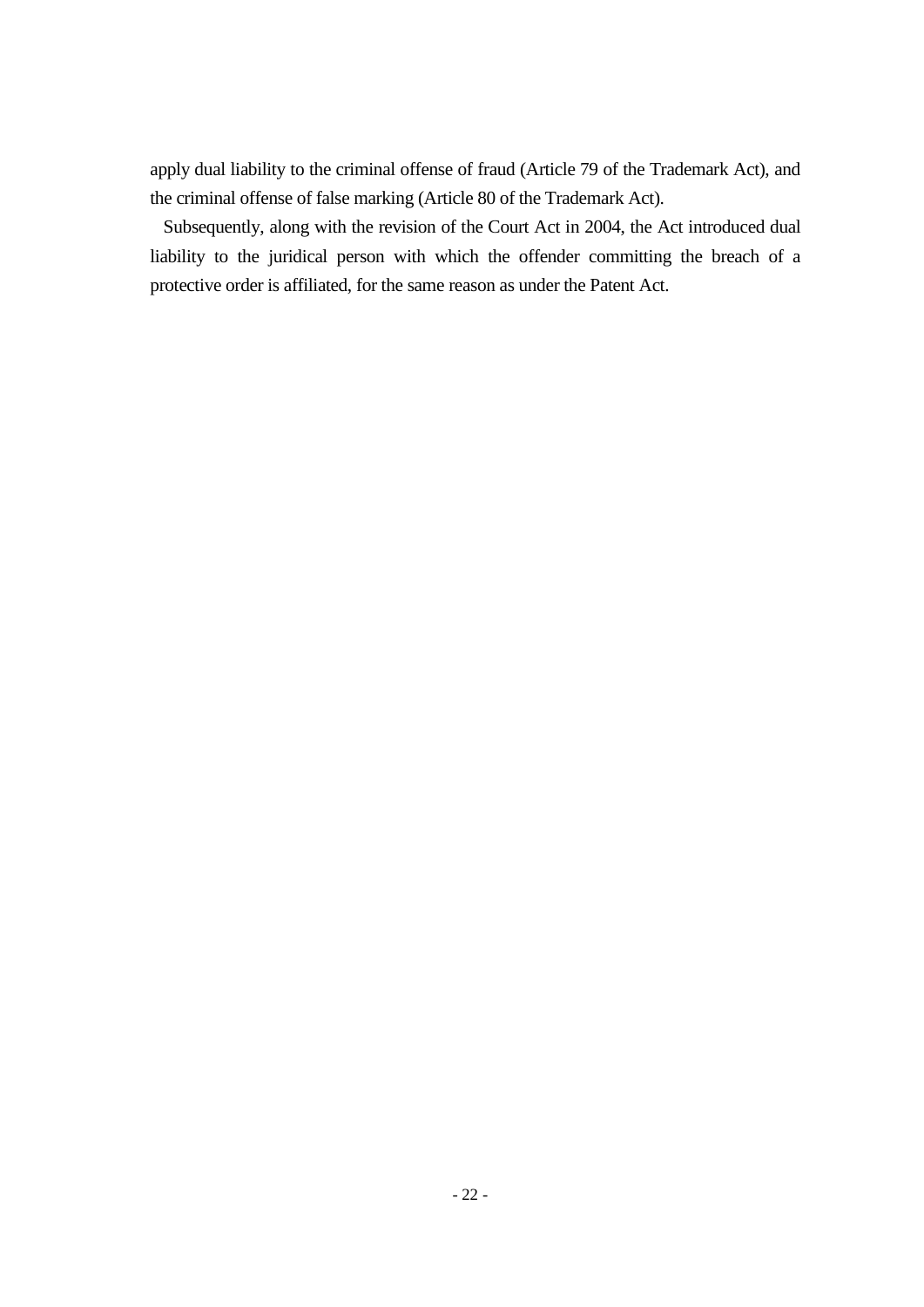apply dual liability to the criminal offense of fraud (Article 79 of the Trademark Act), and the criminal offense of false marking (Article 80 of the Trademark Act).

Subsequently, along with the revision of the Court Act in 2004, the Act introduced dual liability to the juridical person with which the offender committing the breach of a protective order is affiliated, for the same reason as under the Patent Act.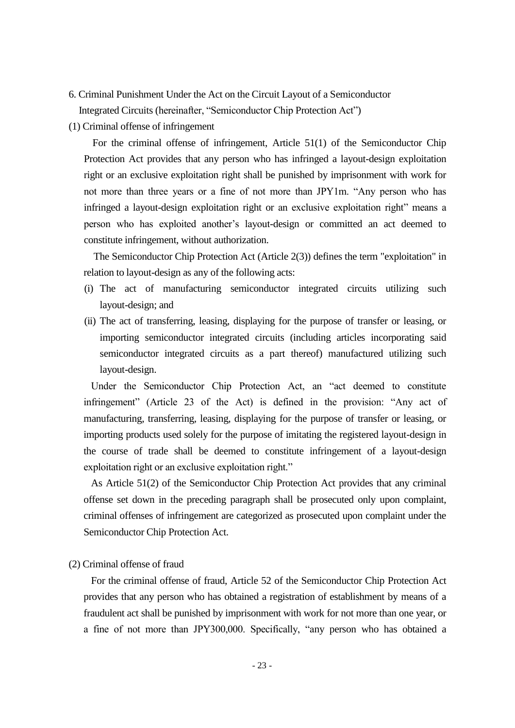## 6. Criminal Punishment Under the Act on the Circuit Layout of a Semiconductor Integrated Circuits (hereinafter, "Semiconductor Chip Protection Act")

### (1) Criminal offense of infringement

For the criminal offense of infringement, Article 51(1) of the Semiconductor Chip Protection Act provides that any person who has infringed a layout-design exploitation right or an exclusive exploitation right shall be punished by imprisonment with work for not more than three years or a fine of not more than JPY1m. "Any person who has infringed a layout-design exploitation right or an exclusive exploitation right" means a person who has exploited another's layout-design or committed an act deemed to constitute infringement, without authorization.

The Semiconductor Chip Protection Act (Article 2(3)) defines the term "exploitation" in relation to layout-design as any of the following acts:

(i) The act of manufacturing semiconductor integrated circuits utilizing such layout-design; and

(ii) The act of transferring, leasing, displaying for the purpose of transfer or leasing, or importing semiconductor integrated circuits (including articles incorporating said semiconductor integrated circuits as a part thereof) manufactured utilizing such layout-design.

Under the Semiconductor Chip Protection Act, an "act deemed to constitute infringement" (Article 23 of the Act) is defined in the provision: "Any act of manufacturing, transferring, leasing, displaying for the purpose of transfer or leasing, or importing products used solely for the purpose of imitating the registered layout-design in the course of trade shall be deemed to constitute infringement of a layout-design exploitation right or an exclusive exploitation right."

As Article 51(2) of the Semiconductor Chip Protection Act provides that any criminal offense set down in the preceding paragraph shall be prosecuted only upon complaint, criminal offenses of infringement are categorized as prosecuted upon complaint under the Semiconductor Chip Protection Act.

### (2) Criminal offense of fraud

For the criminal offense of fraud, Article 52 of the Semiconductor Chip Protection Act provides that any person who has obtained a registration of establishment by means of a fraudulent act shall be punished by imprisonment with work for not more than one year, or a fine of not more than JPY300,000. Specifically, "any person who has obtained a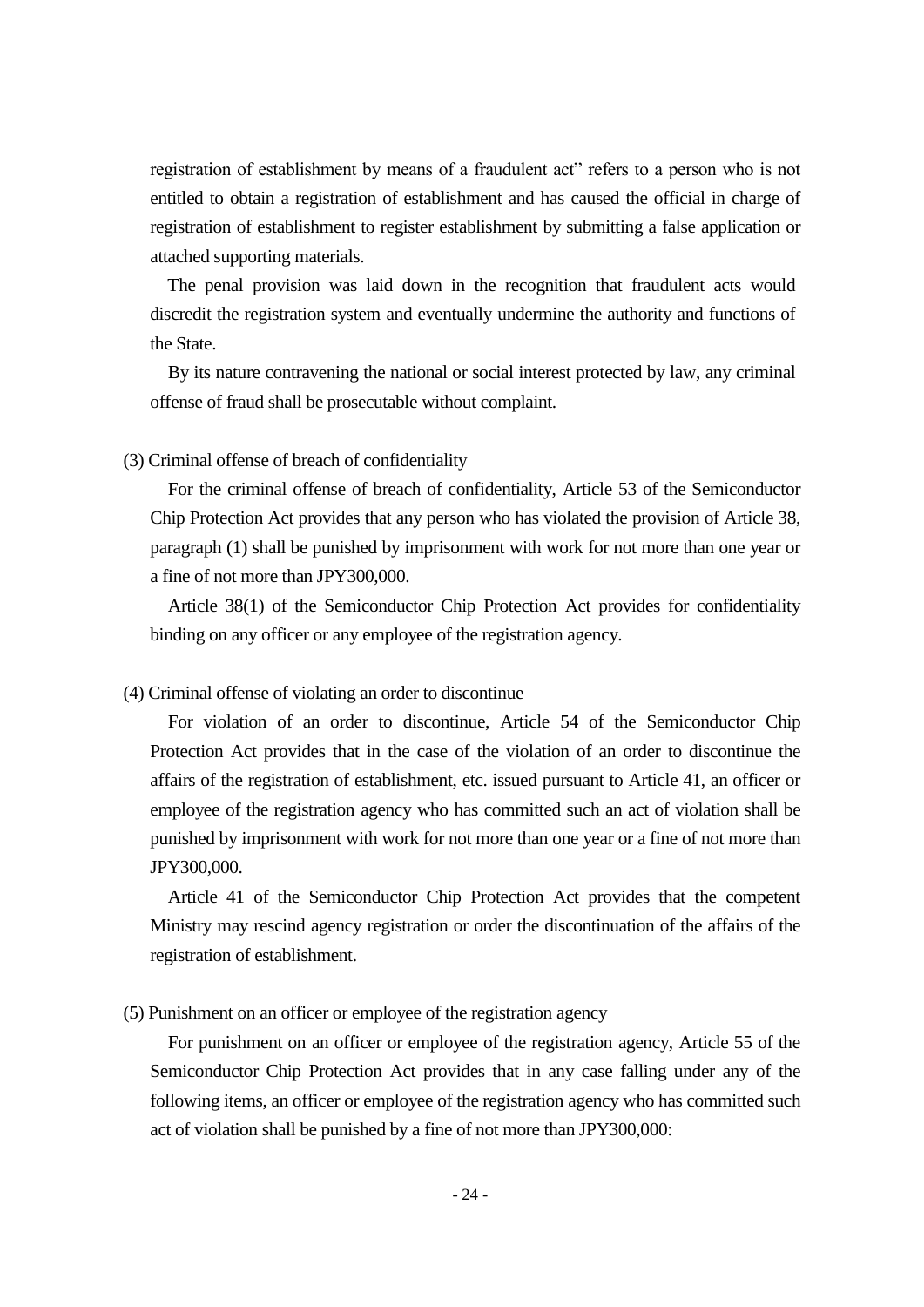registration of establishment by means of a fraudulent act" refers to a person who is not entitled to obtain a registration of establishment and has caused the official in charge of registration of establishment to register establishment by submitting a false application or attached supporting materials.

The penal provision was laid down in the recognition that fraudulent acts would discredit the registration system and eventually undermine the authority and functions of the State.

By its nature contravening the national or social interest protected by law, any criminal offense of fraud shall be prosecutable without complaint.

(3) Criminal offense of breach of confidentiality

For the criminal offense of breach of confidentiality, Article 53 of the Semiconductor Chip Protection Act provides that any person who has violated the provision of Article 38, paragraph (1) shall be punished by imprisonment with work for not more than one year or a fine of not more than JPY300,000.

Article 38(1) of the Semiconductor Chip Protection Act provides for confidentiality binding on any officer or any employee of the registration agency.

(4) Criminal offense of violating an order to discontinue

For violation of an order to discontinue, Article 54 of the Semiconductor Chip Protection Act provides that in the case of the violation of an order to discontinue the affairs of the registration of establishment, etc. issued pursuant to Article 41, an officer or employee of the registration agency who has committed such an act of violation shall be punished by imprisonment with work for not more than one year or a fine of not more than JPY300,000.

Article 41 of the Semiconductor Chip Protection Act provides that the competent Ministry may rescind agency registration or order the discontinuation of the affairs of the registration of establishment.

(5) Punishment on an officer or employee of the registration agency

For punishment on an officer or employee of the registration agency, Article 55 of the Semiconductor Chip Protection Act provides that in any case falling under any of the following items, an officer or employee of the registration agency who has committed such act of violation shall be punished by a fine of not more than JPY300,000: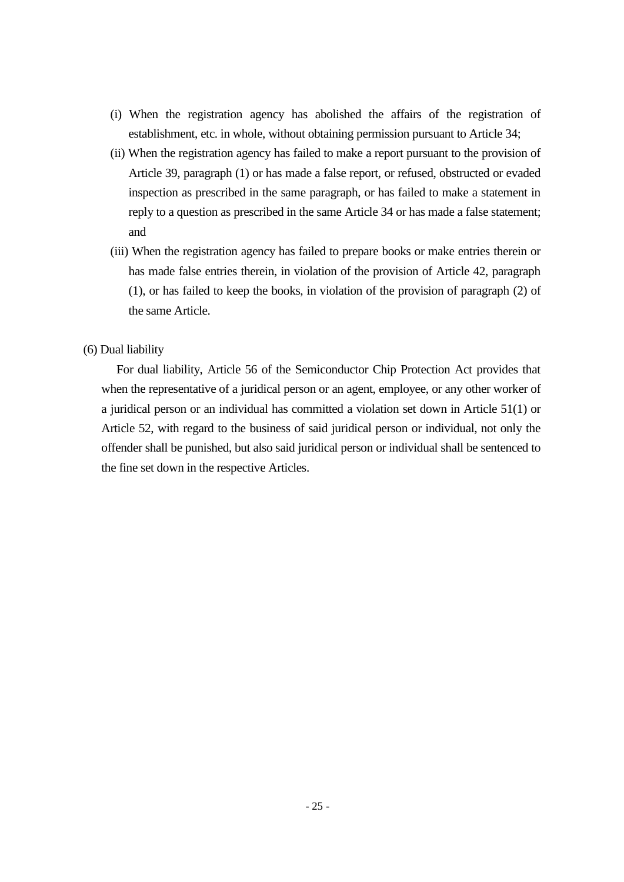(i) When the registration agency has abolished the affairs of the registration of establishment, etc. in whole, without obtaining permission pursuant to Article 34;

(ii) When the registration agency has failed to make a report pursuant to the provision of Article 39, paragraph (1) or has made a false report, or refused, obstructed or evaded inspection as prescribed in the same paragraph, or has failed to make a statement in reply to a question as prescribed in the same Article 34 or has made a false statement; and

(iii) When the registration agency has failed to prepare books or make entries therein or has made false entries therein, in violation of the provision of Article 42, paragraph (1), or has failed to keep the books, in violation of the provision of paragraph (2) of the same Article.

(6) Dual liability

For dual liability, Article 56 of the Semiconductor Chip Protection Act provides that when the representative of a juridical person or an agent, employee, or any other worker of a juridical person or an individual has committed a violation set down in Article 51(1) or Article 52, with regard to the business of said juridical person or individual, not only the offender shall be punished, but also said juridical person or individual shall be sentenced to the fine set down in the respective Articles.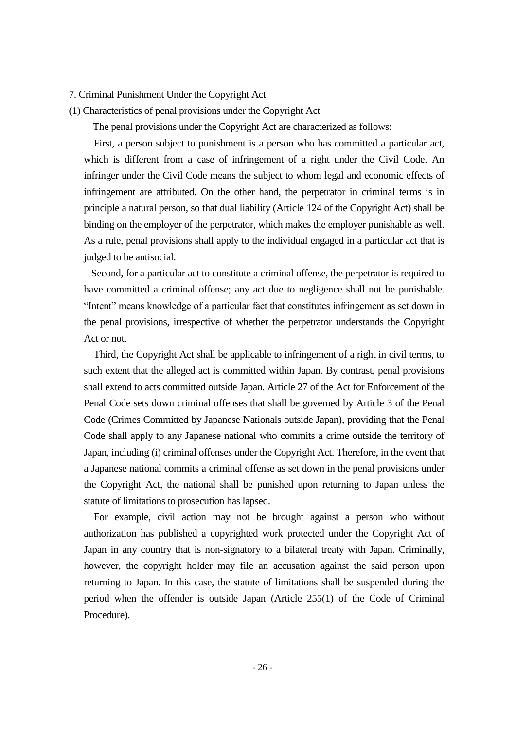## 7. Criminal Punishment Under the Copyright Act

### (1) Characteristics of penal provisions under the Copyright Act

The penal provisions under the Copyright Act are characterized as follows:

First, a person subject to punishment is a person who has committed a particular act, which is different from a case of infringement of a right under the Civil Code. An infringer under the Civil Code means the subject to whom legal and economic effects of infringement are attributed. On the other hand, the perpetrator in criminal terms is in principle a natural person, so that dual liability (Article 124 of the Copyright Act) shall be binding on the employer of the perpetrator, which makes the employer punishable as well. As a rule, penal provisions shall apply to the individual engaged in a particular act that is judged to be antisocial.

Second, for a particular act to constitute a criminal offense, the perpetrator is required to have committed a criminal offense; any act due to negligence shall not be punishable. "Intent" means knowledge of a particular fact that constitutes infringement as set down in the penal provisions, irrespective of whether the perpetrator understands the Copyright Act or not.

Third, the Copyright Act shall be applicable to infringement of a right in civil terms, to such extent that the alleged act is committed within Japan. By contrast, penal provisions shall extend to acts committed outside Japan. Article 27 of the Act for Enforcement of the Penal Code sets down criminal offenses that shall be governed by Article 3 of the Penal Code (Crimes Committed by Japanese Nationals outside Japan), providing that the Penal Code shall apply to any Japanese national who commits a crime outside the territory of Japan, including (i) criminal offenses under the Copyright Act. Therefore, in the event that a Japanese national commits a criminal offense as set down in the penal provisions under the Copyright Act, the national shall be punished upon returning to Japan unless the statute of limitations to prosecution has lapsed.

For example, civil action may not be brought against a person who without authorization has published a copyrighted work protected under the Copyright Act of Japan in any country that is non-signatory to a bilateral treaty with Japan. Criminally, however, the copyright holder may file an accusation against the said person upon returning to Japan. In this case, the statute of limitations shall be suspended during the period when the offender is outside Japan (Article 255(1) of the Code of Criminal Procedure).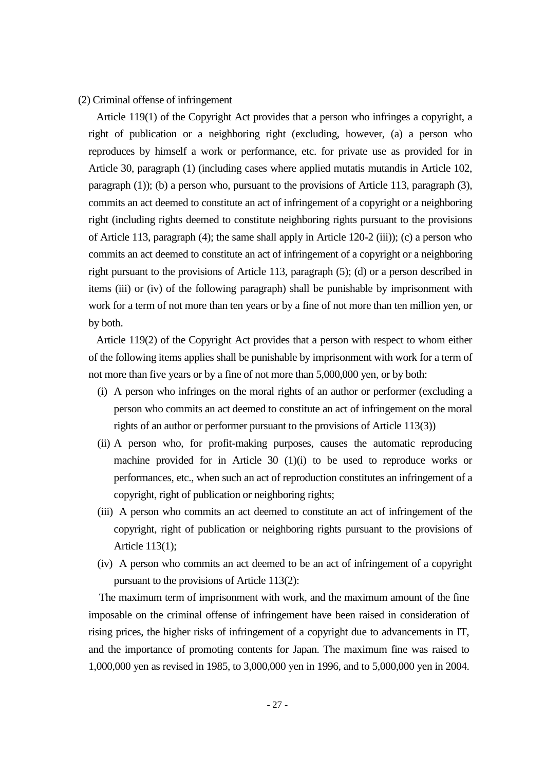(2) Criminal offense of infringement

Article 119(1) of the Copyright Act provides that a person who infringes a copyright, a right of publication or a neighboring right (excluding, however, (a) a person who reproduces by himself a work or performance, etc. for private use as provided for in Article 30, paragraph (1) (including cases where applied mutatis mutandis in Article 102, paragraph (1)); (b) a person who, pursuant to the provisions of Article 113, paragraph (3), commits an act deemed to constitute an act of infringement of a copyright or a neighboring right (including rights deemed to constitute neighboring rights pursuant to the provisions of Article 113, paragraph (4); the same shall apply in Article 120-2 (iii)); (c) a person who commits an act deemed to constitute an act of infringement of a copyright or a neighboring right pursuant to the provisions of Article 113, paragraph (5); (d) or a person described in items (iii) or (iv) of the following paragraph) shall be punishable by imprisonment with work for a term of not more than ten years or by a fine of not more than ten million yen, or by both.

Article 119(2) of the Copyright Act provides that a person with respect to whom either of the following items applies shall be punishable by imprisonment with work for a term of not more than five years or by a fine of not more than 5,000,000 yen, or by both:

- (i) A person who infringes on the moral rights of an author or performer (excluding a person who commits an act deemed to constitute an act of infringement on the moral rights of an author or performer pursuant to the provisions of Article 113(3))
- (ii) A person who, for profit-making purposes, causes the automatic reproducing machine provided for in Article 30 (1)(i) to be used to reproduce works or performances, etc., when such an act of reproduction constitutes an infringement of a copyright, right of publication or neighboring rights;
- (iii) A person who commits an act deemed to constitute an act of infringement of the copyright, right of publication or neighboring rights pursuant to the provisions of Article 113(1);
- (iv) A person who commits an act deemed to be an act of infringement of a copyright pursuant to the provisions of Article 113(2):

The maximum term of imprisonment with work, and the maximum amount of the fine imposable on the criminal offense of infringement have been raised in consideration of rising prices, the higher risks of infringement of a copyright due to advancements in IT, and the importance of promoting contents for Japan. The maximum fine was raised to 1,000,000 yen as revised in 1985, to 3,000,000 yen in 1996, and to 5,000,000 yen in 2004.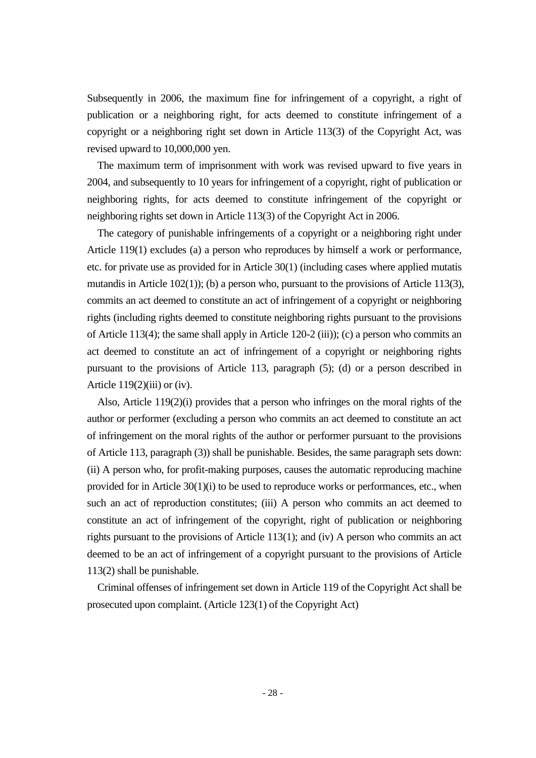Subsequently in 2006, the maximum fine for infringement of a copyright, a right of publication or a neighboring right, for acts deemed to constitute infringement of a copyright or a neighboring right set down in Article 113(3) of the Copyright Act, was revised upward to 10,000,000 yen.

The maximum term of imprisonment with work was revised upward to five years in 2004, and subsequently to 10 years for infringement of a copyright, right of publication or neighboring rights, for acts deemed to constitute infringement of the copyright or neighboring rights set down in Article 113(3) of the Copyright Act in 2006.

The category of punishable infringements of a copyright or a neighboring right under Article 119(1) excludes (a) a person who reproduces by himself a work or performance, etc. for private use as provided for in Article 30(1) (including cases where applied mutatis mutandis in Article 102(1)); (b) a person who, pursuant to the provisions of Article 113(3), commits an act deemed to constitute an act of infringement of a copyright or neighboring rights (including rights deemed to constitute neighboring rights pursuant to the provisions of Article 113(4); the same shall apply in Article 120-2 (iii)); (c) a person who commits an act deemed to constitute an act of infringement of a copyright or neighboring rights pursuant to the provisions of Article 113, paragraph (5); (d) or a person described in Article 119(2)(iii) or (iv).

Also, Article 119(2)(i) provides that a person who infringes on the moral rights of the author or performer (excluding a person who commits an act deemed to constitute an act of infringement on the moral rights of the author or performer pursuant to the provisions of Article 113, paragraph (3)) shall be punishable. Besides, the same paragraph sets down: (ii) A person who, for profit-making purposes, causes the automatic reproducing machine provided for in Article 30(1)(i) to be used to reproduce works or performances, etc., when such an act of reproduction constitutes; (iii) A person who commits an act deemed to constitute an act of infringement of the copyright, right of publication or neighboring rights pursuant to the provisions of Article 113(1); and (iv) A person who commits an act deemed to be an act of infringement of a copyright pursuant to the provisions of Article 113(2) shall be punishable.

Criminal offenses of infringement set down in Article 119 of the Copyright Act shall be prosecuted upon complaint. (Article 123(1) of the Copyright Act)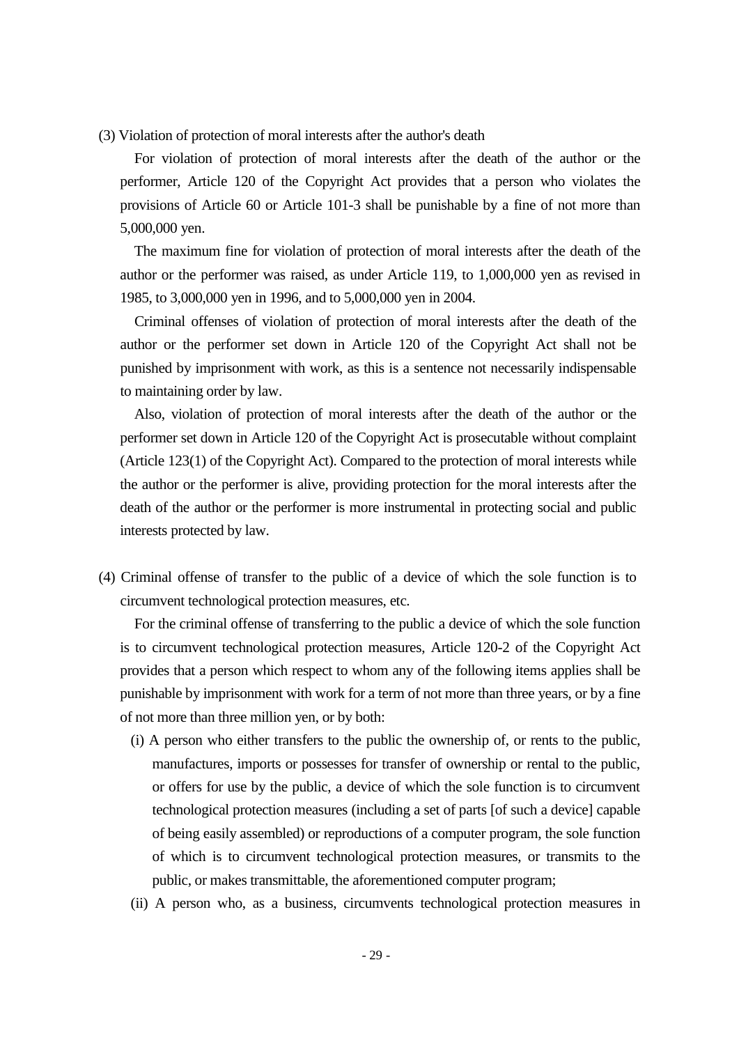(3) Violation of protection of moral interests after the author's death

For violation of protection of moral interests after the death of the author or the performer, Article 120 of the Copyright Act provides that a person who violates the provisions of Article 60 or Article 101-3 shall be punishable by a fine of not more than 5,000,000 yen.

The maximum fine for violation of protection of moral interests after the death of the author or the performer was raised, as under Article 119, to 1,000,000 yen as revised in 1985, to 3,000,000 yen in 1996, and to 5,000,000 yen in 2004.

Criminal offenses of violation of protection of moral interests after the death of the author or the performer set down in Article 120 of the Copyright Act shall not be punished by imprisonment with work, as this is a sentence not necessarily indispensable to maintaining order by law.

Also, violation of protection of moral interests after the death of the author or the performer set down in Article 120 of the Copyright Act is prosecutable without complaint (Article 123(1) of the Copyright Act). Compared to the protection of moral interests while the author or the performer is alive, providing protection for the moral interests after the death of the author or the performer is more instrumental in protecting social and public interests protected by law.

(4) Criminal offense of transfer to the public of a device of which the sole function is to circumvent technological protection measures, etc.

For the criminal offense of transferring to the public a device of which the sole function is to circumvent technological protection measures, Article 120-2 of the Copyright Act provides that a person which respect to whom any of the following items applies shall be punishable by imprisonment with work for a term of not more than three years, or by a fine of not more than three million yen, or by both:

(i) A person who either transfers to the public the ownership of, or rents to the public, manufactures, imports or possesses for transfer of ownership or rental to the public, or offers for use by the public, a device of which the sole function is to circumvent technological protection measures (including a set of parts [of such a device] capable of being easily assembled) or reproductions of a computer program, the sole function of which is to circumvent technological protection measures, or transmits to the public, or makes transmittable, the aforementioned computer program;

(ii) A person who, as a business, circumvents technological protection measures in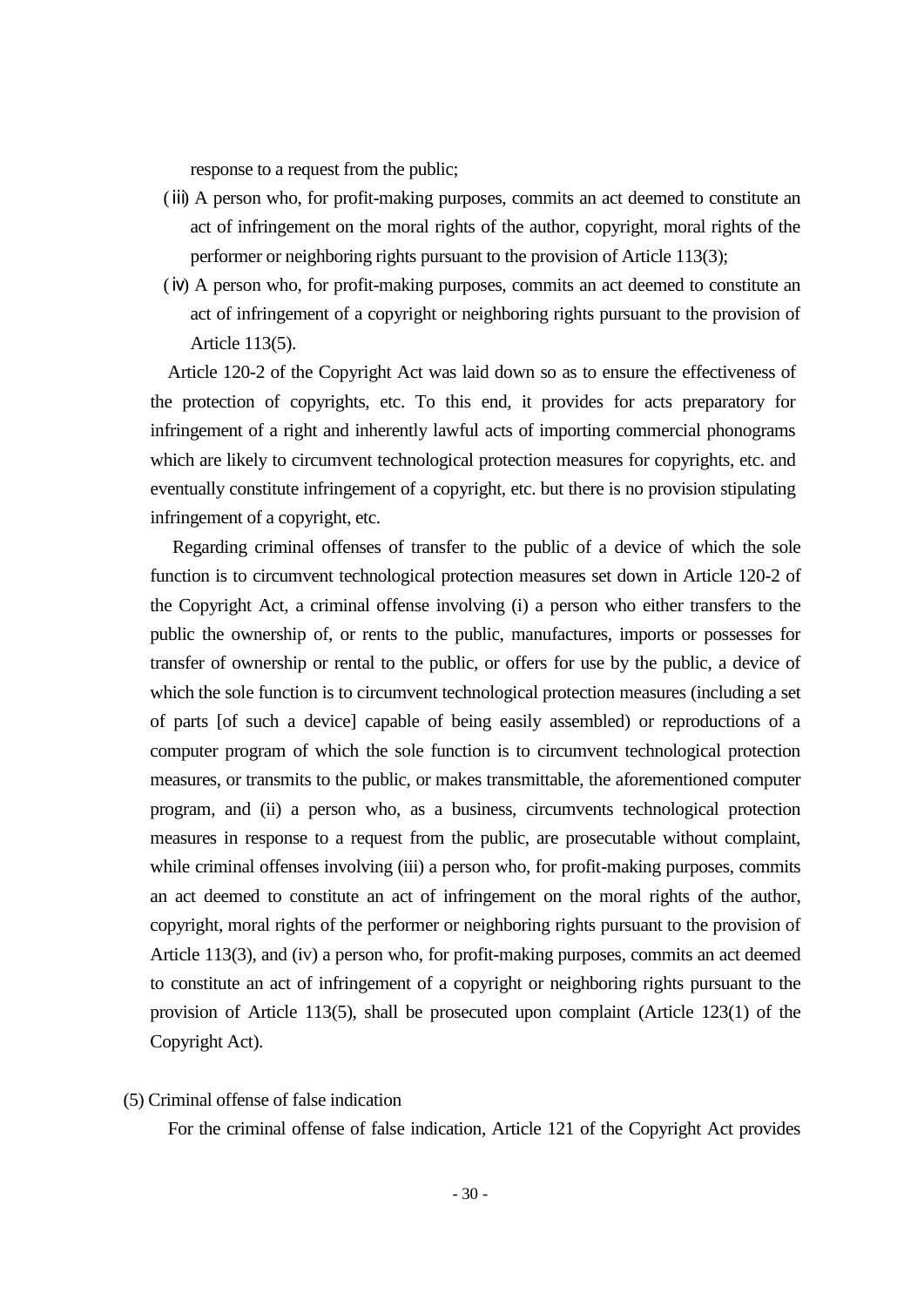response to a request from the public;

(iii) A person who, for profit-making purposes, commits an act deemed to constitute an act of infringement on the moral rights of the author, copyright, moral rights of the performer or neighboring rights pursuant to the provision of Article 113(3);

(iv) A person who, for profit-making purposes, commits an act deemed to constitute an act of infringement of a copyright or neighboring rights pursuant to the provision of Article 113(5).

Article 120-2 of the Copyright Act was laid down so as to ensure the effectiveness of the protection of copyrights, etc. To this end, it provides for acts preparatory for infringement of a right and inherently lawful acts of importing commercial phonograms which are likely to circumvent technological protection measures for copyrights, etc. and eventually constitute infringement of a copyright, etc. but there is no provision stipulating infringement of a copyright, etc.

Regarding criminal offenses of transfer to the public of a device of which the sole function is to circumvent technological protection measures set down in Article 120-2 of the Copyright Act, a criminal offense involving (i) a person who either transfers to the public the ownership of, or rents to the public, manufactures, imports or possesses for transfer of ownership or rental to the public, or offers for use by the public, a device of which the sole function is to circumvent technological protection measures (including a set of parts [of such a device] capable of being easily assembled) or reproductions of a computer program of which the sole function is to circumvent technological protection measures, or transmits to the public, or makes transmittable, the aforementioned computer program, and (ii) a person who, as a business, circumvents technological protection measures in response to a request from the public, are prosecutable without complaint, while criminal offenses involving (iii) a person who, for profit-making purposes, commits an act deemed to constitute an act of infringement on the moral rights of the author, copyright, moral rights of the performer or neighboring rights pursuant to the provision of Article 113(3), and (iv) a person who, for profit-making purposes, commits an act deemed to constitute an act of infringement of a copyright or neighboring rights pursuant to the provision of Article 113(5), shall be prosecuted upon complaint (Article 123(1) of the Copyright Act).

(5) Criminal offense of false indication

For the criminal offense of false indication, Article 121 of the Copyright Act provides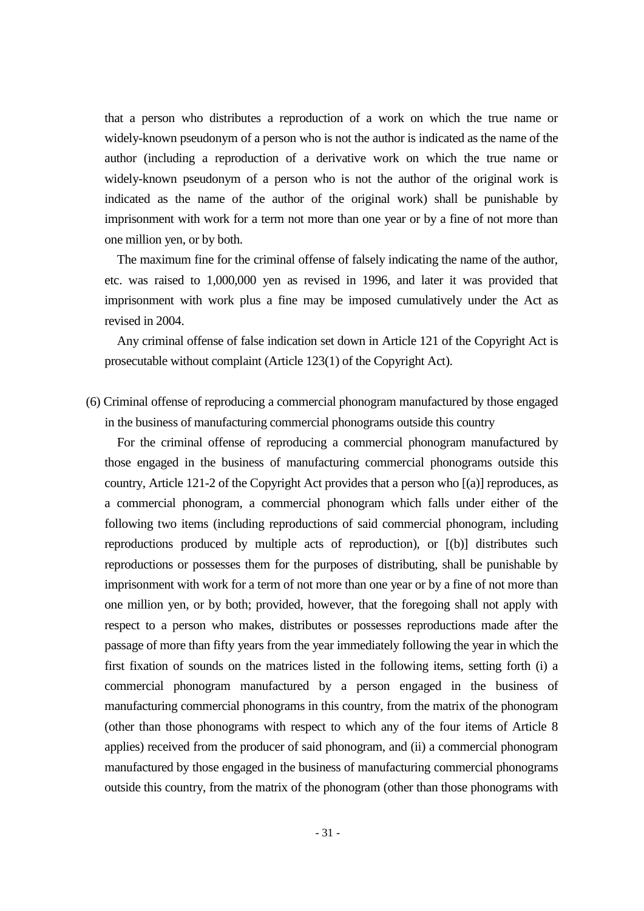that a person who distributes a reproduction of a work on which the true name or widely-known pseudonym of a person who is not the author is indicated as the name of the author (including a reproduction of a derivative work on which the true name or widely-known pseudonym of a person who is not the author of the original work is indicated as the name of the author of the original work) shall be punishable by imprisonment with work for a term not more than one year or by a fine of not more than one million yen, or by both.

The maximum fine for the criminal offense of falsely indicating the name of the author, etc. was raised to 1,000,000 yen as revised in 1996, and later it was provided that imprisonment with work plus a fine may be imposed cumulatively under the Act as revised in 2004.

Any criminal offense of false indication set down in Article 121 of the Copyright Act is prosecutable without complaint (Article 123(1) of the Copyright Act).

(6) Criminal offense of reproducing a commercial phonogram manufactured by those engaged in the business of manufacturing commercial phonograms outside this country

For the criminal offense of reproducing a commercial phonogram manufactured by those engaged in the business of manufacturing commercial phonograms outside this country, Article 121-2 of the Copyright Act provides that a person who [(a)] reproduces, as a commercial phonogram, a commercial phonogram which falls under either of the following two items (including reproductions of said commercial phonogram, including reproductions produced by multiple acts of reproduction), or [(b)] distributes such reproductions or possesses them for the purposes of distributing, shall be punishable by imprisonment with work for a term of not more than one year or by a fine of not more than one million yen, or by both; provided, however, that the foregoing shall not apply with respect to a person who makes, distributes or possesses reproductions made after the passage of more than fifty years from the year immediately following the year in which the first fixation of sounds on the matrices listed in the following items, setting forth (i) a commercial phonogram manufactured by a person engaged in the business of manufacturing commercial phonograms in this country, from the matrix of the phonogram (other than those phonograms with respect to which any of the four items of Article 8 applies) received from the producer of said phonogram, and (ii) a commercial phonogram manufactured by those engaged in the business of manufacturing commercial phonograms outside this country, from the matrix of the phonogram (other than those phonograms with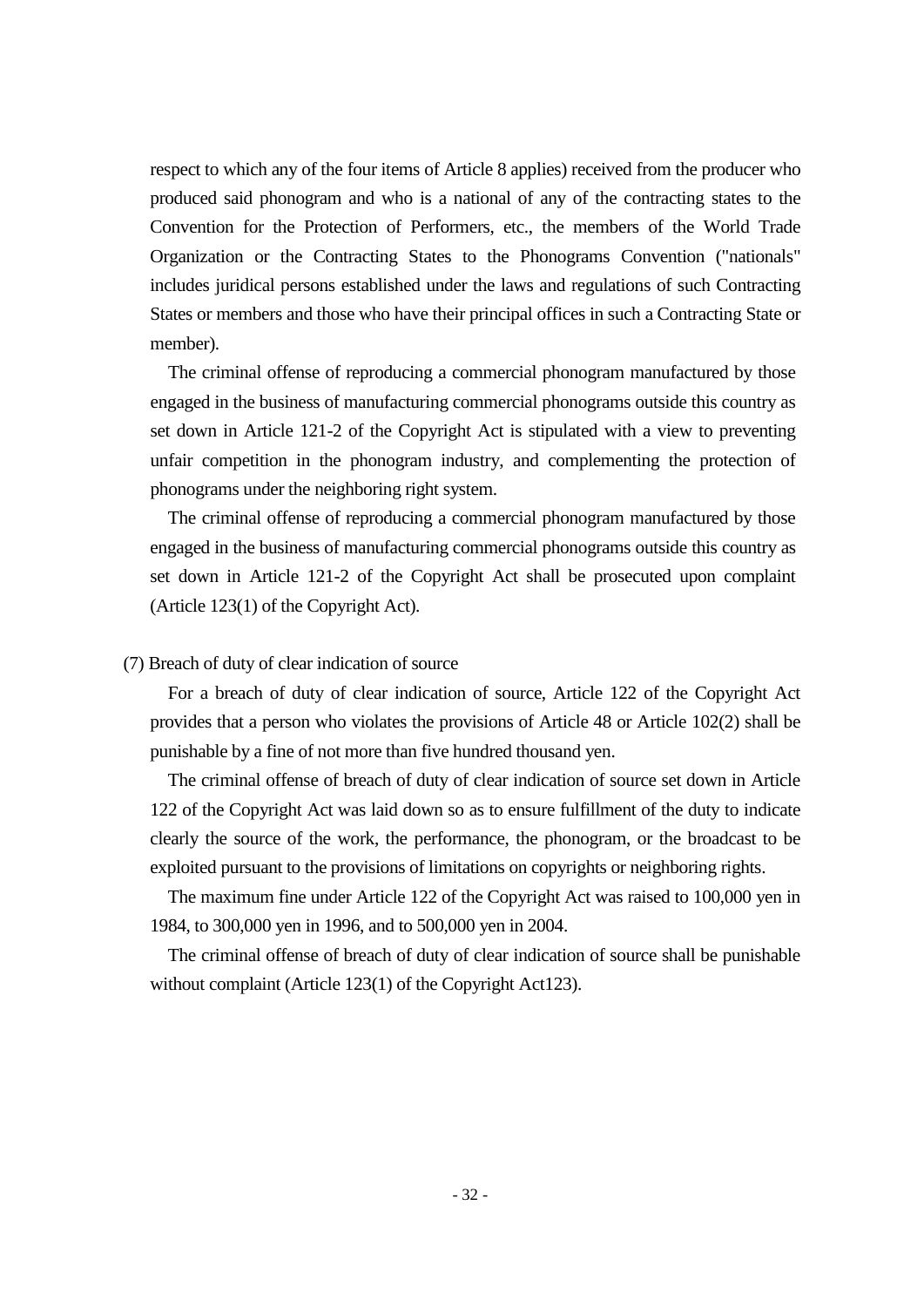respect to which any of the four items of Article 8 applies) received from the producer who produced said phonogram and who is a national of any of the contracting states to the Convention for the Protection of Performers, etc., the members of the World Trade Organization or the Contracting States to the Phonograms Convention ("nationals" includes juridical persons established under the laws and regulations of such Contracting States or members and those who have their principal offices in such a Contracting State or member).

The criminal offense of reproducing a commercial phonogram manufactured by those engaged in the business of manufacturing commercial phonograms outside this country as set down in Article 121-2 of the Copyright Act is stipulated with a view to preventing unfair competition in the phonogram industry, and complementing the protection of phonograms under the neighboring right system.

The criminal offense of reproducing a commercial phonogram manufactured by those engaged in the business of manufacturing commercial phonograms outside this country as set down in Article 121-2 of the Copyright Act shall be prosecuted upon complaint (Article 123(1) of the Copyright Act).

(7) Breach of duty of clear indication of source

For a breach of duty of clear indication of source, Article 122 of the Copyright Act provides that a person who violates the provisions of Article 48 or Article 102(2) shall be punishable by a fine of not more than five hundred thousand yen.

The criminal offense of breach of duty of clear indication of source set down in Article 122 of the Copyright Act was laid down so as to ensure fulfillment of the duty to indicate clearly the source of the work, the performance, the phonogram, or the broadcast to be exploited pursuant to the provisions of limitations on copyrights or neighboring rights.

The maximum fine under Article 122 of the Copyright Act was raised to 100,000 yen in 1984, to 300,000 yen in 1996, and to 500,000 yen in 2004.

The criminal offense of breach of duty of clear indication of source shall be punishable without complaint (Article 123(1) of the Copyright Act123).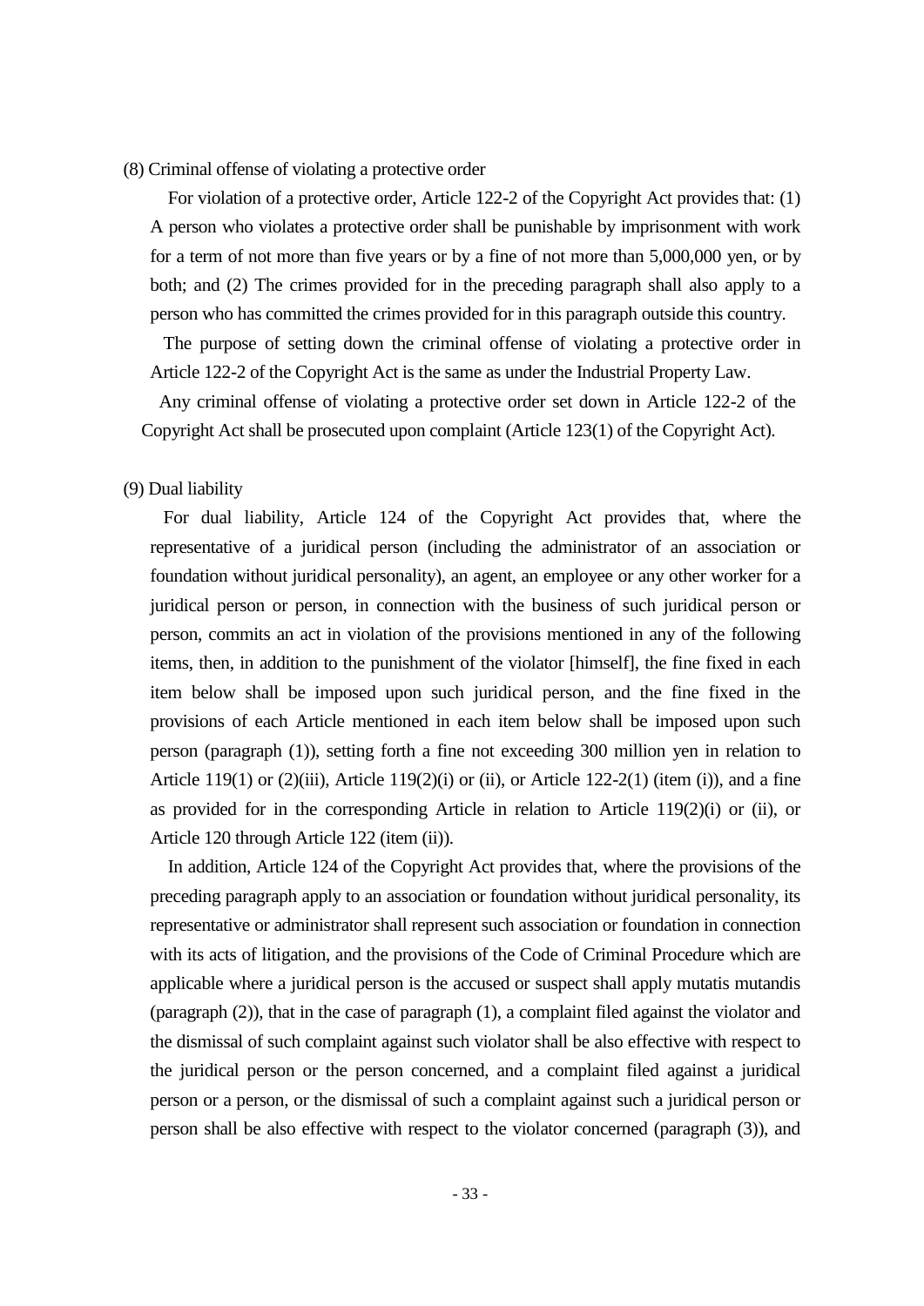(8) Criminal offense of violating a protective order

For violation of a protective order, Article 122-2 of the Copyright Act provides that: (1) A person who violates a protective order shall be punishable by imprisonment with work for a term of not more than five years or by a fine of not more than 5,000,000 yen, or by both; and (2) The crimes provided for in the preceding paragraph shall also apply to a person who has committed the crimes provided for in this paragraph outside this country.

The purpose of setting down the criminal offense of violating a protective order in Article 122-2 of the Copyright Act is the same as under the Industrial Property Law.

Any criminal offense of violating a protective order set down in Article 122-2 of the Copyright Act shall be prosecuted upon complaint (Article 123(1) of the Copyright Act).

(9) Dual liability

For dual liability, Article 124 of the Copyright Act provides that, where the representative of a juridical person (including the administrator of an association or foundation without juridical personality), an agent, an employee or any other worker for a juridical person or person, in connection with the business of such juridical person or person, commits an act in violation of the provisions mentioned in any of the following items, then, in addition to the punishment of the violator [himself], the fine fixed in each item below shall be imposed upon such juridical person, and the fine fixed in the provisions of each Article mentioned in each item below shall be imposed upon such person (paragraph (1)), setting forth a fine not exceeding 300 million yen in relation to Article 119(1) or (2)(iii), Article 119(2)(i) or (ii), or Article 122-2(1) (item (i)), and a fine as provided for in the corresponding Article in relation to Article 119(2)(i) or (ii), or Article 120 through Article 122 (item (ii)).

In addition, Article 124 of the Copyright Act provides that, where the provisions of the preceding paragraph apply to an association or foundation without juridical personality, its representative or administrator shall represent such association or foundation in connection with its acts of litigation, and the provisions of the Code of Criminal Procedure which are applicable where a juridical person is the accused or suspect shall apply mutatis mutandis (paragraph (2)), that in the case of paragraph (1), a complaint filed against the violator and the dismissal of such complaint against such violator shall be also effective with respect to the juridical person or the person concerned, and a complaint filed against a juridical person or a person, or the dismissal of such a complaint against such a juridical person or person shall be also effective with respect to the violator concerned (paragraph (3)), and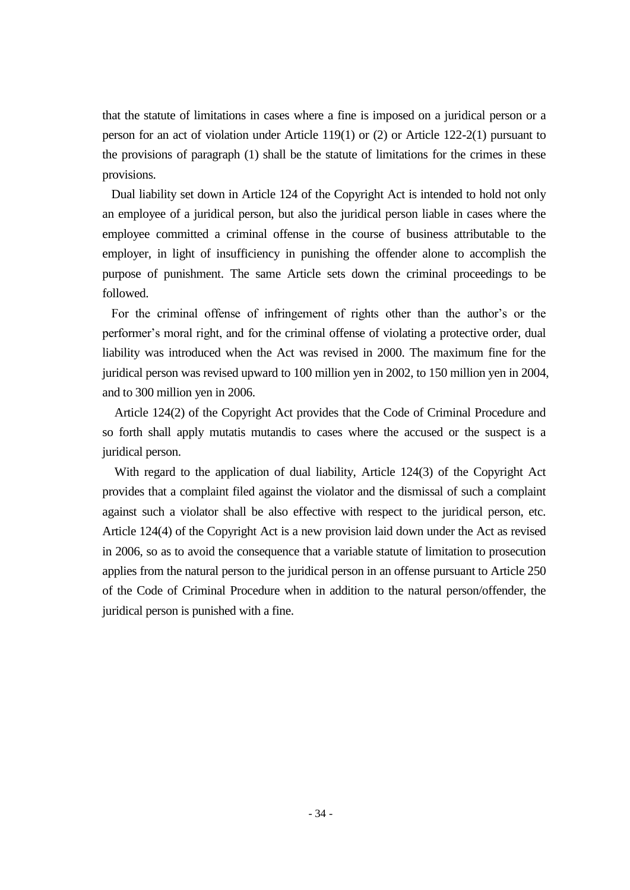that the statute of limitations in cases where a fine is imposed on a juridical person or a person for an act of violation under Article 119(1) or (2) or Article 122-2(1) pursuant to the provisions of paragraph (1) shall be the statute of limitations for the crimes in these provisions.

Dual liability set down in Article 124 of the Copyright Act is intended to hold not only an employee of a juridical person, but also the juridical person liable in cases where the employee committed a criminal offense in the course of business attributable to the employer, in light of insufficiency in punishing the offender alone to accomplish the purpose of punishment. The same Article sets down the criminal proceedings to be followed.

For the criminal offense of infringement of rights other than the author's or the performer's moral right, and for the criminal offense of violating a protective order, dual liability was introduced when the Act was revised in 2000. The maximum fine for the juridical person was revised upward to 100 million yen in 2002, to 150 million yen in 2004, and to 300 million yen in 2006.

Article 124(2) of the Copyright Act provides that the Code of Criminal Procedure and so forth shall apply mutatis mutandis to cases where the accused or the suspect is a juridical person.

With regard to the application of dual liability, Article 124(3) of the Copyright Act provides that a complaint filed against the violator and the dismissal of such a complaint against such a violator shall be also effective with respect to the juridical person, etc. Article 124(4) of the Copyright Act is a new provision laid down under the Act as revised in 2006, so as to avoid the consequence that a variable statute of limitation to prosecution applies from the natural person to the juridical person in an offense pursuant to Article 250 of the Code of Criminal Procedure when in addition to the natural person/offender, the juridical person is punished with a fine.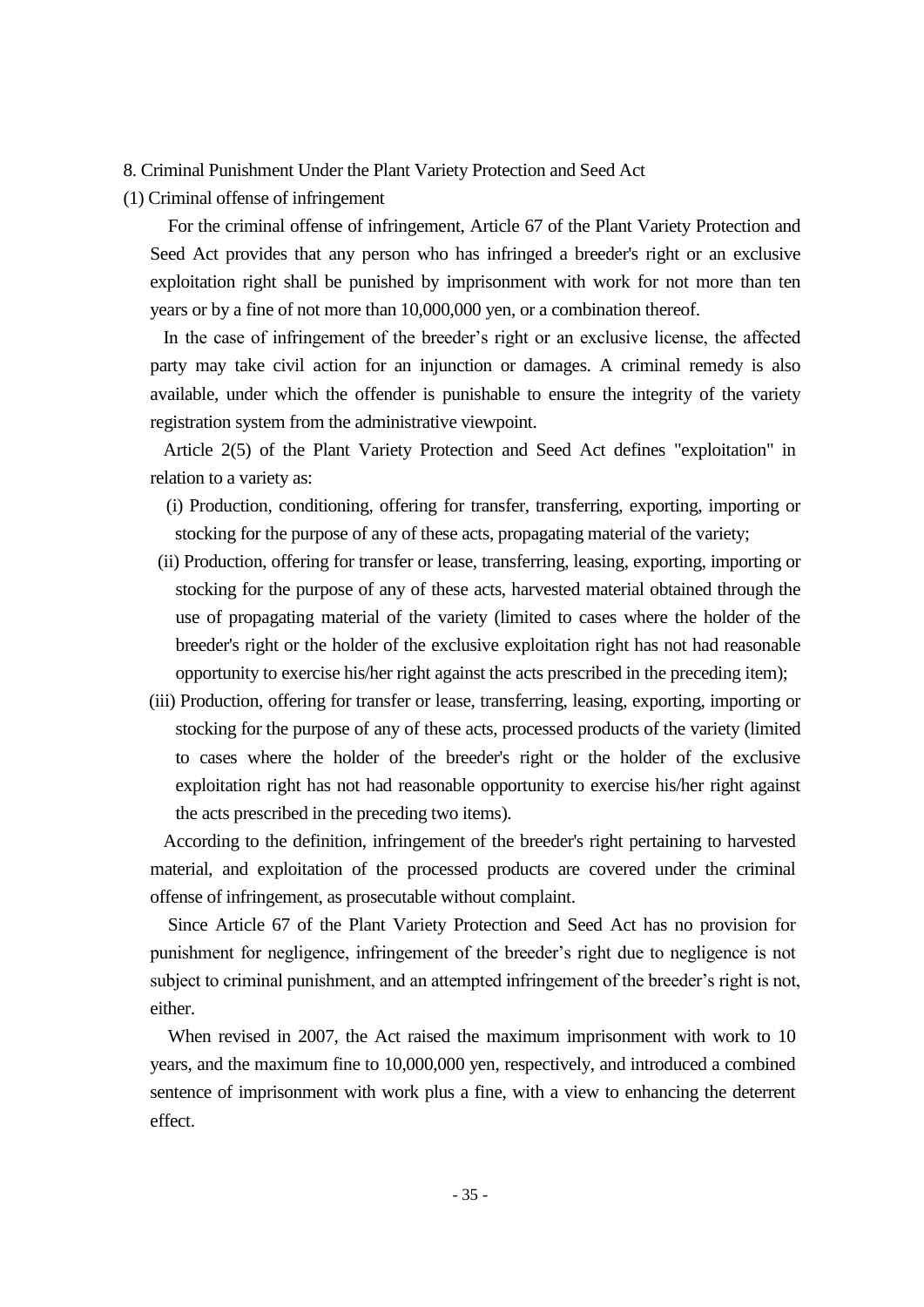## 8. Criminal Punishment Under the Plant Variety Protection and Seed Act

### (1) Criminal offense of infringement

For the criminal offense of infringement, Article 67 of the Plant Variety Protection and Seed Act provides that any person who has infringed a breeder's right or an exclusive exploitation right shall be punished by imprisonment with work for not more than ten years or by a fine of not more than 10,000,000 yen, or a combination thereof.

In the case of infringement of the breeder's right or an exclusive license, the affected party may take civil action for an injunction or damages. A criminal remedy is also available, under which the offender is punishable to ensure the integrity of the variety registration system from the administrative viewpoint.

Article 2(5) of the Plant Variety Protection and Seed Act defines "exploitation" in relation to a variety as:

(i) Production, conditioning, offering for transfer, transferring, exporting, importing or stocking for the purpose of any of these acts, propagating material of the variety;

(ii) Production, offering for transfer or lease, transferring, leasing, exporting, importing or stocking for the purpose of any of these acts, harvested material obtained through the use of propagating material of the variety (limited to cases where the holder of the breeder's right or the holder of the exclusive exploitation right has not had reasonable opportunity to exercise his/her right against the acts prescribed in the preceding item);

(iii) Production, offering for transfer or lease, transferring, leasing, exporting, importing or stocking for the purpose of any of these acts, processed products of the variety (limited to cases where the holder of the breeder's right or the holder of the exclusive exploitation right has not had reasonable opportunity to exercise his/her right against the acts prescribed in the preceding two items).

According to the definition, infringement of the breeder's right pertaining to harvested material, and exploitation of the processed products are covered under the criminal offense of infringement, as prosecutable without complaint.

Since Article 67 of the Plant Variety Protection and Seed Act has no provision for punishment for negligence, infringement of the breeder's right due to negligence is not subject to criminal punishment, and an attempted infringement of the breeder's right is not, either.

When revised in 2007, the Act raised the maximum imprisonment with work to 10 years, and the maximum fine to 10,000,000 yen, respectively, and introduced a combined sentence of imprisonment with work plus a fine, with a view to enhancing the deterrent effect.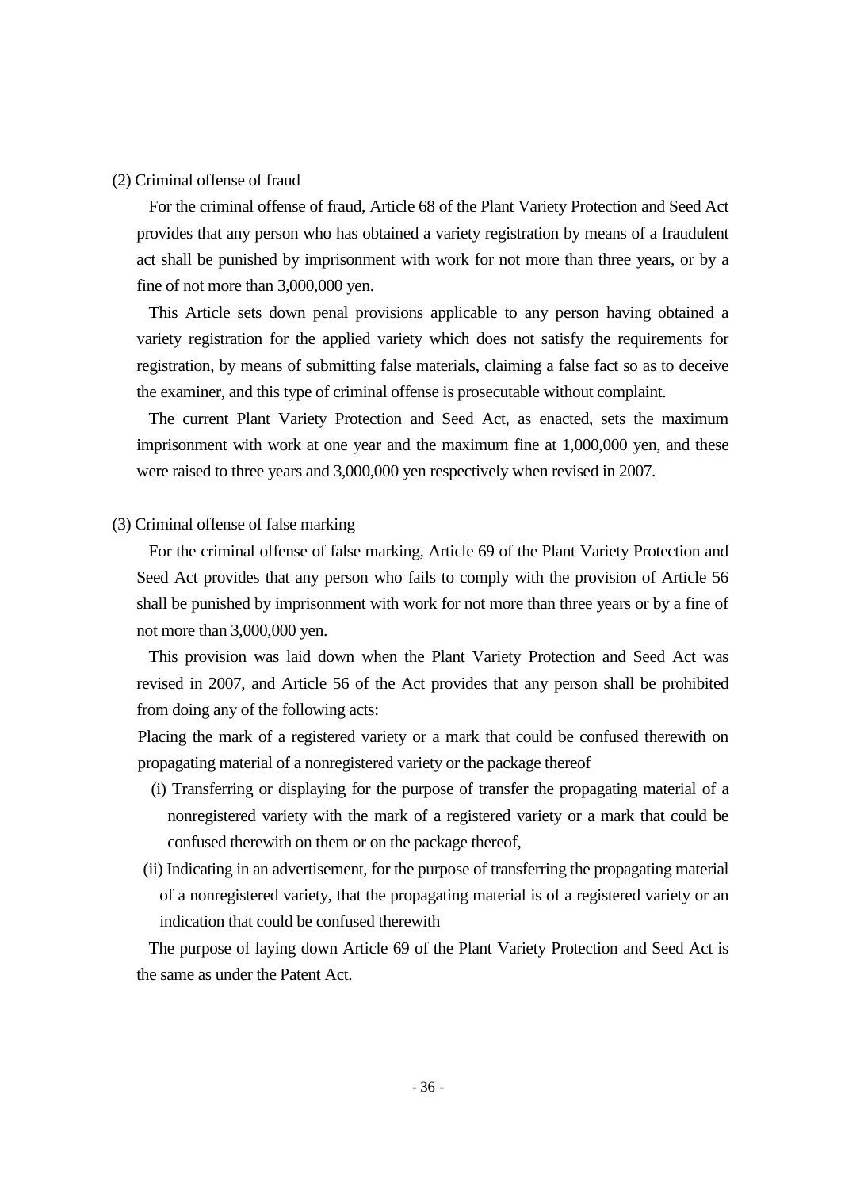(2) Criminal offense of fraud

For the criminal offense of fraud, Article 68 of the Plant Variety Protection and Seed Act provides that any person who has obtained a variety registration by means of a fraudulent act shall be punished by imprisonment with work for not more than three years, or by a fine of not more than 3,000,000 yen.

This Article sets down penal provisions applicable to any person having obtained a variety registration for the applied variety which does not satisfy the requirements for registration, by means of submitting false materials, claiming a false fact so as to deceive the examiner, and this type of criminal offense is prosecutable without complaint.

The current Plant Variety Protection and Seed Act, as enacted, sets the maximum imprisonment with work at one year and the maximum fine at 1,000,000 yen, and these were raised to three years and 3,000,000 yen respectively when revised in 2007.

(3) Criminal offense of false marking

For the criminal offense of false marking, Article 69 of the Plant Variety Protection and Seed Act provides that any person who fails to comply with the provision of Article 56 shall be punished by imprisonment with work for not more than three years or by a fine of not more than 3,000,000 yen.

This provision was laid down when the Plant Variety Protection and Seed Act was revised in 2007, and Article 56 of the Act provides that any person shall be prohibited from doing any of the following acts:

Placing the mark of a registered variety or a mark that could be confused therewith on propagating material of a nonregistered variety or the package thereof

(i) Transferring or displaying for the purpose of transfer the propagating material of a nonregistered variety with the mark of a registered variety or a mark that could be confused therewith on them or on the package thereof,

(ii) Indicating in an advertisement, for the purpose of transferring the propagating material of a nonregistered variety, that the propagating material is of a registered variety or an indication that could be confused therewith

The purpose of laying down Article 69 of the Plant Variety Protection and Seed Act is the same as under the Patent Act.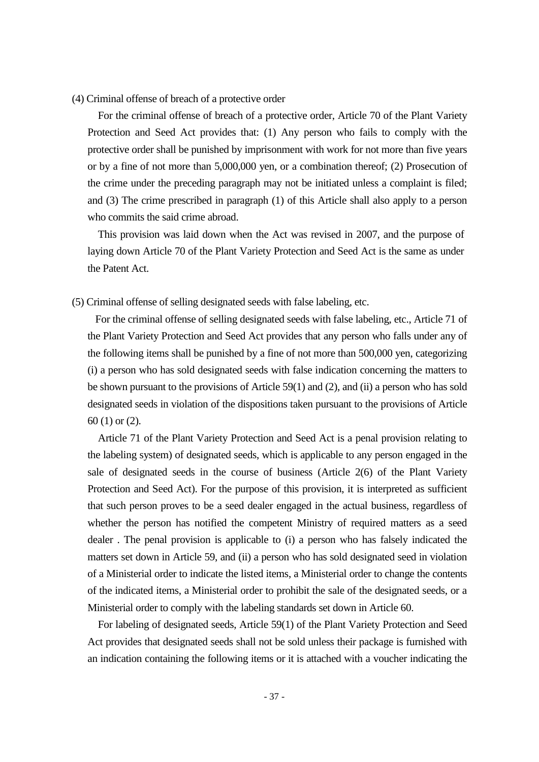(4) Criminal offense of breach of a protective order

For the criminal offense of breach of a protective order, Article 70 of the Plant Variety Protection and Seed Act provides that: (1) Any person who fails to comply with the protective order shall be punished by imprisonment with work for not more than five years or by a fine of not more than 5,000,000 yen, or a combination thereof; (2) Prosecution of the crime under the preceding paragraph may not be initiated unless a complaint is filed; and (3) The crime prescribed in paragraph (1) of this Article shall also apply to a person who commits the said crime abroad.

This provision was laid down when the Act was revised in 2007, and the purpose of laying down Article 70 of the Plant Variety Protection and Seed Act is the same as under the Patent Act.

(5) Criminal offense of selling designated seeds with false labeling, etc.

For the criminal offense of selling designated seeds with false labeling, etc., Article 71 of the Plant Variety Protection and Seed Act provides that any person who falls under any of the following items shall be punished by a fine of not more than 500,000 yen, categorizing (i) a person who has sold designated seeds with false indication concerning the matters to be shown pursuant to the provisions of Article 59(1) and (2), and (ii) a person who has sold designated seeds in violation of the dispositions taken pursuant to the provisions of Article 60 (1) or (2).

Article 71 of the Plant Variety Protection and Seed Act is a penal provision relating to the labeling system) of designated seeds, which is applicable to any person engaged in the sale of designated seeds in the course of business (Article 2(6) of the Plant Variety Protection and Seed Act). For the purpose of this provision, it is interpreted as sufficient that such person proves to be a seed dealer engaged in the actual business, regardless of whether the person has notified the competent Ministry of required matters as a seed dealer . The penal provision is applicable to (i) a person who has falsely indicated the matters set down in Article 59, and (ii) a person who has sold designated seed in violation of a Ministerial order to indicate the listed items, a Ministerial order to change the contents of the indicated items, a Ministerial order to prohibit the sale of the designated seeds, or a Ministerial order to comply with the labeling standards set down in Article 60.

For labeling of designated seeds, Article 59(1) of the Plant Variety Protection and Seed Act provides that designated seeds shall not be sold unless their package is furnished with an indication containing the following items or it is attached with a voucher indicating the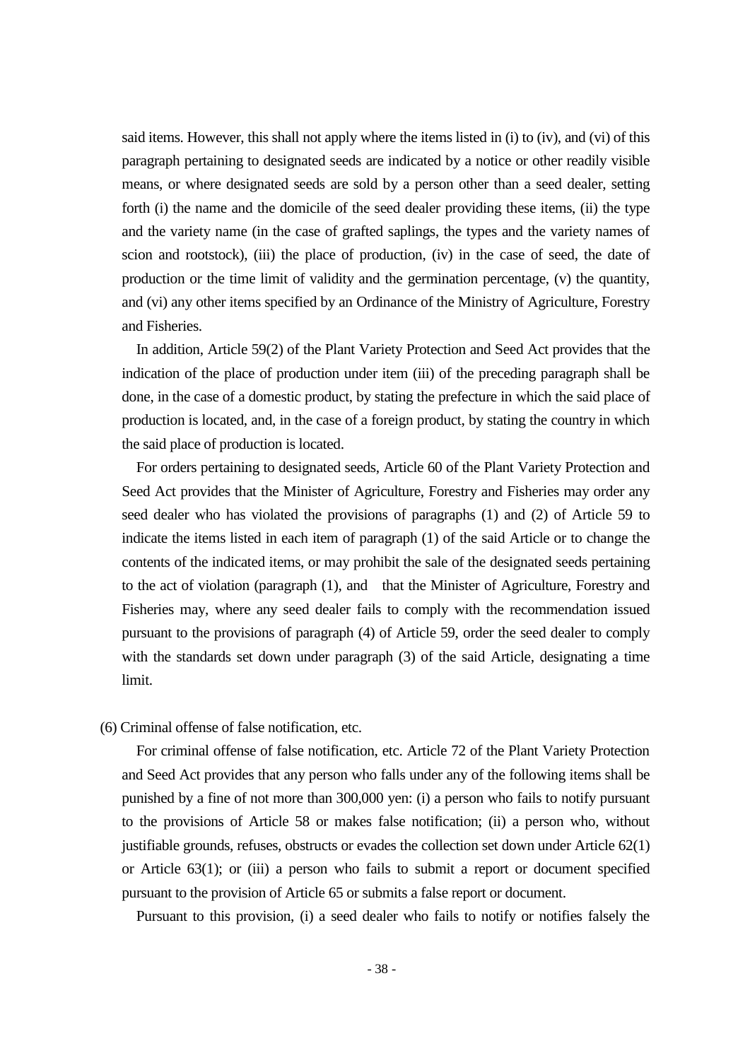said items. However, this shall not apply where the items listed in (i) to (iv), and (vi) of this paragraph pertaining to designated seeds are indicated by a notice or other readily visible means, or where designated seeds are sold by a person other than a seed dealer, setting forth (i) the name and the domicile of the seed dealer providing these items, (ii) the type and the variety name (in the case of grafted saplings, the types and the variety names of scion and rootstock), (iii) the place of production, (iv) in the case of seed, the date of production or the time limit of validity and the germination percentage, (v) the quantity, and (vi) any other items specified by an Ordinance of the Ministry of Agriculture, Forestry and Fisheries.

In addition, Article 59(2) of the Plant Variety Protection and Seed Act provides that the indication of the place of production under item (iii) of the preceding paragraph shall be done, in the case of a domestic product, by stating the prefecture in which the said place of production is located, and, in the case of a foreign product, by stating the country in which the said place of production is located.

For orders pertaining to designated seeds, Article 60 of the Plant Variety Protection and Seed Act provides that the Minister of Agriculture, Forestry and Fisheries may order any seed dealer who has violated the provisions of paragraphs (1) and (2) of Article 59 to indicate the items listed in each item of paragraph (1) of the said Article or to change the contents of the indicated items, or may prohibit the sale of the designated seeds pertaining to the act of violation (paragraph (1), and that the Minister of Agriculture, Forestry and Fisheries may, where any seed dealer fails to comply with the recommendation issued pursuant to the provisions of paragraph (4) of Article 59, order the seed dealer to comply with the standards set down under paragraph (3) of the said Article, designating a time limit.

(6) Criminal offense of false notification, etc.

For criminal offense of false notification, etc. Article 72 of the Plant Variety Protection and Seed Act provides that any person who falls under any of the following items shall be punished by a fine of not more than 300,000 yen: (i) a person who fails to notify pursuant to the provisions of Article 58 or makes false notification; (ii) a person who, without justifiable grounds, refuses, obstructs or evades the collection set down under Article 62(1) or Article 63(1); or (iii) a person who fails to submit a report or document specified pursuant to the provision of Article 65 or submits a false report or document.

Pursuant to this provision, (i) a seed dealer who fails to notify or notifies falsely the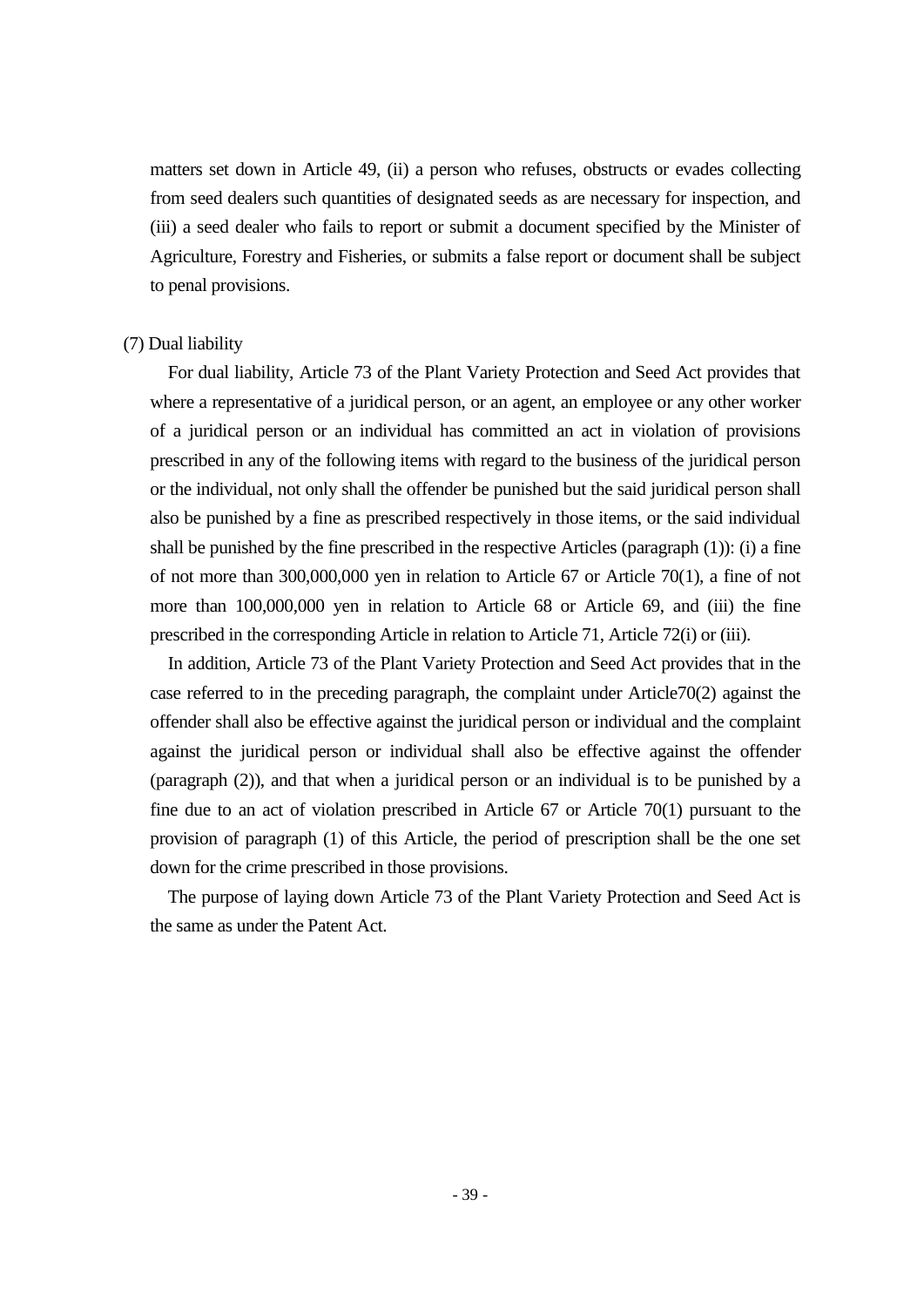matters set down in Article 49, (ii) a person who refuses, obstructs or evades collecting from seed dealers such quantities of designated seeds as are necessary for inspection, and (iii) a seed dealer who fails to report or submit a document specified by the Minister of Agriculture, Forestry and Fisheries, or submits a false report or document shall be subject to penal provisions.

(7) Dual liability

For dual liability, Article 73 of the Plant Variety Protection and Seed Act provides that where a representative of a juridical person, or an agent, an employee or any other worker of a juridical person or an individual has committed an act in violation of provisions prescribed in any of the following items with regard to the business of the juridical person or the individual, not only shall the offender be punished but the said juridical person shall also be punished by a fine as prescribed respectively in those items, or the said individual shall be punished by the fine prescribed in the respective Articles (paragraph (1)): (i) a fine of not more than 300,000,000 yen in relation to Article 67 or Article 70(1), a fine of not more than 100,000,000 yen in relation to Article 68 or Article 69, and (iii) the fine prescribed in the corresponding Article in relation to Article 71, Article 72(i) or (iii).

In addition, Article 73 of the Plant Variety Protection and Seed Act provides that in the case referred to in the preceding paragraph, the complaint under Article70(2) against the offender shall also be effective against the juridical person or individual and the complaint against the juridical person or individual shall also be effective against the offender (paragraph (2)), and that when a juridical person or an individual is to be punished by a fine due to an act of violation prescribed in Article 67 or Article 70(1) pursuant to the provision of paragraph (1) of this Article, the period of prescription shall be the one set down for the crime prescribed in those provisions.

The purpose of laying down Article 73 of the Plant Variety Protection and Seed Act is the same as under the Patent Act.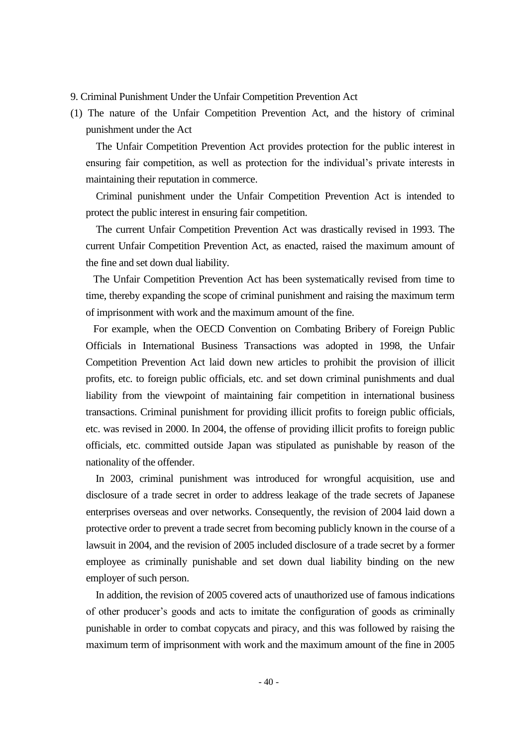## 9. Criminal Punishment Under the Unfair Competition Prevention Act

### (1) The nature of the Unfair Competition Prevention Act, and the history of criminal punishment under the Act

The Unfair Competition Prevention Act provides protection for the public interest in ensuring fair competition, as well as protection for the individual's private interests in maintaining their reputation in commerce.

Criminal punishment under the Unfair Competition Prevention Act is intended to protect the public interest in ensuring fair competition.

The current Unfair Competition Prevention Act was drastically revised in 1993. The current Unfair Competition Prevention Act, as enacted, raised the maximum amount of the fine and set down dual liability.

The Unfair Competition Prevention Act has been systematically revised from time to time, thereby expanding the scope of criminal punishment and raising the maximum term of imprisonment with work and the maximum amount of the fine.

For example, when the OECD Convention on Combating Bribery of Foreign Public Officials in International Business Transactions was adopted in 1998, the Unfair Competition Prevention Act laid down new articles to prohibit the provision of illicit profits, etc. to foreign public officials, etc. and set down criminal punishments and dual liability from the viewpoint of maintaining fair competition in international business transactions. Criminal punishment for providing illicit profits to foreign public officials, etc. was revised in 2000. In 2004, the offense of providing illicit profits to foreign public officials, etc. committed outside Japan was stipulated as punishable by reason of the nationality of the offender.

In 2003, criminal punishment was introduced for wrongful acquisition, use and disclosure of a trade secret in order to address leakage of the trade secrets of Japanese enterprises overseas and over networks. Consequently, the revision of 2004 laid down a protective order to prevent a trade secret from becoming publicly known in the course of a lawsuit in 2004, and the revision of 2005 included disclosure of a trade secret by a former employee as criminally punishable and set down dual liability binding on the new employer of such person.

In addition, the revision of 2005 covered acts of unauthorized use of famous indications of other producer's goods and acts to imitate the configuration of goods as criminally punishable in order to combat copycats and piracy, and this was followed by raising the maximum term of imprisonment with work and the maximum amount of the fine in 2005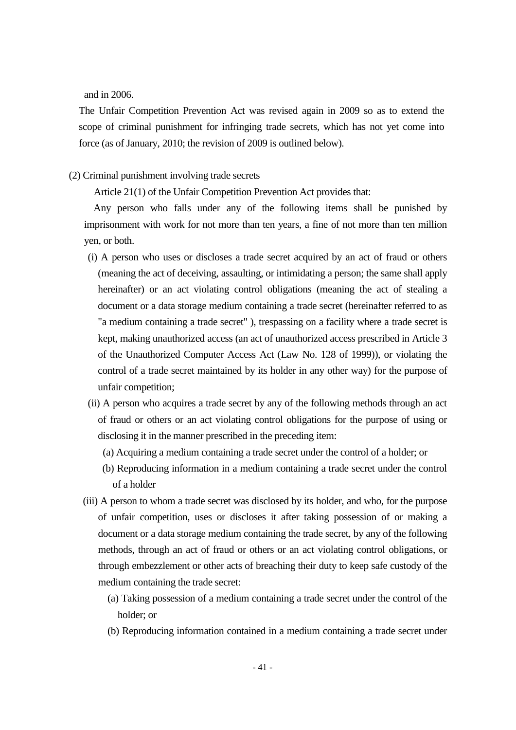and in 2006.

The Unfair Competition Prevention Act was revised again in 2009 so as to extend the scope of criminal punishment for infringing trade secrets, which has not yet come into force (as of January, 2010; the revision of 2009 is outlined below).

(2) Criminal punishment involving trade secrets

Article 21(1) of the Unfair Competition Prevention Act provides that:

Any person who falls under any of the following items shall be punished by imprisonment with work for not more than ten years, a fine of not more than ten million yen, or both.

(i) A person who uses or discloses a trade secret acquired by an act of fraud or others (meaning the act of deceiving, assaulting, or intimidating a person; the same shall apply hereinafter) or an act violating control obligations (meaning the act of stealing a document or a data storage medium containing a trade secret (hereinafter referred to as "a medium containing a trade secret" ), trespassing on a facility where a trade secret is kept, making unauthorized access (an act of unauthorized access prescribed in Article 3 of the Unauthorized Computer Access Act (Law No. 128 of 1999)), or violating the control of a trade secret maintained by its holder in any other way) for the purpose of unfair competition;

(ii) A person who acquires a trade secret by any of the following methods through an act of fraud or others or an act violating control obligations for the purpose of using or disclosing it in the manner prescribed in the preceding item:

(a) Acquiring a medium containing a trade secret under the control of a holder; or

(b) Reproducing information in a medium containing a trade secret under the control of a holder

(iii) A person to whom a trade secret was disclosed by its holder, and who, for the purpose of unfair competition, uses or discloses it after taking possession of or making a document or a data storage medium containing the trade secret, by any of the following methods, through an act of fraud or others or an act violating control obligations, or through embezzlement or other acts of breaching their duty to keep safe custody of the medium containing the trade secret:

(a) Taking possession of a medium containing a trade secret under the control of the holder; or

(b) Reproducing information contained in a medium containing a trade secret under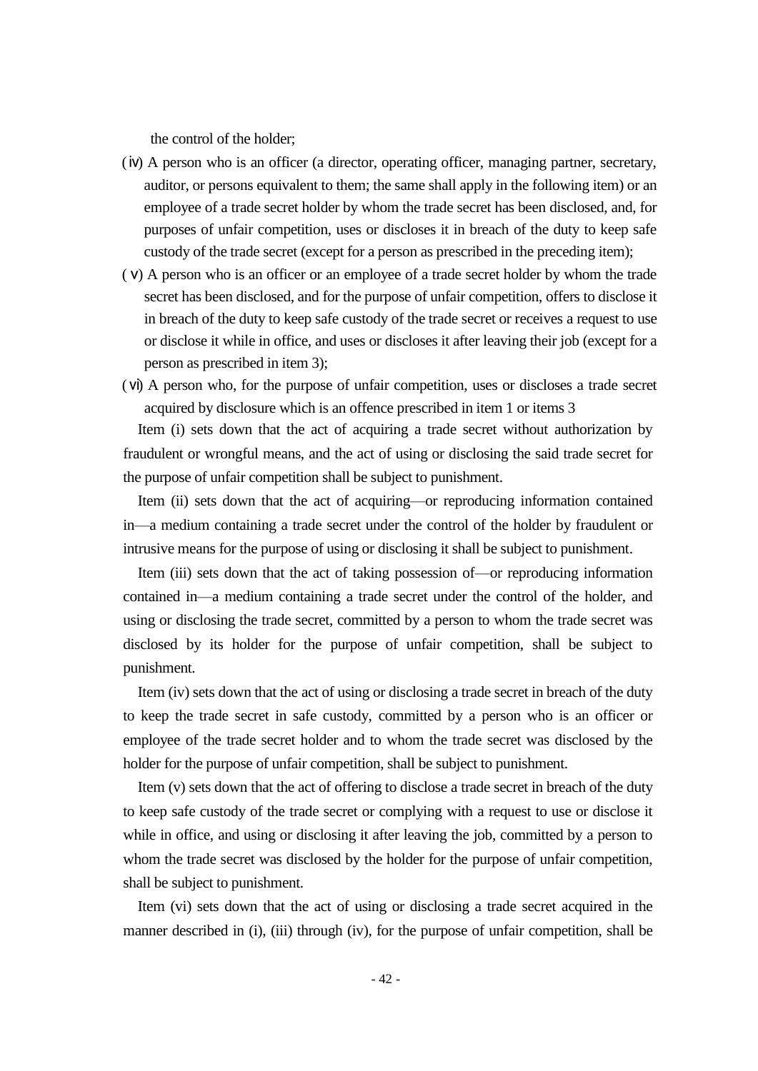the control of the holder;

(ⅳ) A person who is an officer (a director, operating officer, managing partner, secretary, auditor, or persons equivalent to them; the same shall apply in the following item) or an employee of a trade secret holder by whom the trade secret has been disclosed, and, for purposes of unfair competition, uses or discloses it in breach of the duty to keep safe custody of the trade secret (except for a person as prescribed in the preceding item);

(ⅴ) A person who is an officer or an employee of a trade secret holder by whom the trade secret has been disclosed, and for the purpose of unfair competition, offers to disclose it in breach of the duty to keep safe custody of the trade secret or receives a request to use or disclose it while in office, and uses or discloses it after leaving their job (except for a person as prescribed in item 3);

(ⅵ) A person who, for the purpose of unfair competition, uses or discloses a trade secret acquired by disclosure which is an offence prescribed in item 1 or items 3

Item (i) sets down that the act of acquiring a trade secret without authorization by fraudulent or wrongful means, and the act of using or disclosing the said trade secret for the purpose of unfair competition shall be subject to punishment.

Item (ii) sets down that the act of acquiring—or reproducing information contained in—a medium containing a trade secret under the control of the holder by fraudulent or intrusive means for the purpose of using or disclosing it shall be subject to punishment.

Item (iii) sets down that the act of taking possession of—or reproducing information contained in—a medium containing a trade secret under the control of the holder, and using or disclosing the trade secret, committed by a person to whom the trade secret was disclosed by its holder for the purpose of unfair competition, shall be subject to punishment.

Item (iv) sets down that the act of using or disclosing a trade secret in breach of the duty to keep the trade secret in safe custody, committed by a person who is an officer or employee of the trade secret holder and to whom the trade secret was disclosed by the holder for the purpose of unfair competition, shall be subject to punishment.

Item (v) sets down that the act of offering to disclose a trade secret in breach of the duty to keep safe custody of the trade secret or complying with a request to use or disclose it while in office, and using or disclosing it after leaving the job, committed by a person to whom the trade secret was disclosed by the holder for the purpose of unfair competition, shall be subject to punishment.

Item (vi) sets down that the act of using or disclosing a trade secret acquired in the manner described in (i), (iii) through (iv), for the purpose of unfair competition, shall be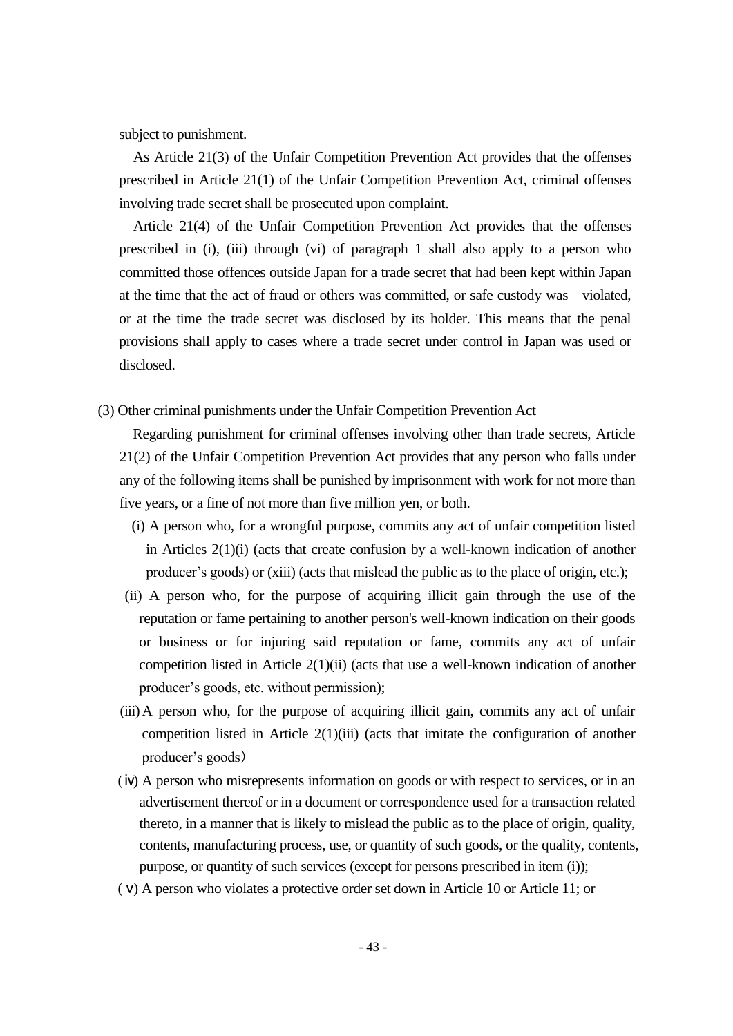subject to punishment.

As Article 21(3) of the Unfair Competition Prevention Act provides that the offenses prescribed in Article 21(1) of the Unfair Competition Prevention Act, criminal offenses involving trade secret shall be prosecuted upon complaint.

Article 21(4) of the Unfair Competition Prevention Act provides that the offenses prescribed in (i), (iii) through (vi) of paragraph 1 shall also apply to a person who committed those offences outside Japan for a trade secret that had been kept within Japan at the time that the act of fraud or others was committed, or safe custody was violated, or at the time the trade secret was disclosed by its holder. This means that the penal provisions shall apply to cases where a trade secret under control in Japan was used or disclosed.

(3) Other criminal punishments under the Unfair Competition Prevention Act

Regarding punishment for criminal offenses involving other than trade secrets, Article 21(2) of the Unfair Competition Prevention Act provides that any person who falls under any of the following items shall be punished by imprisonment with work for not more than five years, or a fine of not more than five million yen, or both.

(i) A person who, for a wrongful purpose, commits any act of unfair competition listed in Articles 2(1)(i) (acts that create confusion by a well-known indication of another producer's goods) or (xiii) (acts that mislead the public as to the place of origin, etc.);

(ii) A person who, for the purpose of acquiring illicit gain through the use of the reputation or fame pertaining to another person's well-known indication on their goods or business or for injuring said reputation or fame, commits any act of unfair competition listed in Article 2(1)(ii) (acts that use a well-known indication of another producer's goods, etc. without permission);

(iii) A person who, for the purpose of acquiring illicit gain, commits any act of unfair competition listed in Article 2(1)(iii) (acts that imitate the configuration of another producer's goods)

(ⅳ) A person who misrepresents information on goods or with respect to services, or in an advertisement thereof or in a document or correspondence used for a transaction related thereto, in a manner that is likely to mislead the public as to the place of origin, quality, contents, manufacturing process, use, or quantity of such goods, or the quality, contents, purpose, or quantity of such services (except for persons prescribed in item (i));

(ⅴ) A person who violates a protective order set down in Article 10 or Article 11; or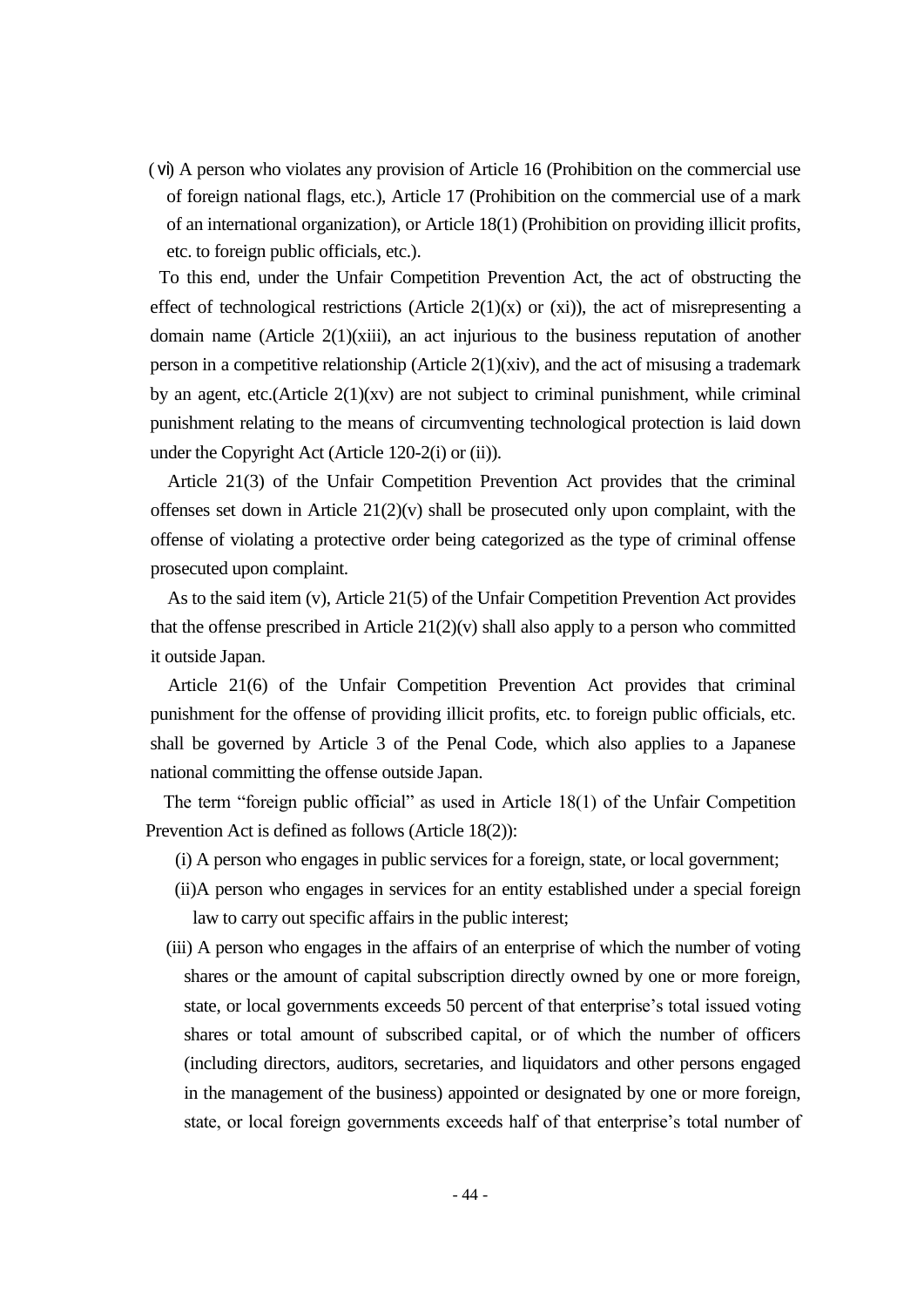(ⅵ) A person who violates any provision of Article 16 (Prohibition on the commercial use of foreign national flags, etc.), Article 17 (Prohibition on the commercial use of a mark of an international organization), or Article 18(1) (Prohibition on providing illicit profits, etc. to foreign public officials, etc.).

To this end, under the Unfair Competition Prevention Act, the act of obstructing the effect of technological restrictions (Article 2(1)(x) or (xi)), the act of misrepresenting a domain name (Article 2(1)(xiii), an act injurious to the business reputation of another person in a competitive relationship (Article 2(1)(xiv), and the act of misusing a trademark by an agent, etc.(Article 2(1)(xv) are not subject to criminal punishment, while criminal punishment relating to the means of circumventing technological protection is laid down under the Copyright Act (Article 120-2(i) or (ii)).

Article 21(3) of the Unfair Competition Prevention Act provides that the criminal offenses set down in Article 21(2)(v) shall be prosecuted only upon complaint, with the offense of violating a protective order being categorized as the type of criminal offense prosecuted upon complaint.

As to the said item (v), Article 21(5) of the Unfair Competition Prevention Act provides that the offense prescribed in Article 21(2)(v) shall also apply to a person who committed it outside Japan.

Article 21(6) of the Unfair Competition Prevention Act provides that criminal punishment for the offense of providing illicit profits, etc. to foreign public officials, etc. shall be governed by Article 3 of the Penal Code, which also applies to a Japanese national committing the offense outside Japan.

The term "foreign public official" as used in Article 18(1) of the Unfair Competition Prevention Act is defined as follows (Article 18(2)):

(i) A person who engages in public services for a foreign, state, or local government;

(ii)A person who engages in services for an entity established under a special foreign law to carry out specific affairs in the public interest;

(iii) A person who engages in the affairs of an enterprise of which the number of voting shares or the amount of capital subscription directly owned by one or more foreign, state, or local governments exceeds 50 percent of that enterprise's total issued voting shares or total amount of subscribed capital, or of which the number of officers (including directors, auditors, secretaries, and liquidators and other persons engaged in the management of the business) appointed or designated by one or more foreign, state, or local foreign governments exceeds half of that enterprise's total number of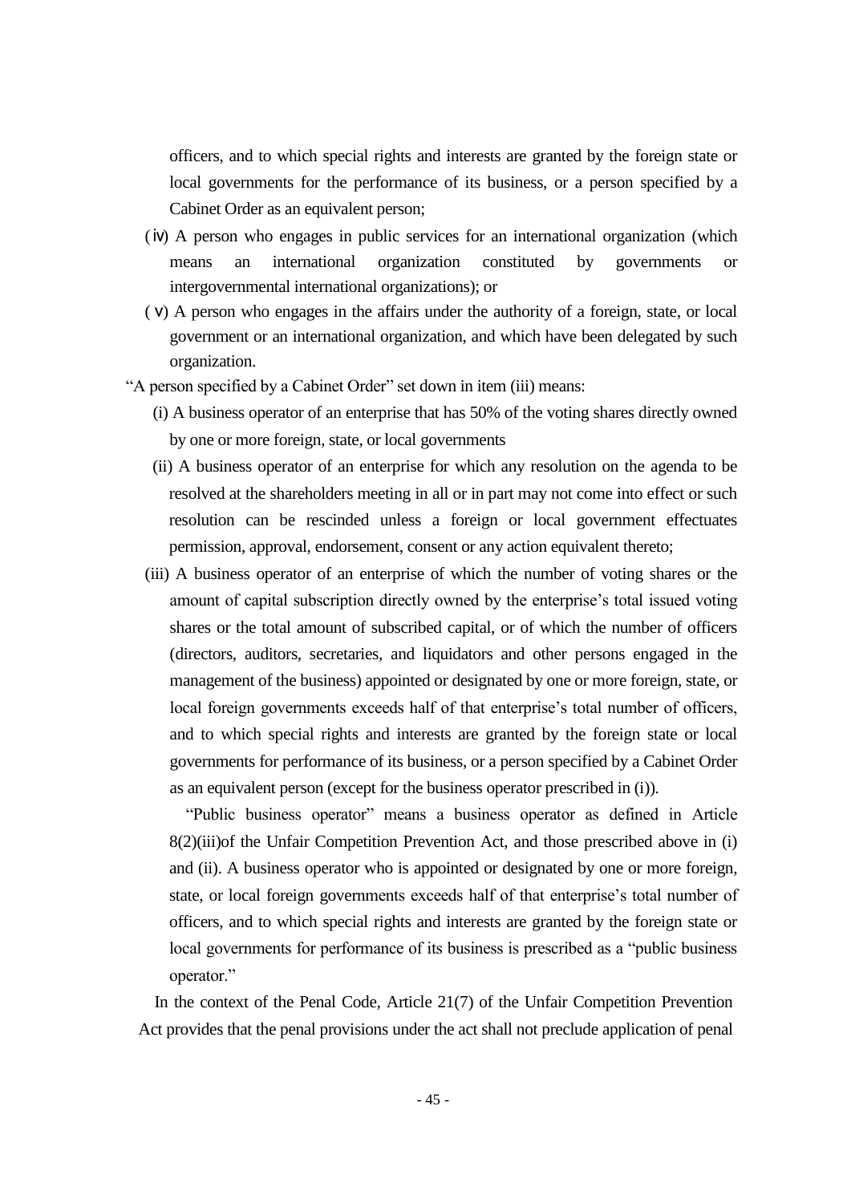officers, and to which special rights and interests are granted by the foreign state or local governments for the performance of its business, or a person specified by a Cabinet Order as an equivalent person;

(ⅳ) A person who engages in public services for an international organization (which means an international organization constituted by governments or intergovernmental international organizations); or

(ⅴ) A person who engages in the affairs under the authority of a foreign, state, or local government or an international organization, and which have been delegated by such organization.

"A person specified by a Cabinet Order" set down in item (iii) means:

(i) A business operator of an enterprise that has 50% of the voting shares directly owned by one or more foreign, state, or local governments

(ii) A business operator of an enterprise for which any resolution on the agenda to be resolved at the shareholders meeting in all or in part may not come into effect or such resolution can be rescinded unless a foreign or local government effectuates permission, approval, endorsement, consent or any action equivalent thereto;

(iii) A business operator of an enterprise of which the number of voting shares or the amount of capital subscription directly owned by the enterprise's total issued voting shares or the total amount of subscribed capital, or of which the number of officers (directors, auditors, secretaries, and liquidators and other persons engaged in the management of the business) appointed or designated by one or more foreign, state, or local foreign governments exceeds half of that enterprise's total number of officers, and to which special rights and interests are granted by the foreign state or local governments for performance of its business, or a person specified by a Cabinet Order as an equivalent person (except for the business operator prescribed in (i)).

"Public business operator" means a business operator as defined in Article 8(2)(iii)of the Unfair Competition Prevention Act, and those prescribed above in (i) and (ii). A business operator who is appointed or designated by one or more foreign, state, or local foreign governments exceeds half of that enterprise's total number of officers, and to which special rights and interests are granted by the foreign state or local governments for performance of its business is prescribed as a "public business operator."

In the context of the Penal Code, Article 21(7) of the Unfair Competition Prevention Act provides that the penal provisions under the act shall not preclude application of penal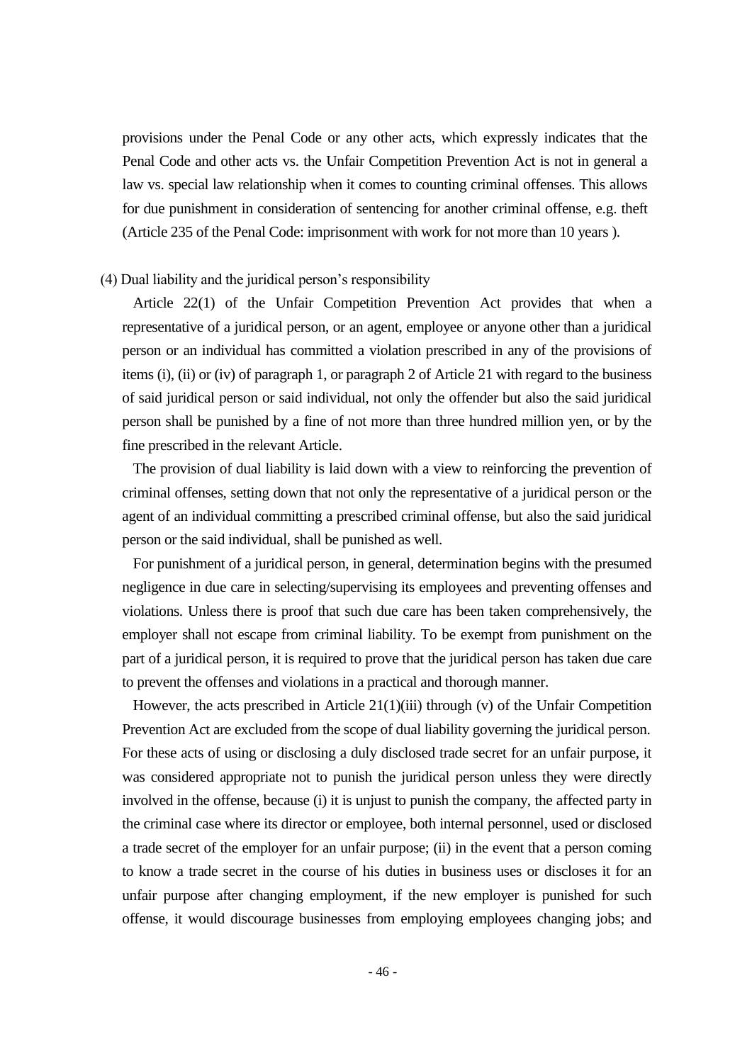provisions under the Penal Code or any other acts, which expressly indicates that the Penal Code and other acts vs. the Unfair Competition Prevention Act is not in general a law vs. special law relationship when it comes to counting criminal offenses. This allows for due punishment in consideration of sentencing for another criminal offense, e.g. theft (Article 235 of the Penal Code: imprisonment with work for not more than 10 years ).

(4) Dual liability and the juridical person's responsibility

Article 22(1) of the Unfair Competition Prevention Act provides that when a representative of a juridical person, or an agent, employee or anyone other than a juridical person or an individual has committed a violation prescribed in any of the provisions of items (i), (ii) or (iv) of paragraph 1, or paragraph 2 of Article 21 with regard to the business of said juridical person or said individual, not only the offender but also the said juridical person shall be punished by a fine of not more than three hundred million yen, or by the fine prescribed in the relevant Article.

The provision of dual liability is laid down with a view to reinforcing the prevention of criminal offenses, setting down that not only the representative of a juridical person or the agent of an individual committing a prescribed criminal offense, but also the said juridical person or the said individual, shall be punished as well.

For punishment of a juridical person, in general, determination begins with the presumed negligence in due care in selecting/supervising its employees and preventing offenses and violations. Unless there is proof that such due care has been taken comprehensively, the employer shall not escape from criminal liability. To be exempt from punishment on the part of a juridical person, it is required to prove that the juridical person has taken due care to prevent the offenses and violations in a practical and thorough manner.

However, the acts prescribed in Article 21(1)(iii) through (v) of the Unfair Competition Prevention Act are excluded from the scope of dual liability governing the juridical person. For these acts of using or disclosing a duly disclosed trade secret for an unfair purpose, it was considered appropriate not to punish the juridical person unless they were directly involved in the offense, because (i) it is unjust to punish the company, the affected party in the criminal case where its director or employee, both internal personnel, used or disclosed a trade secret of the employer for an unfair purpose; (ii) in the event that a person coming to know a trade secret in the course of his duties in business uses or discloses it for an unfair purpose after changing employment, if the new employer is punished for such offense, it would discourage businesses from employing employees changing jobs; and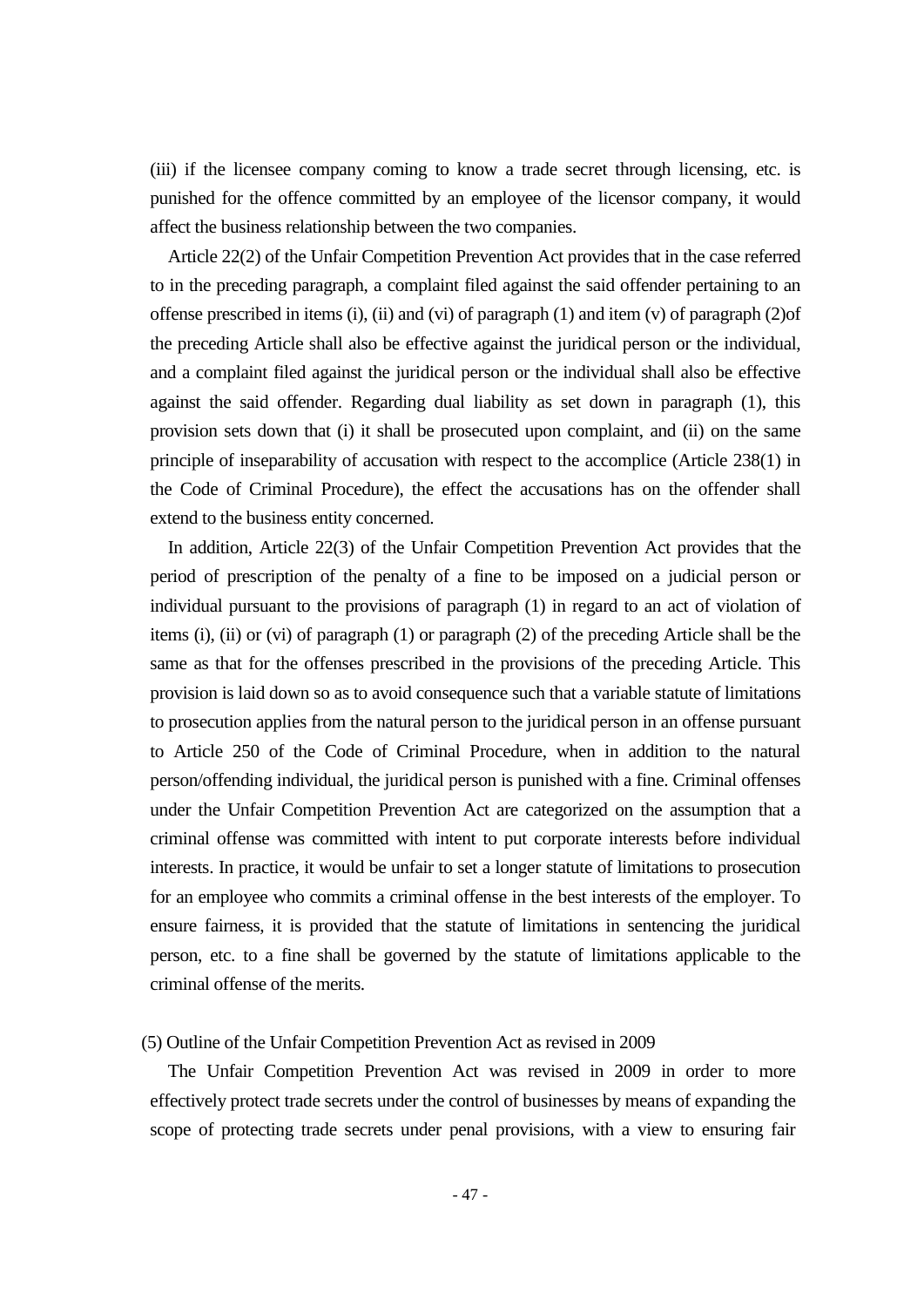(iii) if the licensee company coming to know a trade secret through licensing, etc. is punished for the offence committed by an employee of the licensor company, it would affect the business relationship between the two companies.

Article 22(2) of the Unfair Competition Prevention Act provides that in the case referred to in the preceding paragraph, a complaint filed against the said offender pertaining to an offense prescribed in items (i), (ii) and (vi) of paragraph (1) and item (v) of paragraph (2)of the preceding Article shall also be effective against the juridical person or the individual, and a complaint filed against the juridical person or the individual shall also be effective against the said offender. Regarding dual liability as set down in paragraph (1), this provision sets down that (i) it shall be prosecuted upon complaint, and (ii) on the same principle of inseparability of accusation with respect to the accomplice (Article 238(1) in the Code of Criminal Procedure), the effect the accusations has on the offender shall extend to the business entity concerned.

In addition, Article 22(3) of the Unfair Competition Prevention Act provides that the period of prescription of the penalty of a fine to be imposed on a judicial person or individual pursuant to the provisions of paragraph (1) in regard to an act of violation of items (i), (ii) or (vi) of paragraph (1) or paragraph (2) of the preceding Article shall be the same as that for the offenses prescribed in the provisions of the preceding Article. This provision is laid down so as to avoid consequence such that a variable statute of limitations to prosecution applies from the natural person to the juridical person in an offense pursuant to Article 250 of the Code of Criminal Procedure, when in addition to the natural person/offending individual, the juridical person is punished with a fine. Criminal offenses under the Unfair Competition Prevention Act are categorized on the assumption that a criminal offense was committed with intent to put corporate interests before individual interests. In practice, it would be unfair to set a longer statute of limitations to prosecution for an employee who commits a criminal offense in the best interests of the employer. To ensure fairness, it is provided that the statute of limitations in sentencing the juridical person, etc. to a fine shall be governed by the statute of limitations applicable to the criminal offense of the merits.

(5) Outline of the Unfair Competition Prevention Act as revised in 2009

The Unfair Competition Prevention Act was revised in 2009 in order to more effectively protect trade secrets under the control of businesses by means of expanding the scope of protecting trade secrets under penal provisions, with a view to ensuring fair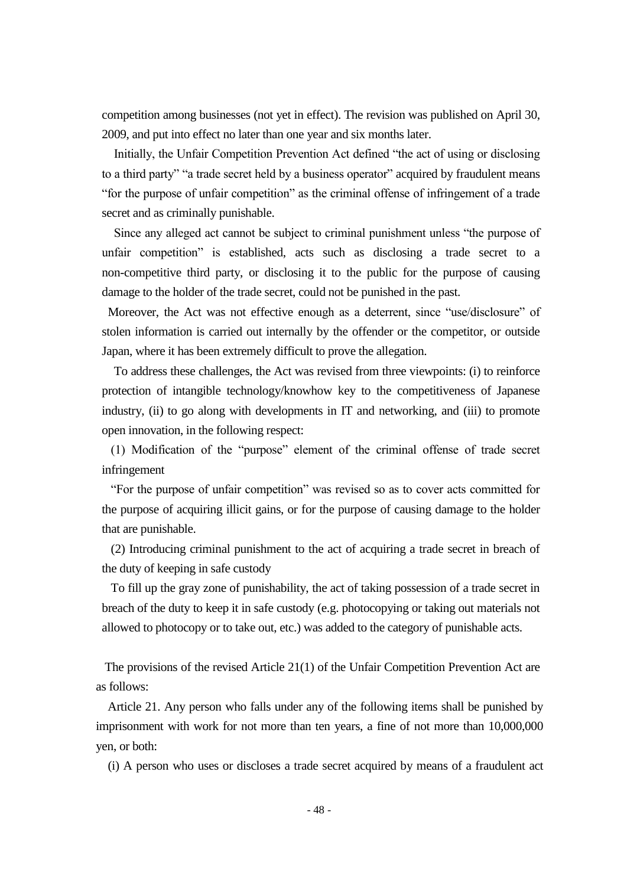competition among businesses (not yet in effect). The revision was published on April 30, 2009, and put into effect no later than one year and six months later.

Initially, the Unfair Competition Prevention Act defined "the act of using or disclosing to a third party" "a trade secret held by a business operator" acquired by fraudulent means "for the purpose of unfair competition" as the criminal offense of infringement of a trade secret and as criminally punishable.

Since any alleged act cannot be subject to criminal punishment unless "the purpose of unfair competition" is established, acts such as disclosing a trade secret to a non-competitive third party, or disclosing it to the public for the purpose of causing damage to the holder of the trade secret, could not be punished in the past.

Moreover, the Act was not effective enough as a deterrent, since "use/disclosure" of stolen information is carried out internally by the offender or the competitor, or outside Japan, where it has been extremely difficult to prove the allegation.

To address these challenges, the Act was revised from three viewpoints: (i) to reinforce protection of intangible technology/knowhow key to the competitiveness of Japanese industry, (ii) to go along with developments in IT and networking, and (iii) to promote open innovation, in the following respect:

(1) Modification of the "purpose" element of the criminal offense of trade secret infringement

"For the purpose of unfair competition" was revised so as to cover acts committed for the purpose of acquiring illicit gains, or for the purpose of causing damage to the holder that are punishable.

(2) Introducing criminal punishment to the act of acquiring a trade secret in breach of the duty of keeping in safe custody

To fill up the gray zone of punishability, the act of taking possession of a trade secret in breach of the duty to keep it in safe custody (e.g. photocopying or taking out materials not allowed to photocopy or to take out, etc.) was added to the category of punishable acts.

The provisions of the revised Article 21(1) of the Unfair Competition Prevention Act are as follows:

Article 21. Any person who falls under any of the following items shall be punished by imprisonment with work for not more than ten years, a fine of not more than 10,000,000 yen, or both:

(i) A person who uses or discloses a trade secret acquired by means of a fraudulent act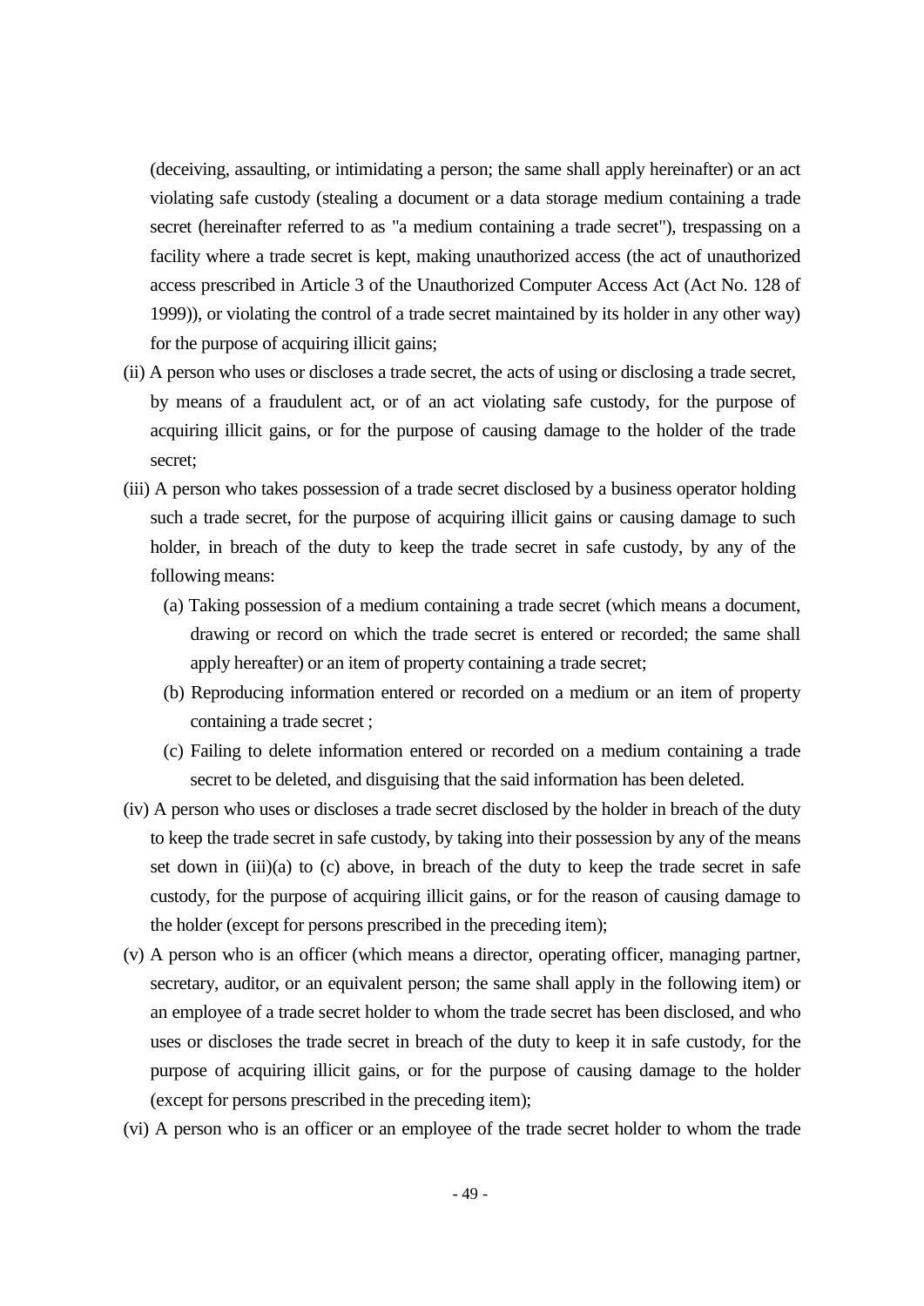(deceiving, assaulting, or intimidating a person; the same shall apply hereinafter) or an act violating safe custody (stealing a document or a data storage medium containing a trade secret (hereinafter referred to as "a medium containing a trade secret"), trespassing on a facility where a trade secret is kept, making unauthorized access (the act of unauthorized access prescribed in Article 3 of the Unauthorized Computer Access Act (Act No. 128 of 1999)), or violating the control of a trade secret maintained by its holder in any other way) for the purpose of acquiring illicit gains;

(ii) A person who uses or discloses a trade secret, the acts of using or disclosing a trade secret, by means of a fraudulent act, or of an act violating safe custody, for the purpose of acquiring illicit gains, or for the purpose of causing damage to the holder of the trade secret;

(iii) A person who takes possession of a trade secret disclosed by a business operator holding such a trade secret, for the purpose of acquiring illicit gains or causing damage to such holder, in breach of the duty to keep the trade secret in safe custody, by any of the following means:

(a) Taking possession of a medium containing a trade secret (which means a document, drawing or record on which the trade secret is entered or recorded; the same shall apply hereafter) or an item of property containing a trade secret;

(b) Reproducing information entered or recorded on a medium or an item of property containing a trade secret ;

(c) Failing to delete information entered or recorded on a medium containing a trade secret to be deleted, and disguising that the said information has been deleted.

(iv) A person who uses or discloses a trade secret disclosed by the holder in breach of the duty to keep the trade secret in safe custody, by taking into their possession by any of the means set down in (iii)(a) to (c) above, in breach of the duty to keep the trade secret in safe custody, for the purpose of acquiring illicit gains, or for the reason of causing damage to the holder (except for persons prescribed in the preceding item);

(v) A person who is an officer (which means a director, operating officer, managing partner, secretary, auditor, or an equivalent person; the same shall apply in the following item) or an employee of a trade secret holder to whom the trade secret has been disclosed, and who uses or discloses the trade secret in breach of the duty to keep it in safe custody, for the purpose of acquiring illicit gains, or for the purpose of causing damage to the holder (except for persons prescribed in the preceding item);

(vi) A person who is an officer or an employee of the trade secret holder to whom the trade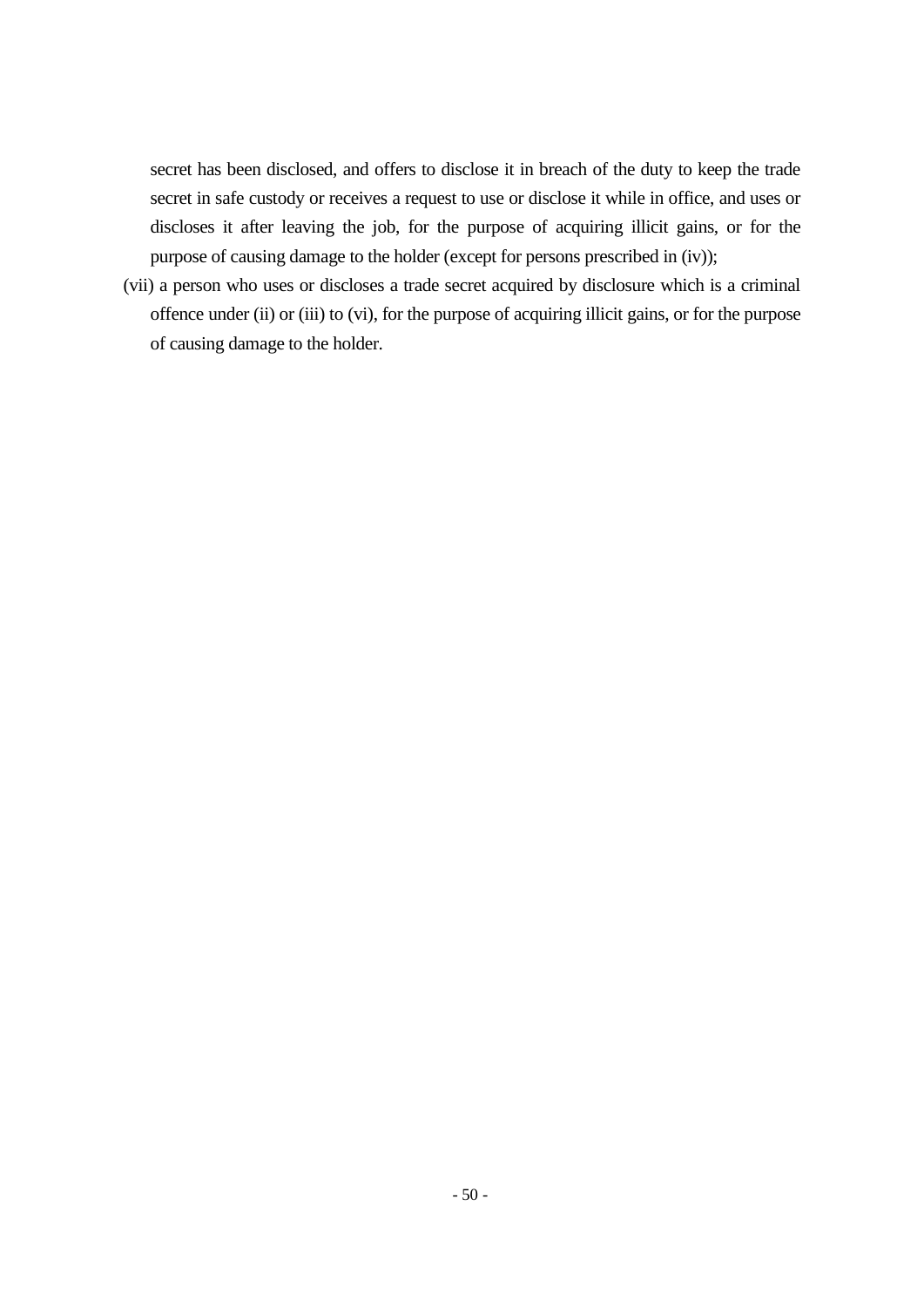secret has been disclosed, and offers to disclose it in breach of the duty to keep the trade secret in safe custody or receives a request to use or disclose it while in office, and uses or discloses it after leaving the job, for the purpose of acquiring illicit gains, or for the purpose of causing damage to the holder (except for persons prescribed in (iv));

(vii) a person who uses or discloses a trade secret acquired by disclosure which is a criminal offence under (ii) or (iii) to (vi), for the purpose of acquiring illicit gains, or for the purpose of causing damage to the holder.